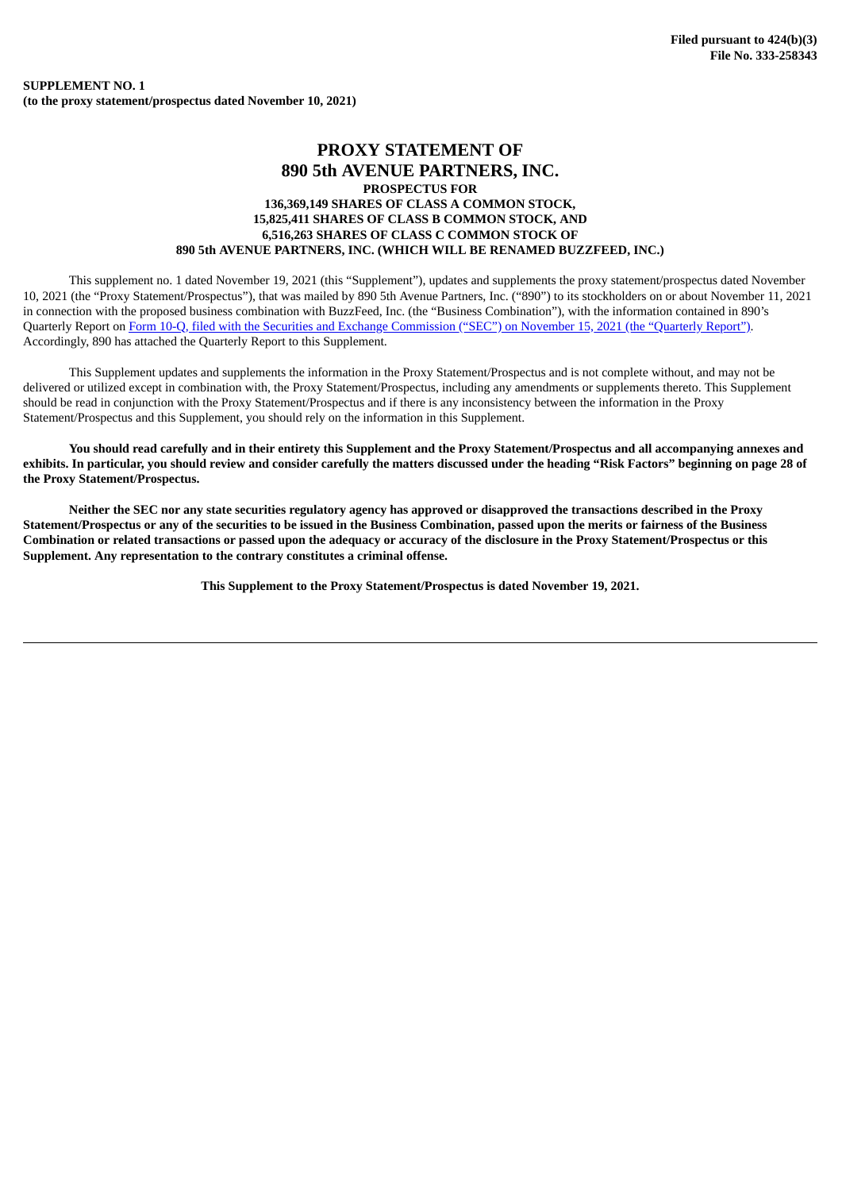**Filed pursuant to 424(b)(3)**
**File No. 333-258343**

**SUPPLEMENT NO. 1**
**(to the proxy statement/prospectus dated November 10, 2021)**

# PROXY STATEMENT OF
# 890 5th AVENUE PARTNERS, INC.

**PROSPECTUS FOR**
**136,369,149 SHARES OF CLASS A COMMON STOCK,**
**15,825,411 SHARES OF CLASS B COMMON STOCK, AND**
**6,516,263 SHARES OF CLASS C COMMON STOCK OF**
**890 5th AVENUE PARTNERS, INC. (WHICH WILL BE RENAMED BUZZFEED, INC.)**

This supplement no. 1 dated November 19, 2021 (this "Supplement"), updates and supplements the proxy statement/prospectus dated November 10, 2021 (the "Proxy Statement/Prospectus"), that was mailed by 890 5th Avenue Partners, Inc. ("890") to its stockholders on or about November 11, 2021 in connection with the proposed business combination with BuzzFeed, Inc. (the "Business Combination"), with the information contained in 890's Quarterly Report on Form 10-Q, filed with the Securities and Exchange Commission ("SEC") on November 15, 2021 (the "Quarterly Report"). Accordingly, 890 has attached the Quarterly Report to this Supplement.

This Supplement updates and supplements the information in the Proxy Statement/Prospectus and is not complete without, and may not be delivered or utilized except in combination with, the Proxy Statement/Prospectus, including any amendments or supplements thereto. This Supplement should be read in conjunction with the Proxy Statement/Prospectus and if there is any inconsistency between the information in the Proxy Statement/Prospectus and this Supplement, you should rely on the information in this Supplement.

**You should read carefully and in their entirety this Supplement and the Proxy Statement/Prospectus and all accompanying annexes and exhibits. In particular, you should review and consider carefully the matters discussed under the heading "Risk Factors" beginning on page 28 of the Proxy Statement/Prospectus.**

**Neither the SEC nor any state securities regulatory agency has approved or disapproved the transactions described in the Proxy Statement/Prospectus or any of the securities to be issued in the Business Combination, passed upon the merits or fairness of the Business Combination or related transactions or passed upon the adequacy or accuracy of the disclosure in the Proxy Statement/Prospectus or this Supplement. Any representation to the contrary constitutes a criminal offense.**

**This Supplement to the Proxy Statement/Prospectus is dated November 19, 2021.**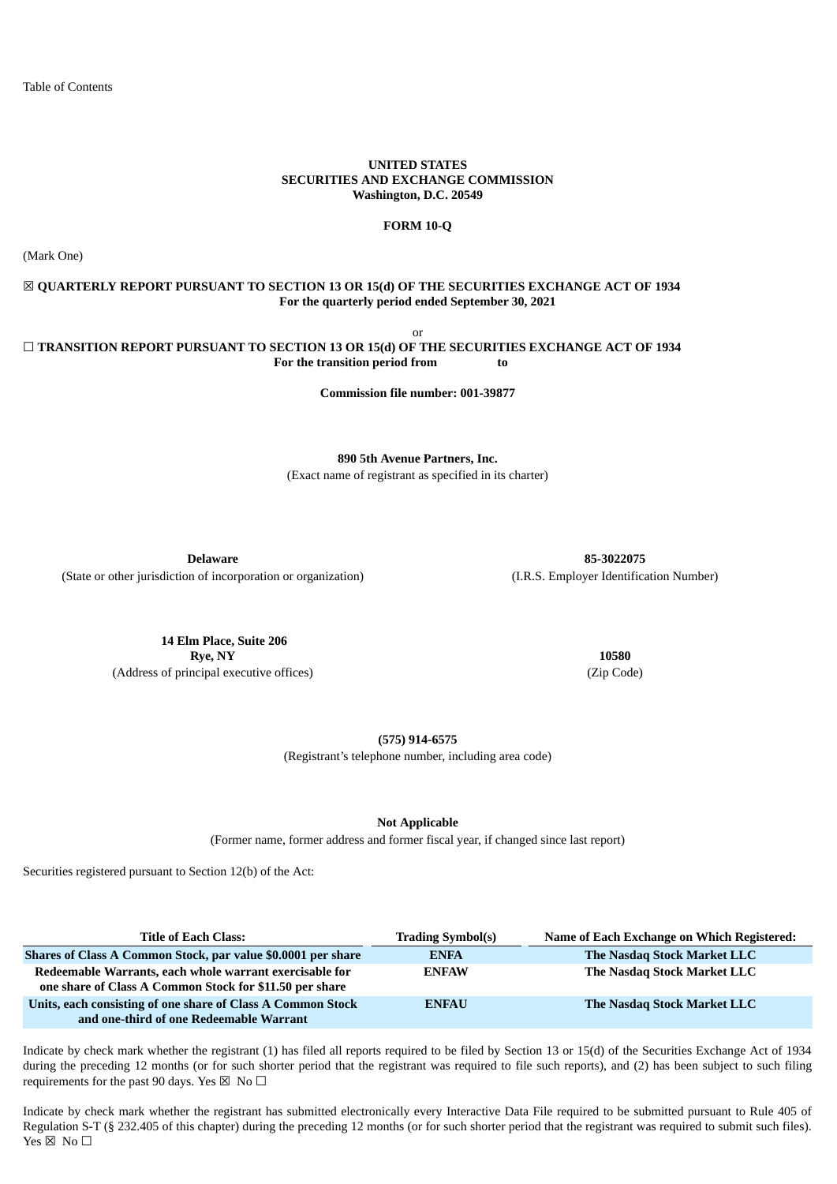Table of Contents

**UNITED STATES**
**SECURITIES AND EXCHANGE COMMISSION**
**Washington, D.C. 20549**

**FORM 10-Q**

(Mark One)

☒ **QUARTERLY REPORT PURSUANT TO SECTION 13 OR 15(d) OF THE SECURITIES EXCHANGE ACT OF 1934**
**For the quarterly period ended September 30, 2021**

or

☐ **TRANSITION REPORT PURSUANT TO SECTION 13 OR 15(d) OF THE SECURITIES EXCHANGE ACT OF 1934**
**For the transition period from to**

**Commission file number: 001-39877**

**890 5th Avenue Partners, Inc.**
(Exact name of registrant as specified in its charter)

| | |
|---|---|
| **Delaware** | **85-3022075** |
| (State or other jurisdiction of incorporation or organization) | (I.R.S. Employer Identification Number) |

| | |
|---|---|
| **14 Elm Place, Suite 206** **Rye, NY** | **10580** |
| (Address of principal executive offices) | (Zip Code) |

**(575) 914-6575**
(Registrant's telephone number, including area code)

**Not Applicable**
(Former name, former address and former fiscal year, if changed since last report)

Securities registered pursuant to Section 12(b) of the Act:

| Title of Each Class: | Trading Symbol(s) | Name of Each Exchange on Which Registered: |
|---|---|---|
| **Shares of Class A Common Stock, par value $0.0001 per share** | **ENFA** | **The Nasdaq Stock Market LLC** |
| **Redeemable Warrants, each whole warrant exercisable for one share of Class A Common Stock for $11.50 per share** | **ENFAW** | **The Nasdaq Stock Market LLC** |
| **Units, each consisting of one share of Class A Common Stock and one-third of one Redeemable Warrant** | **ENFAU** | **The Nasdaq Stock Market LLC** |

Indicate by check mark whether the registrant (1) has filed all reports required to be filed by Section 13 or 15(d) of the Securities Exchange Act of 1934 during the preceding 12 months (or for such shorter period that the registrant was required to file such reports), and (2) has been subject to such filing requirements for the past 90 days. Yes ☒ No ☐

Indicate by check mark whether the registrant has submitted electronically every Interactive Data File required to be submitted pursuant to Rule 405 of Regulation S-T (§ 232.405 of this chapter) during the preceding 12 months (or for such shorter period that the registrant was required to submit such files). Yes ☒ No ☐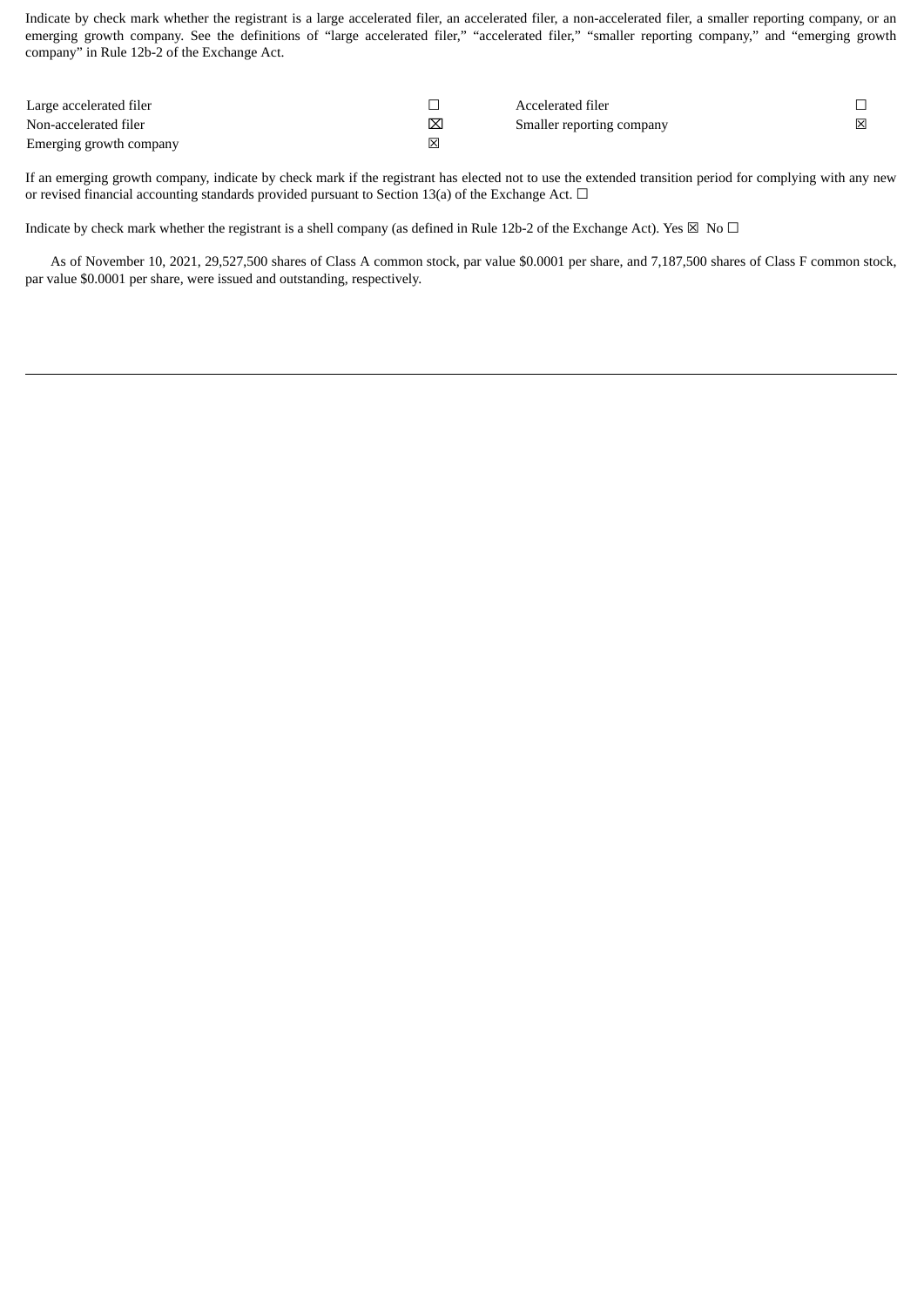Indicate by check mark whether the registrant is a large accelerated filer, an accelerated filer, a non-accelerated filer, a smaller reporting company, or an emerging growth company. See the definitions of "large accelerated filer," "accelerated filer," "smaller reporting company," and "emerging growth company" in Rule 12b-2 of the Exchange Act.

| | | | |
|---|---|---|---|
| Large accelerated filer | ☐ | Accelerated filer | ☐ |
| Non-accelerated filer | ☒ | Smaller reporting company | ☒ |
| Emerging growth company | ☒ | | |

If an emerging growth company, indicate by check mark if the registrant has elected not to use the extended transition period for complying with any new or revised financial accounting standards provided pursuant to Section 13(a) of the Exchange Act. ☐

Indicate by check mark whether the registrant is a shell company (as defined in Rule 12b-2 of the Exchange Act). Yes ☒ No ☐

As of November 10, 2021, 29,527,500 shares of Class A common stock, par value $0.0001 per share, and 7,187,500 shares of Class F common stock, par value $0.0001 per share, were issued and outstanding, respectively.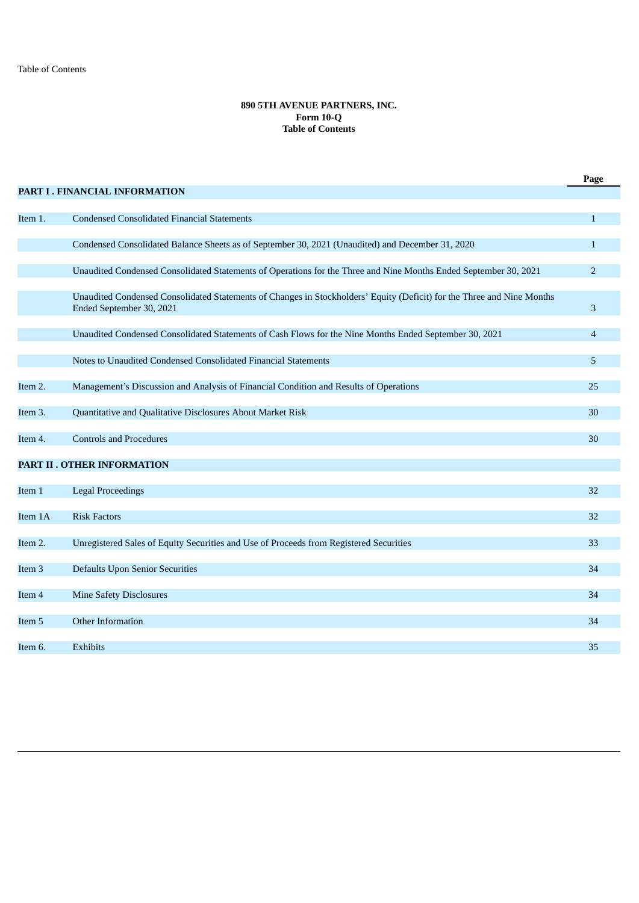**890 5TH AVENUE PARTNERS, INC.**
**Form 10-Q**
**Table of Contents**

| | | Page |
|---|---|---|
| **PART I . FINANCIAL INFORMATION** | | |
| Item 1. | Condensed Consolidated Financial Statements | 1 |
| | Condensed Consolidated Balance Sheets as of September 30, 2021 (Unaudited) and December 31, 2020 | 1 |
| | Unaudited Condensed Consolidated Statements of Operations for the Three and Nine Months Ended September 30, 2021 | 2 |
| | Unaudited Condensed Consolidated Statements of Changes in Stockholders' Equity (Deficit) for the Three and Nine Months Ended September 30, 2021 | 3 |
| | Unaudited Condensed Consolidated Statements of Cash Flows for the Nine Months Ended September 30, 2021 | 4 |
| | Notes to Unaudited Condensed Consolidated Financial Statements | 5 |
| Item 2. | Management's Discussion and Analysis of Financial Condition and Results of Operations | 25 |
| Item 3. | Quantitative and Qualitative Disclosures About Market Risk | 30 |
| Item 4. | Controls and Procedures | 30 |
| **PART II . OTHER INFORMATION** | | |
| Item 1 | Legal Proceedings | 32 |
| Item 1A | Risk Factors | 32 |
| Item 2. | Unregistered Sales of Equity Securities and Use of Proceeds from Registered Securities | 33 |
| Item 3 | Defaults Upon Senior Securities | 34 |
| Item 4 | Mine Safety Disclosures | 34 |
| Item 5 | Other Information | 34 |
| Item 6. | Exhibits | 35 |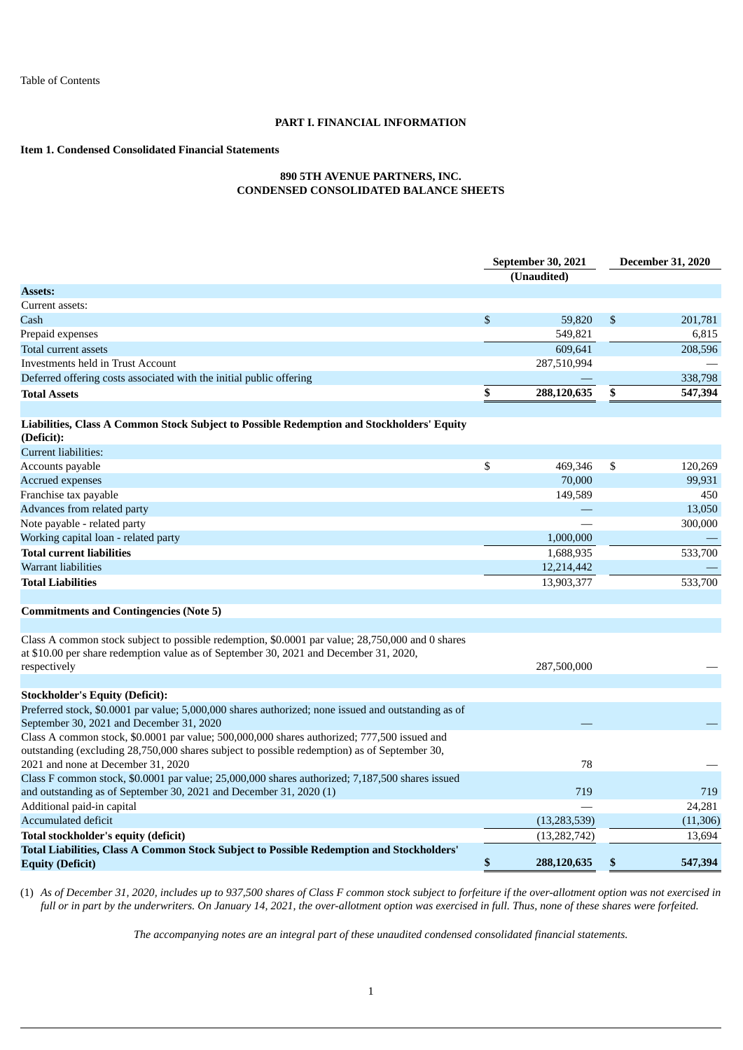Table of Contents

# PART I. FINANCIAL INFORMATION

## Item 1. Condensed Consolidated Financial Statements

### 890 5TH AVENUE PARTNERS, INC.
### CONDENSED CONSOLIDATED BALANCE SHEETS

| | September 30, 2021 (Unaudited) | December 31, 2020 |
|---|---|---|
| **Assets:** | | |
| Current assets: | | |
| Cash | $ 59,820 | $ 201,781 |
| Prepaid expenses | 549,821 | 6,815 |
| Total current assets | 609,641 | 208,596 |
| Investments held in Trust Account | 287,510,994 | — |
| Deferred offering costs associated with the initial public offering | — | 338,798 |
| **Total Assets** | **$ 288,120,635** | **$ 547,394** |
| | | |
| **Liabilities, Class A Common Stock Subject to Possible Redemption and Stockholders' Equity (Deficit):** | | |
| Current liabilities: | | |
| Accounts payable | $ 469,346 | $ 120,269 |
| Accrued expenses | 70,000 | 99,931 |
| Franchise tax payable | 149,589 | 450 |
| Advances from related party | — | 13,050 |
| Note payable - related party | — | 300,000 |
| Working capital loan - related party | 1,000,000 | — |
| **Total current liabilities** | 1,688,935 | 533,700 |
| Warrant liabilities | 12,214,442 | — |
| **Total Liabilities** | 13,903,377 | 533,700 |
| | | |
| **Commitments and Contingencies (Note 5)** | | |
| | | |
| Class A common stock subject to possible redemption, $0.0001 par value; 28,750,000 and 0 shares at $10.00 per share redemption value as of September 30, 2021 and December 31, 2020, respectively | 287,500,000 | — |
| | | |
| **Stockholder's Equity (Deficit):** | | |
| Preferred stock, $0.0001 par value; 5,000,000 shares authorized; none issued and outstanding as of September 30, 2021 and December 31, 2020 | — | — |
| Class A common stock, $0.0001 par value; 500,000,000 shares authorized; 777,500 issued and outstanding (excluding 28,750,000 shares subject to possible redemption) as of September 30, 2021 and none at December 31, 2020 | 78 | — |
| Class F common stock, $0.0001 par value; 25,000,000 shares authorized; 7,187,500 shares issued and outstanding as of September 30, 2021 and December 31, 2020 (1) | 719 | 719 |
| Additional paid-in capital | — | 24,281 |
| Accumulated deficit | (13,283,539) | (11,306) |
| **Total stockholder's equity (deficit)** | (13,282,742) | 13,694 |
| **Total Liabilities, Class A Common Stock Subject to Possible Redemption and Stockholders' Equity (Deficit)** | **$ 288,120,635** | **$ 547,394** |

(1) *As of December 31, 2020, includes up to 937,500 shares of Class F common stock subject to forfeiture if the over-allotment option was not exercised in full or in part by the underwriters. On January 14, 2021, the over-allotment option was exercised in full. Thus, none of these shares were forfeited.*

*The accompanying notes are an integral part of these unaudited condensed consolidated financial statements.*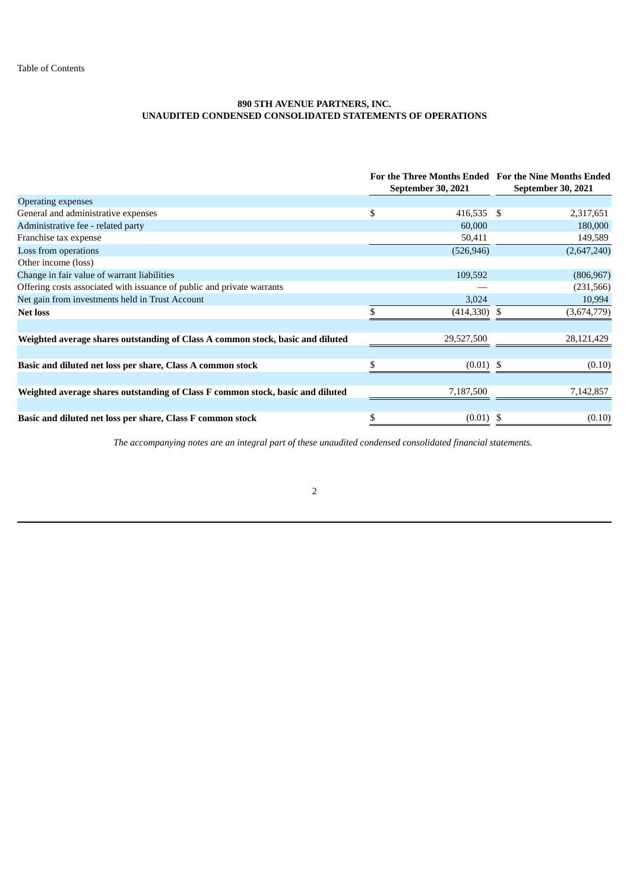Table of Contents

**890 5TH AVENUE PARTNERS, INC.**
**UNAUDITED CONDENSED CONSOLIDATED STATEMENTS OF OPERATIONS**

| | For the Three Months Ended September 30, 2021 | For the Nine Months Ended September 30, 2021 |
|---|---|---|
| Operating expenses | | |
| General and administrative expenses | $ 416,535 | $ 2,317,651 |
| Administrative fee - related party | 60,000 | 180,000 |
| Franchise tax expense | 50,411 | 149,589 |
| Loss from operations | (526,946) | (2,647,240) |
| Other income (loss) | | |
| Change in fair value of warrant liabilities | 109,592 | (806,967) |
| Offering costs associated with issuance of public and private warrants | — | (231,566) |
| Net gain from investments held in Trust Account | 3,024 | 10,994 |
| **Net loss** | $ (414,330) | $ (3,674,779) |
| | | |
| **Weighted average shares outstanding of Class A common stock, basic and diluted** | 29,527,500 | 28,121,429 |
| | | |
| **Basic and diluted net loss per share, Class A common stock** | $ (0.01) | $ (0.10) |
| | | |
| **Weighted average shares outstanding of Class F common stock, basic and diluted** | 7,187,500 | 7,142,857 |
| | | |
| **Basic and diluted net loss per share, Class F common stock** | $ (0.01) | $ (0.10) |

*The accompanying notes are an integral part of these unaudited condensed consolidated financial statements.*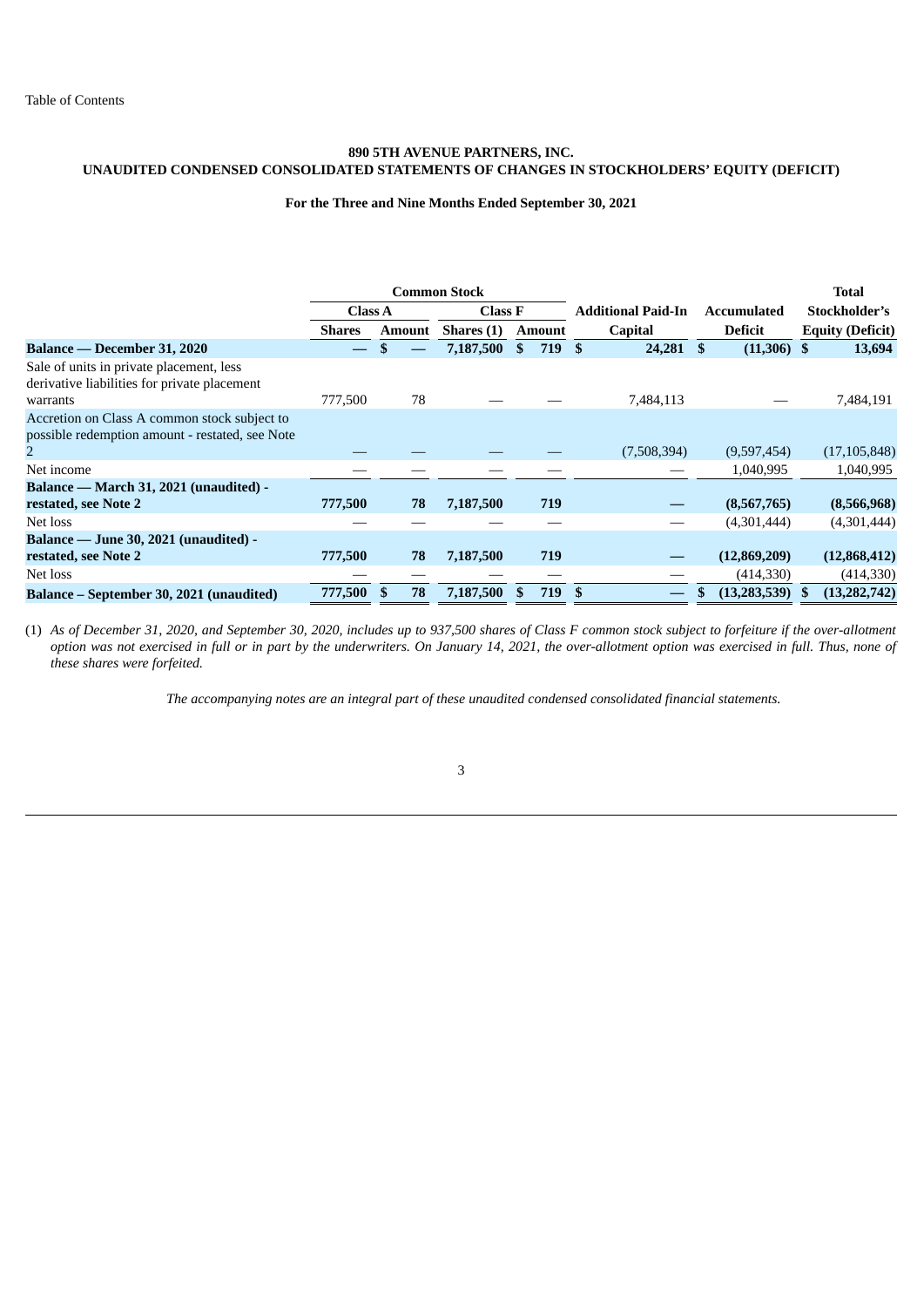**890 5TH AVENUE PARTNERS, INC.**
**UNAUDITED CONDENSED CONSOLIDATED STATEMENTS OF CHANGES IN STOCKHOLDERS' EQUITY (DEFICIT)**

**For the Three and Nine Months Ended September 30, 2021**

| | Common Stock | | | | | | |
|---|---|---|---|---|---|---|---|
| | Class A | | Class F | | Additional Paid-In | Accumulated | Total Stockholder's |
| | Shares | Amount | Shares (1) | Amount | Capital | Deficit | Equity (Deficit) |
| **Balance — December 31, 2020** | — | $ — | 7,187,500 | $ 719 | $ 24,281 | $ (11,306) | $ 13,694 |
| Sale of units in private placement, less derivative liabilities for private placement warrants | 777,500 | 78 | — | — | 7,484,113 | — | 7,484,191 |
| Accretion on Class A common stock subject to possible redemption amount - restated, see Note 2 | — | — | — | — | (7,508,394) | (9,597,454) | (17,105,848) |
| Net income | — | — | — | — | — | 1,040,995 | 1,040,995 |
| **Balance — March 31, 2021 (unaudited) - restated, see Note 2** | **777,500** | **78** | **7,187,500** | **719** | **—** | **(8,567,765)** | **(8,566,968)** |
| Net loss | — | — | — | — | — | (4,301,444) | (4,301,444) |
| **Balance — June 30, 2021 (unaudited) - restated, see Note 2** | **777,500** | **78** | **7,187,500** | **719** | **—** | **(12,869,209)** | **(12,868,412)** |
| Net loss | — | — | — | — | — | (414,330) | (414,330) |
| **Balance – September 30, 2021 (unaudited)** | **777,500** | **$ 78** | **7,187,500** | **$ 719** | **$ —** | **$ (13,283,539)** | **$ (13,282,742)** |

(1) *As of December 31, 2020, and September 30, 2020, includes up to 937,500 shares of Class F common stock subject to forfeiture if the over-allotment option was not exercised in full or in part by the underwriters. On January 14, 2021, the over-allotment option was exercised in full. Thus, none of these shares were forfeited.*

*The accompanying notes are an integral part of these unaudited condensed consolidated financial statements.*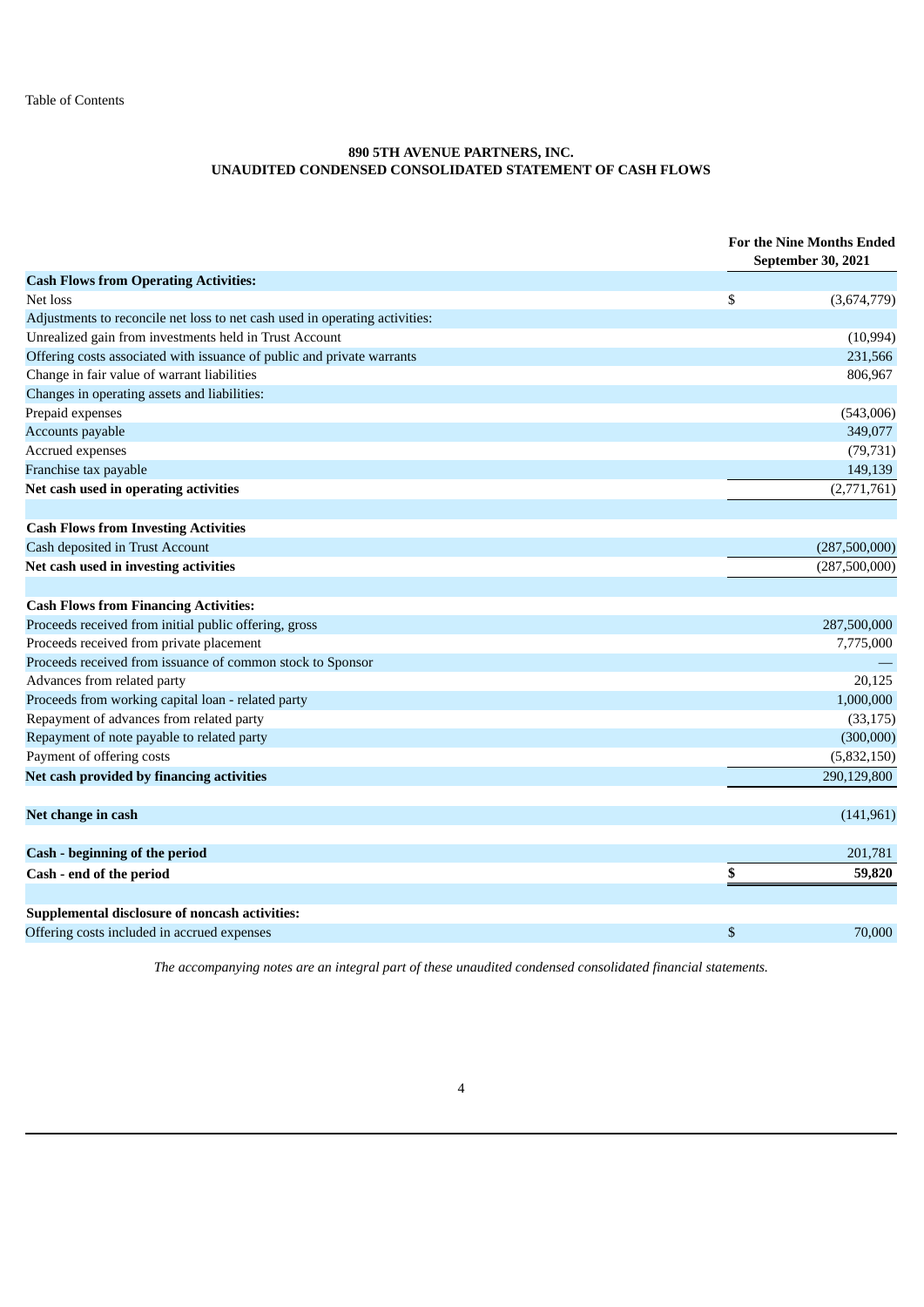Table of Contents

# 890 5TH AVENUE PARTNERS, INC.
## UNAUDITED CONDENSED CONSOLIDATED STATEMENT OF CASH FLOWS

| | For the Nine Months Ended September 30, 2021 |
|---|---|
| **Cash Flows from Operating Activities:** | |
| Net loss | $ (3,674,779) |
| Adjustments to reconcile net loss to net cash used in operating activities: | |
| Unrealized gain from investments held in Trust Account | (10,994) |
| Offering costs associated with issuance of public and private warrants | 231,566 |
| Change in fair value of warrant liabilities | 806,967 |
| Changes in operating assets and liabilities: | |
| Prepaid expenses | (543,006) |
| Accounts payable | 349,077 |
| Accrued expenses | (79,731) |
| Franchise tax payable | 149,139 |
| **Net cash used in operating activities** | (2,771,761) |
| | |
| **Cash Flows from Investing Activities** | |
| Cash deposited in Trust Account | (287,500,000) |
| **Net cash used in investing activities** | (287,500,000) |
| | |
| **Cash Flows from Financing Activities:** | |
| Proceeds received from initial public offering, gross | 287,500,000 |
| Proceeds received from private placement | 7,775,000 |
| Proceeds received from issuance of common stock to Sponsor | — |
| Advances from related party | 20,125 |
| Proceeds from working capital loan - related party | 1,000,000 |
| Repayment of advances from related party | (33,175) |
| Repayment of note payable to related party | (300,000) |
| Payment of offering costs | (5,832,150) |
| **Net cash provided by financing activities** | 290,129,800 |
| | |
| **Net change in cash** | (141,961) |
| | |
| **Cash - beginning of the period** | 201,781 |
| **Cash - end of the period** | **$ 59,820** |
| | |
| **Supplemental disclosure of noncash activities:** | |
| Offering costs included in accrued expenses | $ 70,000 |

*The accompanying notes are an integral part of these unaudited condensed consolidated financial statements.*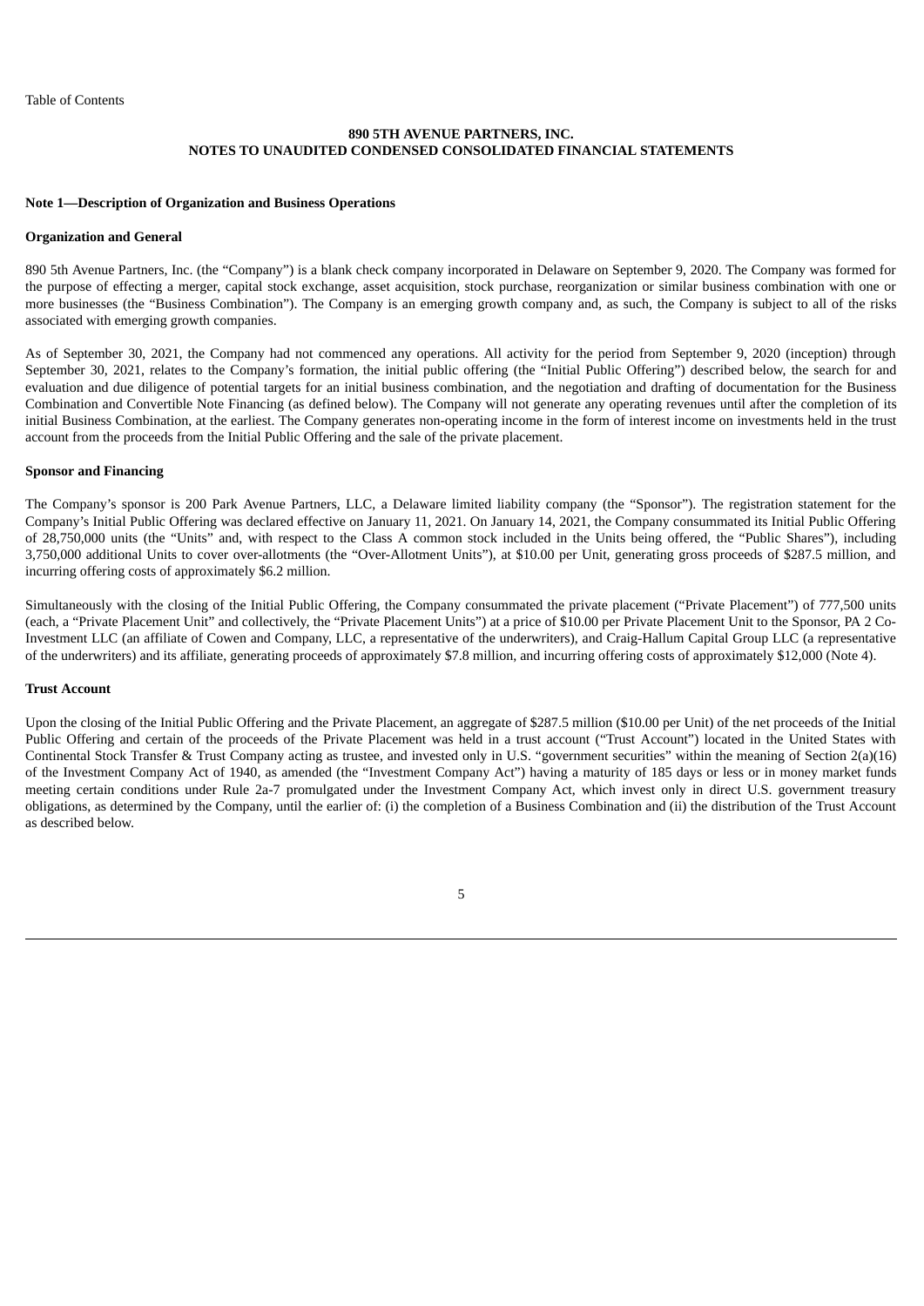**890 5TH AVENUE PARTNERS, INC.**
**NOTES TO UNAUDITED CONDENSED CONSOLIDATED FINANCIAL STATEMENTS**

**Note 1—Description of Organization and Business Operations**

**Organization and General**

890 5th Avenue Partners, Inc. (the "Company") is a blank check company incorporated in Delaware on September 9, 2020. The Company was formed for the purpose of effecting a merger, capital stock exchange, asset acquisition, stock purchase, reorganization or similar business combination with one or more businesses (the "Business Combination"). The Company is an emerging growth company and, as such, the Company is subject to all of the risks associated with emerging growth companies.

As of September 30, 2021, the Company had not commenced any operations. All activity for the period from September 9, 2020 (inception) through September 30, 2021, relates to the Company's formation, the initial public offering (the "Initial Public Offering") described below, the search for and evaluation and due diligence of potential targets for an initial business combination, and the negotiation and drafting of documentation for the Business Combination and Convertible Note Financing (as defined below). The Company will not generate any operating revenues until after the completion of its initial Business Combination, at the earliest. The Company generates non-operating income in the form of interest income on investments held in the trust account from the proceeds from the Initial Public Offering and the sale of the private placement.

**Sponsor and Financing**

The Company's sponsor is 200 Park Avenue Partners, LLC, a Delaware limited liability company (the "Sponsor"). The registration statement for the Company's Initial Public Offering was declared effective on January 11, 2021. On January 14, 2021, the Company consummated its Initial Public Offering of 28,750,000 units (the "Units" and, with respect to the Class A common stock included in the Units being offered, the "Public Shares"), including 3,750,000 additional Units to cover over-allotments (the "Over-Allotment Units"), at $10.00 per Unit, generating gross proceeds of $287.5 million, and incurring offering costs of approximately $6.2 million.

Simultaneously with the closing of the Initial Public Offering, the Company consummated the private placement ("Private Placement") of 777,500 units (each, a "Private Placement Unit" and collectively, the "Private Placement Units") at a price of $10.00 per Private Placement Unit to the Sponsor, PA 2 Co-Investment LLC (an affiliate of Cowen and Company, LLC, a representative of the underwriters), and Craig-Hallum Capital Group LLC (a representative of the underwriters) and its affiliate, generating proceeds of approximately $7.8 million, and incurring offering costs of approximately $12,000 (Note 4).

**Trust Account**

Upon the closing of the Initial Public Offering and the Private Placement, an aggregate of $287.5 million ($10.00 per Unit) of the net proceeds of the Initial Public Offering and certain of the proceeds of the Private Placement was held in a trust account ("Trust Account") located in the United States with Continental Stock Transfer & Trust Company acting as trustee, and invested only in U.S. "government securities" within the meaning of Section 2(a)(16) of the Investment Company Act of 1940, as amended (the "Investment Company Act") having a maturity of 185 days or less or in money market funds meeting certain conditions under Rule 2a-7 promulgated under the Investment Company Act, which invest only in direct U.S. government treasury obligations, as determined by the Company, until the earlier of: (i) the completion of a Business Combination and (ii) the distribution of the Trust Account as described below.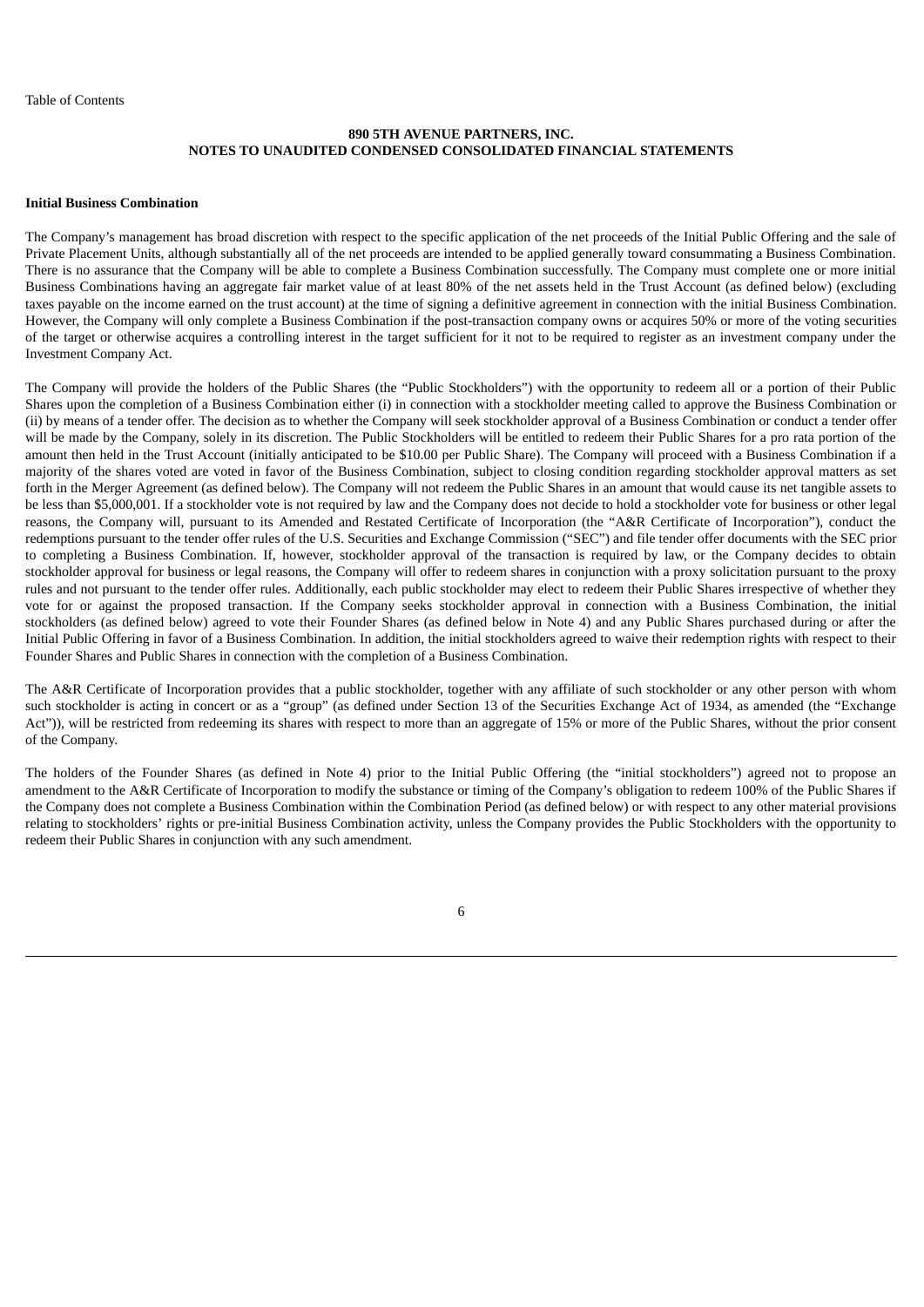**890 5TH AVENUE PARTNERS, INC.**
**NOTES TO UNAUDITED CONDENSED CONSOLIDATED FINANCIAL STATEMENTS**

**Initial Business Combination**

The Company's management has broad discretion with respect to the specific application of the net proceeds of the Initial Public Offering and the sale of Private Placement Units, although substantially all of the net proceeds are intended to be applied generally toward consummating a Business Combination. There is no assurance that the Company will be able to complete a Business Combination successfully. The Company must complete one or more initial Business Combinations having an aggregate fair market value of at least 80% of the net assets held in the Trust Account (as defined below) (excluding taxes payable on the income earned on the trust account) at the time of signing a definitive agreement in connection with the initial Business Combination. However, the Company will only complete a Business Combination if the post-transaction company owns or acquires 50% or more of the voting securities of the target or otherwise acquires a controlling interest in the target sufficient for it not to be required to register as an investment company under the Investment Company Act.

The Company will provide the holders of the Public Shares (the "Public Stockholders") with the opportunity to redeem all or a portion of their Public Shares upon the completion of a Business Combination either (i) in connection with a stockholder meeting called to approve the Business Combination or (ii) by means of a tender offer. The decision as to whether the Company will seek stockholder approval of a Business Combination or conduct a tender offer will be made by the Company, solely in its discretion. The Public Stockholders will be entitled to redeem their Public Shares for a pro rata portion of the amount then held in the Trust Account (initially anticipated to be $10.00 per Public Share). The Company will proceed with a Business Combination if a majority of the shares voted are voted in favor of the Business Combination, subject to closing condition regarding stockholder approval matters as set forth in the Merger Agreement (as defined below). The Company will not redeem the Public Shares in an amount that would cause its net tangible assets to be less than $5,000,001. If a stockholder vote is not required by law and the Company does not decide to hold a stockholder vote for business or other legal reasons, the Company will, pursuant to its Amended and Restated Certificate of Incorporation (the "A&R Certificate of Incorporation"), conduct the redemptions pursuant to the tender offer rules of the U.S. Securities and Exchange Commission ("SEC") and file tender offer documents with the SEC prior to completing a Business Combination. If, however, stockholder approval of the transaction is required by law, or the Company decides to obtain stockholder approval for business or legal reasons, the Company will offer to redeem shares in conjunction with a proxy solicitation pursuant to the proxy rules and not pursuant to the tender offer rules. Additionally, each public stockholder may elect to redeem their Public Shares irrespective of whether they vote for or against the proposed transaction. If the Company seeks stockholder approval in connection with a Business Combination, the initial stockholders (as defined below) agreed to vote their Founder Shares (as defined below in Note 4) and any Public Shares purchased during or after the Initial Public Offering in favor of a Business Combination. In addition, the initial stockholders agreed to waive their redemption rights with respect to their Founder Shares and Public Shares in connection with the completion of a Business Combination.

The A&R Certificate of Incorporation provides that a public stockholder, together with any affiliate of such stockholder or any other person with whom such stockholder is acting in concert or as a "group" (as defined under Section 13 of the Securities Exchange Act of 1934, as amended (the "Exchange Act")), will be restricted from redeeming its shares with respect to more than an aggregate of 15% or more of the Public Shares, without the prior consent of the Company.

The holders of the Founder Shares (as defined in Note 4) prior to the Initial Public Offering (the "initial stockholders") agreed not to propose an amendment to the A&R Certificate of Incorporation to modify the substance or timing of the Company's obligation to redeem 100% of the Public Shares if the Company does not complete a Business Combination within the Combination Period (as defined below) or with respect to any other material provisions relating to stockholders' rights or pre-initial Business Combination activity, unless the Company provides the Public Stockholders with the opportunity to redeem their Public Shares in conjunction with any such amendment.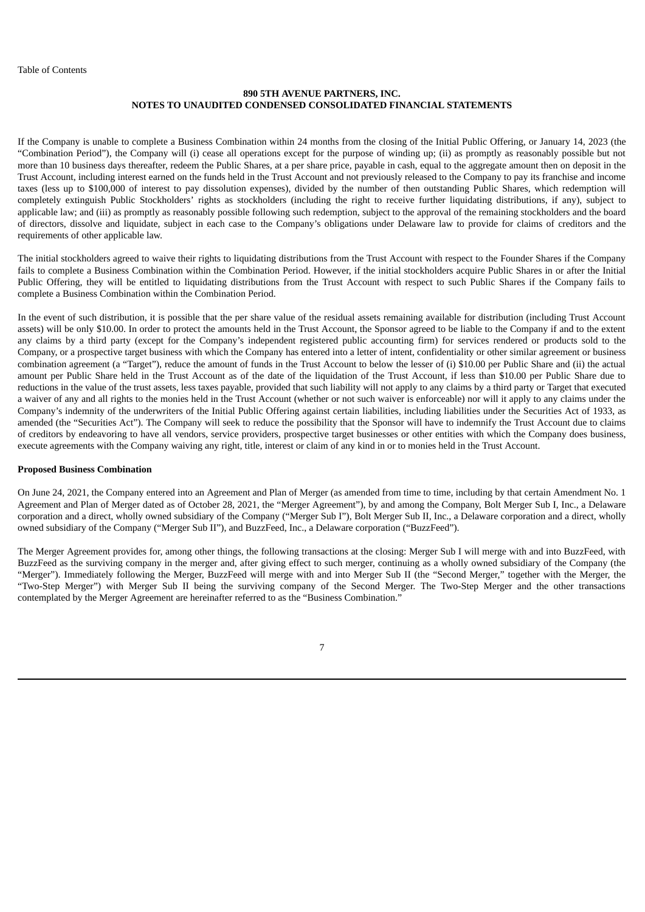If the Company is unable to complete a Business Combination within 24 months from the closing of the Initial Public Offering, or January 14, 2023 (the "Combination Period"), the Company will (i) cease all operations except for the purpose of winding up; (ii) as promptly as reasonably possible but not more than 10 business days thereafter, redeem the Public Shares, at a per share price, payable in cash, equal to the aggregate amount then on deposit in the Trust Account, including interest earned on the funds held in the Trust Account and not previously released to the Company to pay its franchise and income taxes (less up to $100,000 of interest to pay dissolution expenses), divided by the number of then outstanding Public Shares, which redemption will completely extinguish Public Stockholders' rights as stockholders (including the right to receive further liquidating distributions, if any), subject to applicable law; and (iii) as promptly as reasonably possible following such redemption, subject to the approval of the remaining stockholders and the board of directors, dissolve and liquidate, subject in each case to the Company's obligations under Delaware law to provide for claims of creditors and the requirements of other applicable law.

The initial stockholders agreed to waive their rights to liquidating distributions from the Trust Account with respect to the Founder Shares if the Company fails to complete a Business Combination within the Combination Period. However, if the initial stockholders acquire Public Shares in or after the Initial Public Offering, they will be entitled to liquidating distributions from the Trust Account with respect to such Public Shares if the Company fails to complete a Business Combination within the Combination Period.

In the event of such distribution, it is possible that the per share value of the residual assets remaining available for distribution (including Trust Account assets) will be only $10.00. In order to protect the amounts held in the Trust Account, the Sponsor agreed to be liable to the Company if and to the extent any claims by a third party (except for the Company's independent registered public accounting firm) for services rendered or products sold to the Company, or a prospective target business with which the Company has entered into a letter of intent, confidentiality or other similar agreement or business combination agreement (a "Target"), reduce the amount of funds in the Trust Account to below the lesser of (i) $10.00 per Public Share and (ii) the actual amount per Public Share held in the Trust Account as of the date of the liquidation of the Trust Account, if less than $10.00 per Public Share due to reductions in the value of the trust assets, less taxes payable, provided that such liability will not apply to any claims by a third party or Target that executed a waiver of any and all rights to the monies held in the Trust Account (whether or not such waiver is enforceable) nor will it apply to any claims under the Company's indemnity of the underwriters of the Initial Public Offering against certain liabilities, including liabilities under the Securities Act of 1933, as amended (the "Securities Act"). The Company will seek to reduce the possibility that the Sponsor will have to indemnify the Trust Account due to claims of creditors by endeavoring to have all vendors, service providers, prospective target businesses or other entities with which the Company does business, execute agreements with the Company waiving any right, title, interest or claim of any kind in or to monies held in the Trust Account.

**Proposed Business Combination**

On June 24, 2021, the Company entered into an Agreement and Plan of Merger (as amended from time to time, including by that certain Amendment No. 1 Agreement and Plan of Merger dated as of October 28, 2021, the "Merger Agreement"), by and among the Company, Bolt Merger Sub I, Inc., a Delaware corporation and a direct, wholly owned subsidiary of the Company ("Merger Sub I"), Bolt Merger Sub II, Inc., a Delaware corporation and a direct, wholly owned subsidiary of the Company ("Merger Sub II"), and BuzzFeed, Inc., a Delaware corporation ("BuzzFeed").

The Merger Agreement provides for, among other things, the following transactions at the closing: Merger Sub I will merge with and into BuzzFeed, with BuzzFeed as the surviving company in the merger and, after giving effect to such merger, continuing as a wholly owned subsidiary of the Company (the "Merger"). Immediately following the Merger, BuzzFeed will merge with and into Merger Sub II (the "Second Merger," together with the Merger, the "Two-Step Merger") with Merger Sub II being the surviving company of the Second Merger. The Two-Step Merger and the other transactions contemplated by the Merger Agreement are hereinafter referred to as the "Business Combination."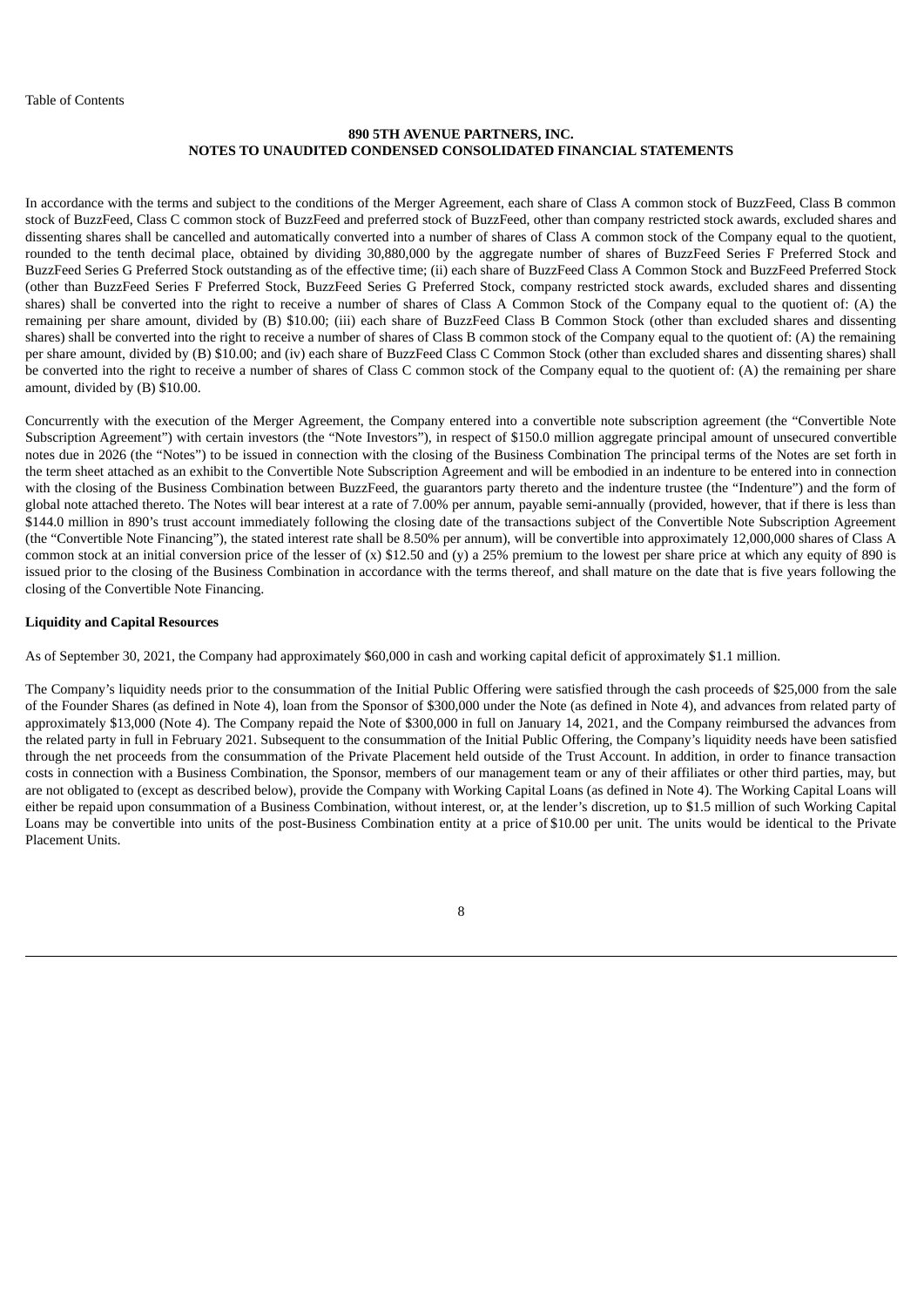In accordance with the terms and subject to the conditions of the Merger Agreement, each share of Class A common stock of BuzzFeed, Class B common stock of BuzzFeed, Class C common stock of BuzzFeed and preferred stock of BuzzFeed, other than company restricted stock awards, excluded shares and dissenting shares shall be cancelled and automatically converted into a number of shares of Class A common stock of the Company equal to the quotient, rounded to the tenth decimal place, obtained by dividing 30,880,000 by the aggregate number of shares of BuzzFeed Series F Preferred Stock and BuzzFeed Series G Preferred Stock outstanding as of the effective time; (ii) each share of BuzzFeed Class A Common Stock and BuzzFeed Preferred Stock (other than BuzzFeed Series F Preferred Stock, BuzzFeed Series G Preferred Stock, company restricted stock awards, excluded shares and dissenting shares) shall be converted into the right to receive a number of shares of Class A Common Stock of the Company equal to the quotient of: (A) the remaining per share amount, divided by (B) $10.00; (iii) each share of BuzzFeed Class B Common Stock (other than excluded shares and dissenting shares) shall be converted into the right to receive a number of shares of Class B common stock of the Company equal to the quotient of: (A) the remaining per share amount, divided by (B) $10.00; and (iv) each share of BuzzFeed Class C Common Stock (other than excluded shares and dissenting shares) shall be converted into the right to receive a number of shares of Class C common stock of the Company equal to the quotient of: (A) the remaining per share amount, divided by (B) $10.00.

Concurrently with the execution of the Merger Agreement, the Company entered into a convertible note subscription agreement (the "Convertible Note Subscription Agreement") with certain investors (the "Note Investors"), in respect of $150.0 million aggregate principal amount of unsecured convertible notes due in 2026 (the "Notes") to be issued in connection with the closing of the Business Combination The principal terms of the Notes are set forth in the term sheet attached as an exhibit to the Convertible Note Subscription Agreement and will be embodied in an indenture to be entered into in connection with the closing of the Business Combination between BuzzFeed, the guarantors party thereto and the indenture trustee (the "Indenture") and the form of global note attached thereto. The Notes will bear interest at a rate of 7.00% per annum, payable semi-annually (provided, however, that if there is less than $144.0 million in 890's trust account immediately following the closing date of the transactions subject of the Convertible Note Subscription Agreement (the "Convertible Note Financing"), the stated interest rate shall be 8.50% per annum), will be convertible into approximately 12,000,000 shares of Class A common stock at an initial conversion price of the lesser of (x) $12.50 and (y) a 25% premium to the lowest per share price at which any equity of 890 is issued prior to the closing of the Business Combination in accordance with the terms thereof, and shall mature on the date that is five years following the closing of the Convertible Note Financing.

**Liquidity and Capital Resources**

As of September 30, 2021, the Company had approximately $60,000 in cash and working capital deficit of approximately $1.1 million.

The Company's liquidity needs prior to the consummation of the Initial Public Offering were satisfied through the cash proceeds of $25,000 from the sale of the Founder Shares (as defined in Note 4), loan from the Sponsor of $300,000 under the Note (as defined in Note 4), and advances from related party of approximately $13,000 (Note 4). The Company repaid the Note of $300,000 in full on January 14, 2021, and the Company reimbursed the advances from the related party in full in February 2021. Subsequent to the consummation of the Initial Public Offering, the Company's liquidity needs have been satisfied through the net proceeds from the consummation of the Private Placement held outside of the Trust Account. In addition, in order to finance transaction costs in connection with a Business Combination, the Sponsor, members of our management team or any of their affiliates or other third parties, may, but are not obligated to (except as described below), provide the Company with Working Capital Loans (as defined in Note 4). The Working Capital Loans will either be repaid upon consummation of a Business Combination, without interest, or, at the lender's discretion, up to $1.5 million of such Working Capital Loans may be convertible into units of the post-Business Combination entity at a price of $10.00 per unit. The units would be identical to the Private Placement Units.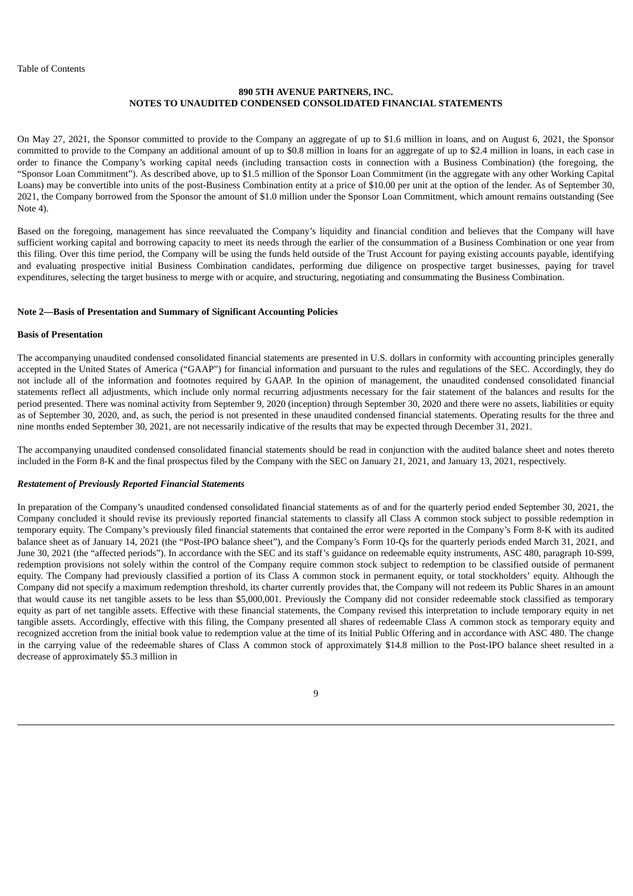**890 5TH AVENUE PARTNERS, INC.**
**NOTES TO UNAUDITED CONDENSED CONSOLIDATED FINANCIAL STATEMENTS**

On May 27, 2021, the Sponsor committed to provide to the Company an aggregate of up to $1.6 million in loans, and on August 6, 2021, the Sponsor committed to provide to the Company an additional amount of up to $0.8 million in loans for an aggregate of up to $2.4 million in loans, in each case in order to finance the Company's working capital needs (including transaction costs in connection with a Business Combination) (the foregoing, the "Sponsor Loan Commitment"). As described above, up to $1.5 million of the Sponsor Loan Commitment (in the aggregate with any other Working Capital Loans) may be convertible into units of the post-Business Combination entity at a price of $10.00 per unit at the option of the lender. As of September 30, 2021, the Company borrowed from the Sponsor the amount of $1.0 million under the Sponsor Loan Commitment, which amount remains outstanding (See Note 4).

Based on the foregoing, management has since reevaluated the Company's liquidity and financial condition and believes that the Company will have sufficient working capital and borrowing capacity to meet its needs through the earlier of the consummation of a Business Combination or one year from this filing. Over this time period, the Company will be using the funds held outside of the Trust Account for paying existing accounts payable, identifying and evaluating prospective initial Business Combination candidates, performing due diligence on prospective target businesses, paying for travel expenditures, selecting the target business to merge with or acquire, and structuring, negotiating and consummating the Business Combination.

## Note 2—Basis of Presentation and Summary of Significant Accounting Policies

### Basis of Presentation

The accompanying unaudited condensed consolidated financial statements are presented in U.S. dollars in conformity with accounting principles generally accepted in the United States of America ("GAAP") for financial information and pursuant to the rules and regulations of the SEC. Accordingly, they do not include all of the information and footnotes required by GAAP. In the opinion of management, the unaudited condensed consolidated financial statements reflect all adjustments, which include only normal recurring adjustments necessary for the fair statement of the balances and results for the period presented. There was nominal activity from September 9, 2020 (inception) through September 30, 2020 and there were no assets, liabilities or equity as of September 30, 2020, and, as such, the period is not presented in these unaudited condensed financial statements. Operating results for the three and nine months ended September 30, 2021, are not necessarily indicative of the results that may be expected through December 31, 2021.

The accompanying unaudited condensed consolidated financial statements should be read in conjunction with the audited balance sheet and notes thereto included in the Form 8-K and the final prospectus filed by the Company with the SEC on January 21, 2021, and January 13, 2021, respectively.

### *Restatement of Previously Reported Financial Statements*

In preparation of the Company's unaudited condensed consolidated financial statements as of and for the quarterly period ended September 30, 2021, the Company concluded it should revise its previously reported financial statements to classify all Class A common stock subject to possible redemption in temporary equity. The Company's previously filed financial statements that contained the error were reported in the Company's Form 8-K with its audited balance sheet as of January 14, 2021 (the "Post-IPO balance sheet"), and the Company's Form 10-Qs for the quarterly periods ended March 31, 2021, and June 30, 2021 (the "affected periods"). In accordance with the SEC and its staff's guidance on redeemable equity instruments, ASC 480, paragraph 10-S99, redemption provisions not solely within the control of the Company require common stock subject to redemption to be classified outside of permanent equity. The Company had previously classified a portion of its Class A common stock in permanent equity, or total stockholders' equity. Although the Company did not specify a maximum redemption threshold, its charter currently provides that, the Company will not redeem its Public Shares in an amount that would cause its net tangible assets to be less than $5,000,001. Previously the Company did not consider redeemable stock classified as temporary equity as part of net tangible assets. Effective with these financial statements, the Company revised this interpretation to include temporary equity in net tangible assets. Accordingly, effective with this filing, the Company presented all shares of redeemable Class A common stock as temporary equity and recognized accretion from the initial book value to redemption value at the time of its Initial Public Offering and in accordance with ASC 480. The change in the carrying value of the redeemable shares of Class A common stock of approximately $14.8 million to the Post-IPO balance sheet resulted in a decrease of approximately $5.3 million in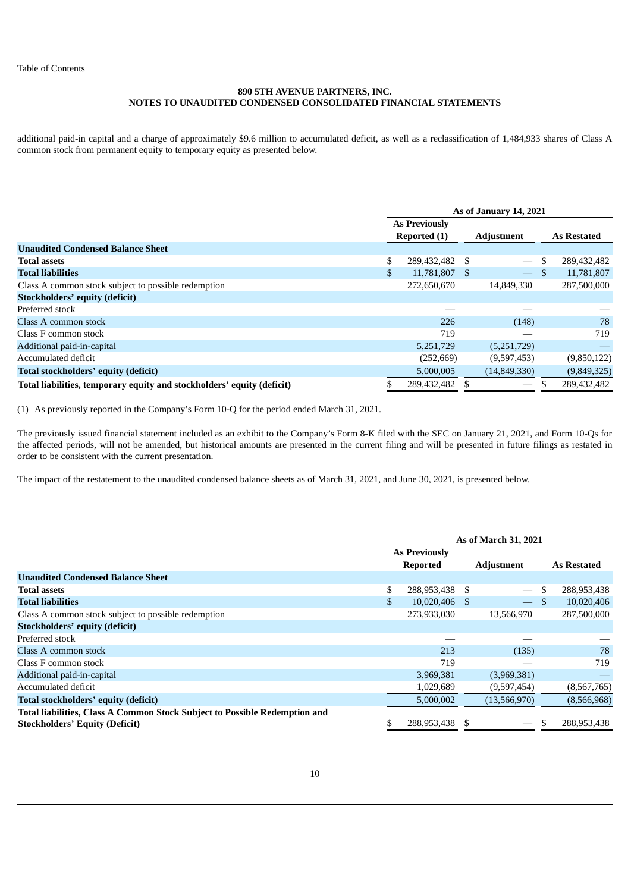additional paid-in capital and a charge of approximately $9.6 million to accumulated deficit, as well as a reclassification of 1,484,933 shares of Class A common stock from permanent equity to temporary equity as presented below.

| | As of January 14, 2021 | | |
|---|---|---|---|
| | As Previously Reported (1) | Adjustment | As Restated |
| **Unaudited Condensed Balance Sheet** | | | |
| **Total assets** | $ 289,432,482 | $ — | $ 289,432,482 |
| **Total liabilities** | $ 11,781,807 | $ — | $ 11,781,807 |
| Class A common stock subject to possible redemption | 272,650,670 | 14,849,330 | 287,500,000 |
| **Stockholders' equity (deficit)** | | | |
| Preferred stock | — | — | — |
| Class A common stock | 226 | (148) | 78 |
| Class F common stock | 719 | — | 719 |
| Additional paid-in-capital | 5,251,729 | (5,251,729) | — |
| Accumulated deficit | (252,669) | (9,597,453) | (9,850,122) |
| **Total stockholders' equity (deficit)** | 5,000,005 | (14,849,330) | (9,849,325) |
| **Total liabilities, temporary equity and stockholders' equity (deficit)** | $ 289,432,482 | $ — | $ 289,432,482 |

(1) As previously reported in the Company's Form 10-Q for the period ended March 31, 2021.

The previously issued financial statement included as an exhibit to the Company's Form 8-K filed with the SEC on January 21, 2021, and Form 10-Qs for the affected periods, will not be amended, but historical amounts are presented in the current filing and will be presented in future filings as restated in order to be consistent with the current presentation.

The impact of the restatement to the unaudited condensed balance sheets as of March 31, 2021, and June 30, 2021, is presented below.

| | As of March 31, 2021 | | |
|---|---|---|---|
| | As Previously Reported | Adjustment | As Restated |
| **Unaudited Condensed Balance Sheet** | | | |
| **Total assets** | $ 288,953,438 | $ — | $ 288,953,438 |
| **Total liabilities** | $ 10,020,406 | $ — | $ 10,020,406 |
| Class A common stock subject to possible redemption | 273,933,030 | 13,566,970 | 287,500,000 |
| **Stockholders' equity (deficit)** | | | |
| Preferred stock | — | — | — |
| Class A common stock | 213 | (135) | 78 |
| Class F common stock | 719 | — | 719 |
| Additional paid-in-capital | 3,969,381 | (3,969,381) | — |
| Accumulated deficit | 1,029,689 | (9,597,454) | (8,567,765) |
| **Total stockholders' equity (deficit)** | 5,000,002 | (13,566,970) | (8,566,968) |
| **Total liabilities, Class A Common Stock Subject to Possible Redemption and Stockholders' Equity (Deficit)** | $ 288,953,438 | $ — | $ 288,953,438 |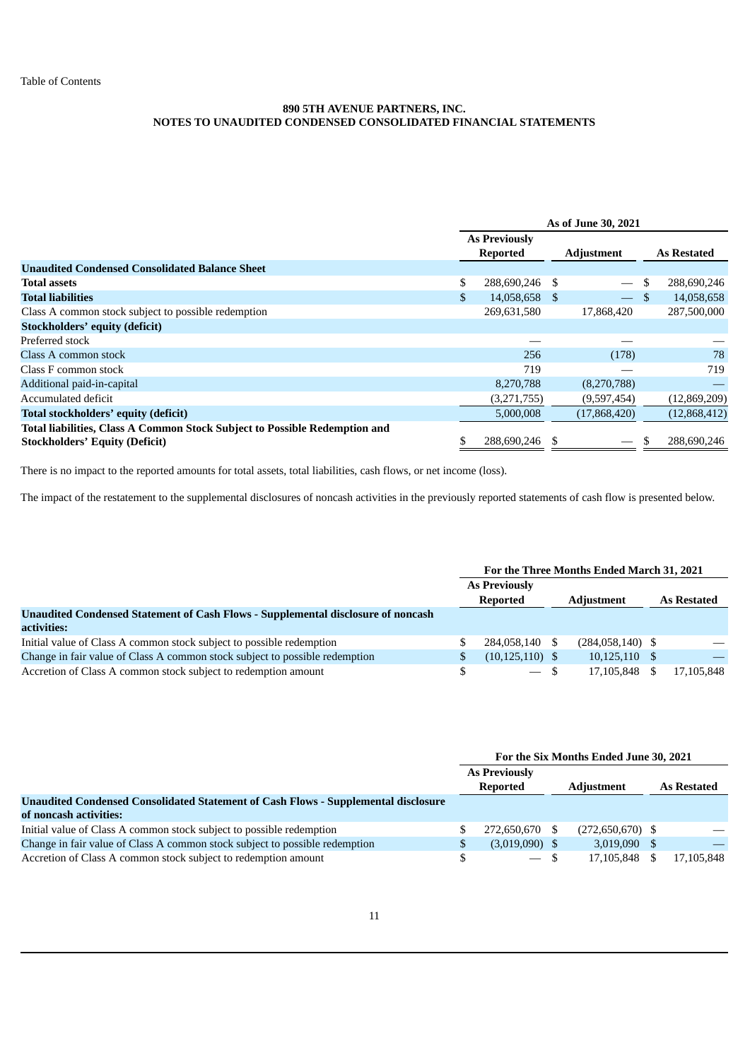**890 5TH AVENUE PARTNERS, INC.**
**NOTES TO UNAUDITED CONDENSED CONSOLIDATED FINANCIAL STATEMENTS**

| | As of June 30, 2021 | | |
|---|---|---|---|
| | As Previously Reported | Adjustment | As Restated |
| **Unaudited Condensed Consolidated Balance Sheet** | | | |
| **Total assets** | $ 288,690,246 | $ — | $ 288,690,246 |
| **Total liabilities** | $ 14,058,658 | $ — | $ 14,058,658 |
| Class A common stock subject to possible redemption | 269,631,580 | 17,868,420 | 287,500,000 |
| **Stockholders' equity (deficit)** | | | |
| Preferred stock | — | — | — |
| Class A common stock | 256 | (178) | 78 |
| Class F common stock | 719 | — | 719 |
| Additional paid-in-capital | 8,270,788 | (8,270,788) | — |
| Accumulated deficit | (3,271,755) | (9,597,454) | (12,869,209) |
| **Total stockholders' equity (deficit)** | 5,000,008 | (17,868,420) | (12,868,412) |
| **Total liabilities, Class A Common Stock Subject to Possible Redemption and Stockholders' Equity (Deficit)** | $ 288,690,246 | $ — | $ 288,690,246 |

There is no impact to the reported amounts for total assets, total liabilities, cash flows, or net income (loss).

The impact of the restatement to the supplemental disclosures of noncash activities in the previously reported statements of cash flow is presented below.

| | For the Three Months Ended March 31, 2021 | | |
|---|---|---|---|
| | As Previously Reported | Adjustment | As Restated |
| **Unaudited Condensed Statement of Cash Flows - Supplemental disclosure of noncash activities:** | | | |
| Initial value of Class A common stock subject to possible redemption | $ 284,058,140 | $ (284,058,140) | $ — |
| Change in fair value of Class A common stock subject to possible redemption | $ (10,125,110) | $ 10,125,110 | $ — |
| Accretion of Class A common stock subject to redemption amount | $ — | $ 17,105,848 | $ 17,105,848 |

| | For the Six Months Ended June 30, 2021 | | |
|---|---|---|---|
| | As Previously Reported | Adjustment | As Restated |
| **Unaudited Condensed Consolidated Statement of Cash Flows - Supplemental disclosure of noncash activities:** | | | |
| Initial value of Class A common stock subject to possible redemption | $ 272,650,670 | $ (272,650,670) | $ — |
| Change in fair value of Class A common stock subject to possible redemption | $ (3,019,090) | $ 3,019,090 | $ — |
| Accretion of Class A common stock subject to redemption amount | $ — | $ 17,105,848 | $ 17,105,848 |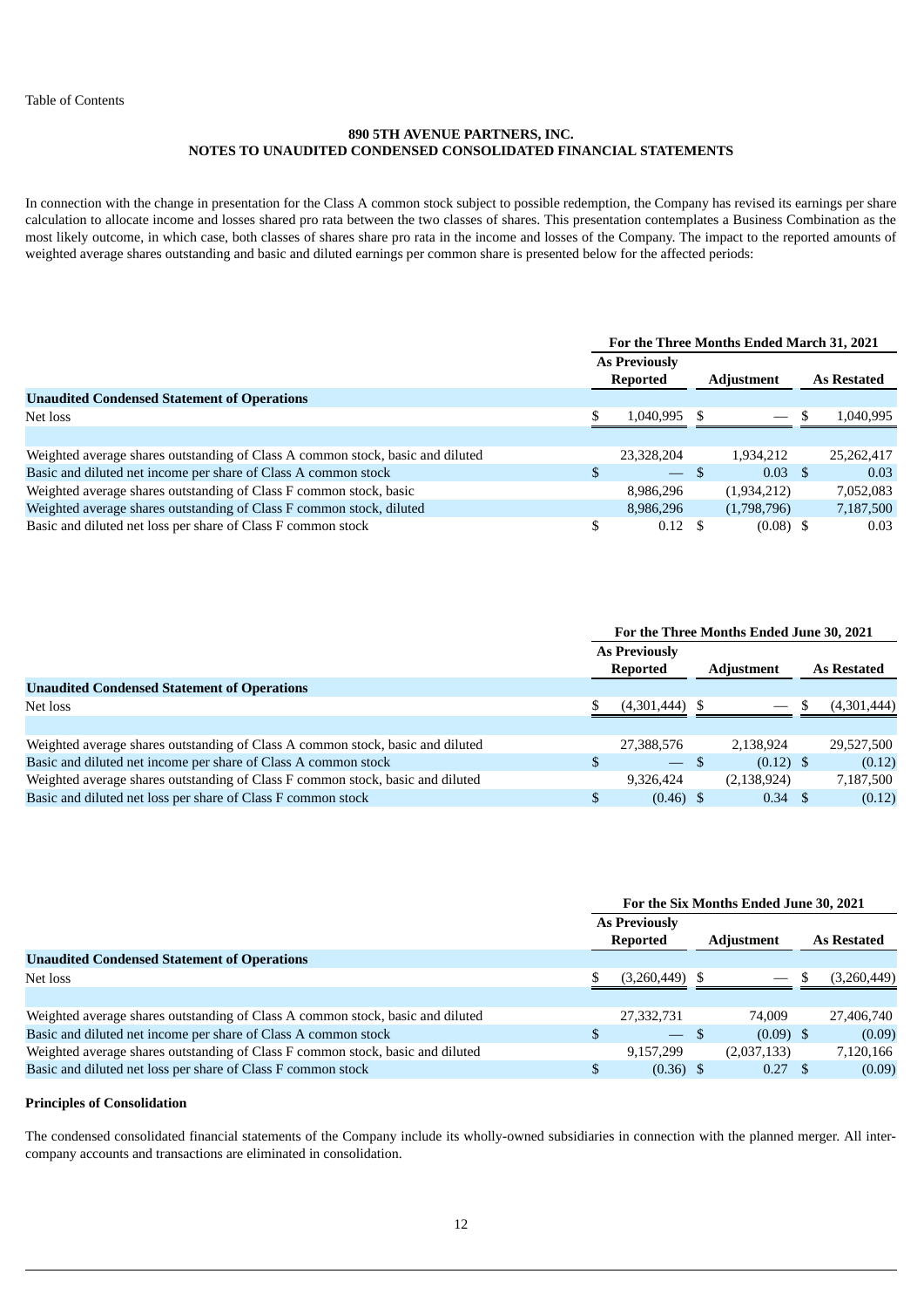Table of Contents

**890 5TH AVENUE PARTNERS, INC.**
**NOTES TO UNAUDITED CONDENSED CONSOLIDATED FINANCIAL STATEMENTS**

In connection with the change in presentation for the Class A common stock subject to possible redemption, the Company has revised its earnings per share calculation to allocate income and losses shared pro rata between the two classes of shares. This presentation contemplates a Business Combination as the most likely outcome, in which case, both classes of shares share pro rata in the income and losses of the Company. The impact to the reported amounts of weighted average shares outstanding and basic and diluted earnings per common share is presented below for the affected periods:

| | For the Three Months Ended March 31, 2021 | | |
|---|---|---|---|
| | As Previously Reported | Adjustment | As Restated |
| **Unaudited Condensed Statement of Operations** | | | |
| Net loss | $ 1,040,995 | $ — | $ 1,040,995 |
| | | | |
| Weighted average shares outstanding of Class A common stock, basic and diluted | 23,328,204 | 1,934,212 | 25,262,417 |
| Basic and diluted net income per share of Class A common stock | $ — | $ 0.03 | $ 0.03 |
| Weighted average shares outstanding of Class F common stock, basic | 8,986,296 | (1,934,212) | 7,052,083 |
| Weighted average shares outstanding of Class F common stock, diluted | 8,986,296 | (1,798,796) | 7,187,500 |
| Basic and diluted net loss per share of Class F common stock | $ 0.12 | $ (0.08) | $ 0.03 |

| | For the Three Months Ended June 30, 2021 | | |
|---|---|---|---|
| | As Previously Reported | Adjustment | As Restated |
| **Unaudited Condensed Statement of Operations** | | | |
| Net loss | $ (4,301,444) | $ — | $ (4,301,444) |
| | | | |
| Weighted average shares outstanding of Class A common stock, basic and diluted | 27,388,576 | 2,138,924 | 29,527,500 |
| Basic and diluted net income per share of Class A common stock | $ — | $ (0.12) | $ (0.12) |
| Weighted average shares outstanding of Class F common stock, basic and diluted | 9,326,424 | (2,138,924) | 7,187,500 |
| Basic and diluted net loss per share of Class F common stock | $ (0.46) | $ 0.34 | $ (0.12) |

| | For the Six Months Ended June 30, 2021 | | |
|---|---|---|---|
| | As Previously Reported | Adjustment | As Restated |
| **Unaudited Condensed Statement of Operations** | | | |
| Net loss | $ (3,260,449) | $ — | $ (3,260,449) |
| | | | |
| Weighted average shares outstanding of Class A common stock, basic and diluted | 27,332,731 | 74,009 | 27,406,740 |
| Basic and diluted net income per share of Class A common stock | $ — | $ (0.09) | $ (0.09) |
| Weighted average shares outstanding of Class F common stock, basic and diluted | 9,157,299 | (2,037,133) | 7,120,166 |
| Basic and diluted net loss per share of Class F common stock | $ (0.36) | $ 0.27 | $ (0.09) |

**Principles of Consolidation**

The condensed consolidated financial statements of the Company include its wholly-owned subsidiaries in connection with the planned merger. All inter-company accounts and transactions are eliminated in consolidation.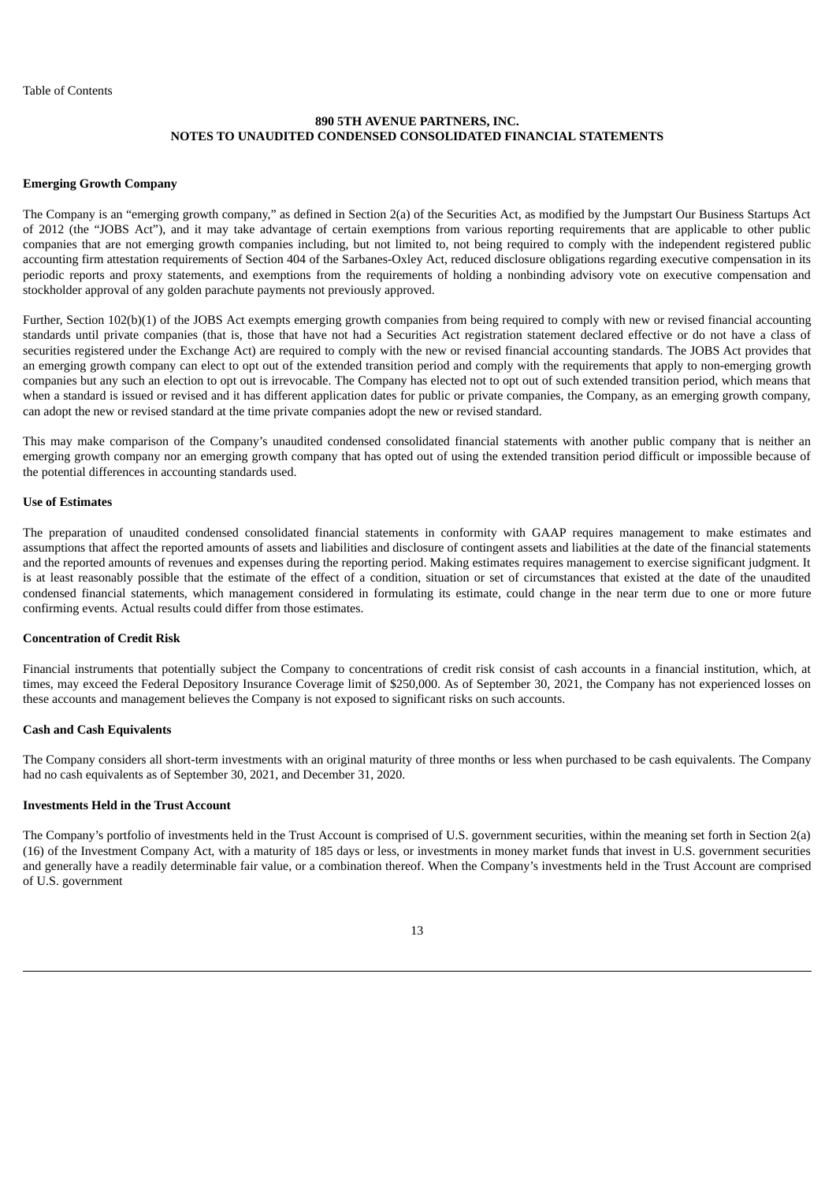**890 5TH AVENUE PARTNERS, INC.**
**NOTES TO UNAUDITED CONDENSED CONSOLIDATED FINANCIAL STATEMENTS**

**Emerging Growth Company**

The Company is an "emerging growth company," as defined in Section 2(a) of the Securities Act, as modified by the Jumpstart Our Business Startups Act of 2012 (the "JOBS Act"), and it may take advantage of certain exemptions from various reporting requirements that are applicable to other public companies that are not emerging growth companies including, but not limited to, not being required to comply with the independent registered public accounting firm attestation requirements of Section 404 of the Sarbanes-Oxley Act, reduced disclosure obligations regarding executive compensation in its periodic reports and proxy statements, and exemptions from the requirements of holding a nonbinding advisory vote on executive compensation and stockholder approval of any golden parachute payments not previously approved.

Further, Section 102(b)(1) of the JOBS Act exempts emerging growth companies from being required to comply with new or revised financial accounting standards until private companies (that is, those that have not had a Securities Act registration statement declared effective or do not have a class of securities registered under the Exchange Act) are required to comply with the new or revised financial accounting standards. The JOBS Act provides that an emerging growth company can elect to opt out of the extended transition period and comply with the requirements that apply to non-emerging growth companies but any such an election to opt out is irrevocable. The Company has elected not to opt out of such extended transition period, which means that when a standard is issued or revised and it has different application dates for public or private companies, the Company, as an emerging growth company, can adopt the new or revised standard at the time private companies adopt the new or revised standard.

This may make comparison of the Company's unaudited condensed consolidated financial statements with another public company that is neither an emerging growth company nor an emerging growth company that has opted out of using the extended transition period difficult or impossible because of the potential differences in accounting standards used.

**Use of Estimates**

The preparation of unaudited condensed consolidated financial statements in conformity with GAAP requires management to make estimates and assumptions that affect the reported amounts of assets and liabilities and disclosure of contingent assets and liabilities at the date of the financial statements and the reported amounts of revenues and expenses during the reporting period. Making estimates requires management to exercise significant judgment. It is at least reasonably possible that the estimate of the effect of a condition, situation or set of circumstances that existed at the date of the unaudited condensed financial statements, which management considered in formulating its estimate, could change in the near term due to one or more future confirming events. Actual results could differ from those estimates.

**Concentration of Credit Risk**

Financial instruments that potentially subject the Company to concentrations of credit risk consist of cash accounts in a financial institution, which, at times, may exceed the Federal Depository Insurance Coverage limit of $250,000. As of September 30, 2021, the Company has not experienced losses on these accounts and management believes the Company is not exposed to significant risks on such accounts.

**Cash and Cash Equivalents**

The Company considers all short-term investments with an original maturity of three months or less when purchased to be cash equivalents. The Company had no cash equivalents as of September 30, 2021, and December 31, 2020.

**Investments Held in the Trust Account**

The Company's portfolio of investments held in the Trust Account is comprised of U.S. government securities, within the meaning set forth in Section 2(a)(16) of the Investment Company Act, with a maturity of 185 days or less, or investments in money market funds that invest in U.S. government securities and generally have a readily determinable fair value, or a combination thereof. When the Company's investments held in the Trust Account are comprised of U.S. government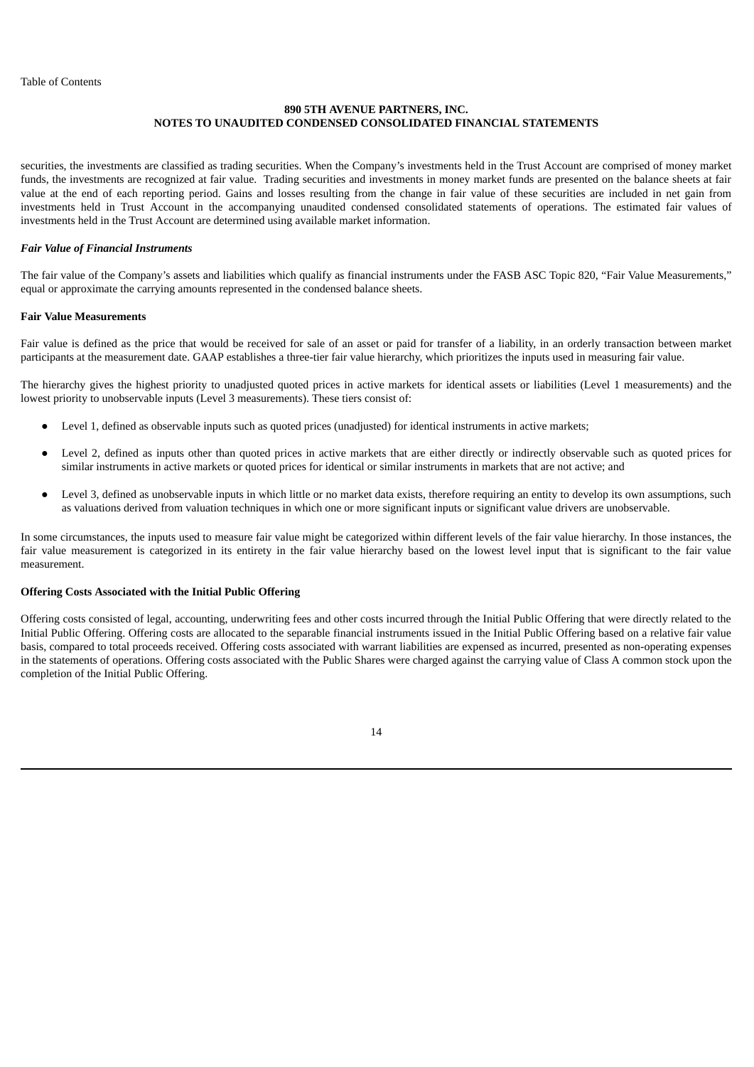securities, the investments are classified as trading securities. When the Company's investments held in the Trust Account are comprised of money market funds, the investments are recognized at fair value. Trading securities and investments in money market funds are presented on the balance sheets at fair value at the end of each reporting period. Gains and losses resulting from the change in fair value of these securities are included in net gain from investments held in Trust Account in the accompanying unaudited condensed consolidated statements of operations. The estimated fair values of investments held in the Trust Account are determined using available market information.

***Fair Value of Financial Instruments***

The fair value of the Company's assets and liabilities which qualify as financial instruments under the FASB ASC Topic 820, "Fair Value Measurements," equal or approximate the carrying amounts represented in the condensed balance sheets.

**Fair Value Measurements**

Fair value is defined as the price that would be received for sale of an asset or paid for transfer of a liability, in an orderly transaction between market participants at the measurement date. GAAP establishes a three-tier fair value hierarchy, which prioritizes the inputs used in measuring fair value.

The hierarchy gives the highest priority to unadjusted quoted prices in active markets for identical assets or liabilities (Level 1 measurements) and the lowest priority to unobservable inputs (Level 3 measurements). These tiers consist of:

- Level 1, defined as observable inputs such as quoted prices (unadjusted) for identical instruments in active markets;
- Level 2, defined as inputs other than quoted prices in active markets that are either directly or indirectly observable such as quoted prices for similar instruments in active markets or quoted prices for identical or similar instruments in markets that are not active; and
- Level 3, defined as unobservable inputs in which little or no market data exists, therefore requiring an entity to develop its own assumptions, such as valuations derived from valuation techniques in which one or more significant inputs or significant value drivers are unobservable.

In some circumstances, the inputs used to measure fair value might be categorized within different levels of the fair value hierarchy. In those instances, the fair value measurement is categorized in its entirety in the fair value hierarchy based on the lowest level input that is significant to the fair value measurement.

**Offering Costs Associated with the Initial Public Offering**

Offering costs consisted of legal, accounting, underwriting fees and other costs incurred through the Initial Public Offering that were directly related to the Initial Public Offering. Offering costs are allocated to the separable financial instruments issued in the Initial Public Offering based on a relative fair value basis, compared to total proceeds received. Offering costs associated with warrant liabilities are expensed as incurred, presented as non-operating expenses in the statements of operations. Offering costs associated with the Public Shares were charged against the carrying value of Class A common stock upon the completion of the Initial Public Offering.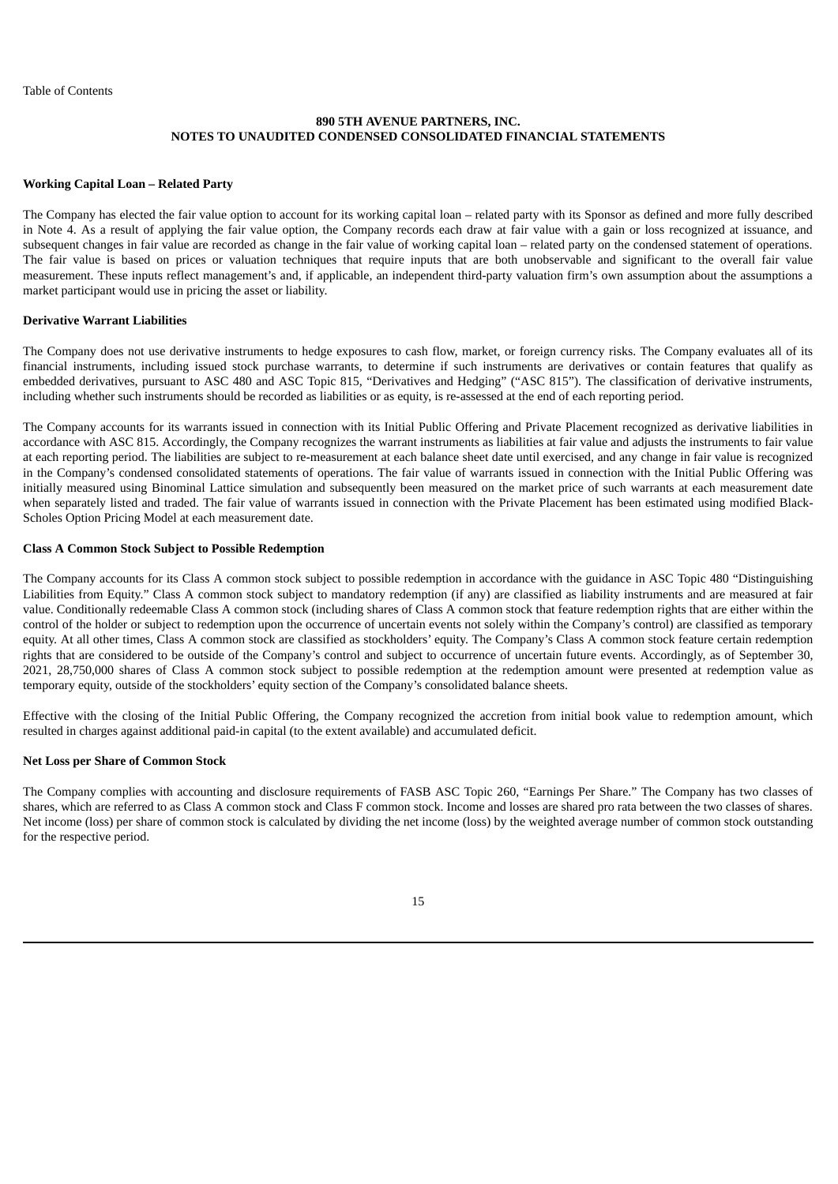**890 5TH AVENUE PARTNERS, INC.**
**NOTES TO UNAUDITED CONDENSED CONSOLIDATED FINANCIAL STATEMENTS**

**Working Capital Loan – Related Party**

The Company has elected the fair value option to account for its working capital loan – related party with its Sponsor as defined and more fully described in Note 4. As a result of applying the fair value option, the Company records each draw at fair value with a gain or loss recognized at issuance, and subsequent changes in fair value are recorded as change in the fair value of working capital loan – related party on the condensed statement of operations. The fair value is based on prices or valuation techniques that require inputs that are both unobservable and significant to the overall fair value measurement. These inputs reflect management's and, if applicable, an independent third-party valuation firm's own assumption about the assumptions a market participant would use in pricing the asset or liability.

**Derivative Warrant Liabilities**

The Company does not use derivative instruments to hedge exposures to cash flow, market, or foreign currency risks. The Company evaluates all of its financial instruments, including issued stock purchase warrants, to determine if such instruments are derivatives or contain features that qualify as embedded derivatives, pursuant to ASC 480 and ASC Topic 815, "Derivatives and Hedging" ("ASC 815"). The classification of derivative instruments, including whether such instruments should be recorded as liabilities or as equity, is re-assessed at the end of each reporting period.

The Company accounts for its warrants issued in connection with its Initial Public Offering and Private Placement recognized as derivative liabilities in accordance with ASC 815. Accordingly, the Company recognizes the warrant instruments as liabilities at fair value and adjusts the instruments to fair value at each reporting period. The liabilities are subject to re-measurement at each balance sheet date until exercised, and any change in fair value is recognized in the Company's condensed consolidated statements of operations. The fair value of warrants issued in connection with the Initial Public Offering was initially measured using Binominal Lattice simulation and subsequently been measured on the market price of such warrants at each measurement date when separately listed and traded. The fair value of warrants issued in connection with the Private Placement has been estimated using modified Black-Scholes Option Pricing Model at each measurement date.

**Class A Common Stock Subject to Possible Redemption**

The Company accounts for its Class A common stock subject to possible redemption in accordance with the guidance in ASC Topic 480 "Distinguishing Liabilities from Equity." Class A common stock subject to mandatory redemption (if any) are classified as liability instruments and are measured at fair value. Conditionally redeemable Class A common stock (including shares of Class A common stock that feature redemption rights that are either within the control of the holder or subject to redemption upon the occurrence of uncertain events not solely within the Company's control) are classified as temporary equity. At all other times, Class A common stock are classified as stockholders' equity. The Company's Class A common stock feature certain redemption rights that are considered to be outside of the Company's control and subject to occurrence of uncertain future events. Accordingly, as of September 30, 2021, 28,750,000 shares of Class A common stock subject to possible redemption at the redemption amount were presented at redemption value as temporary equity, outside of the stockholders' equity section of the Company's consolidated balance sheets.

Effective with the closing of the Initial Public Offering, the Company recognized the accretion from initial book value to redemption amount, which resulted in charges against additional paid-in capital (to the extent available) and accumulated deficit.

**Net Loss per Share of Common Stock**

The Company complies with accounting and disclosure requirements of FASB ASC Topic 260, "Earnings Per Share." The Company has two classes of shares, which are referred to as Class A common stock and Class F common stock. Income and losses are shared pro rata between the two classes of shares. Net income (loss) per share of common stock is calculated by dividing the net income (loss) by the weighted average number of common stock outstanding for the respective period.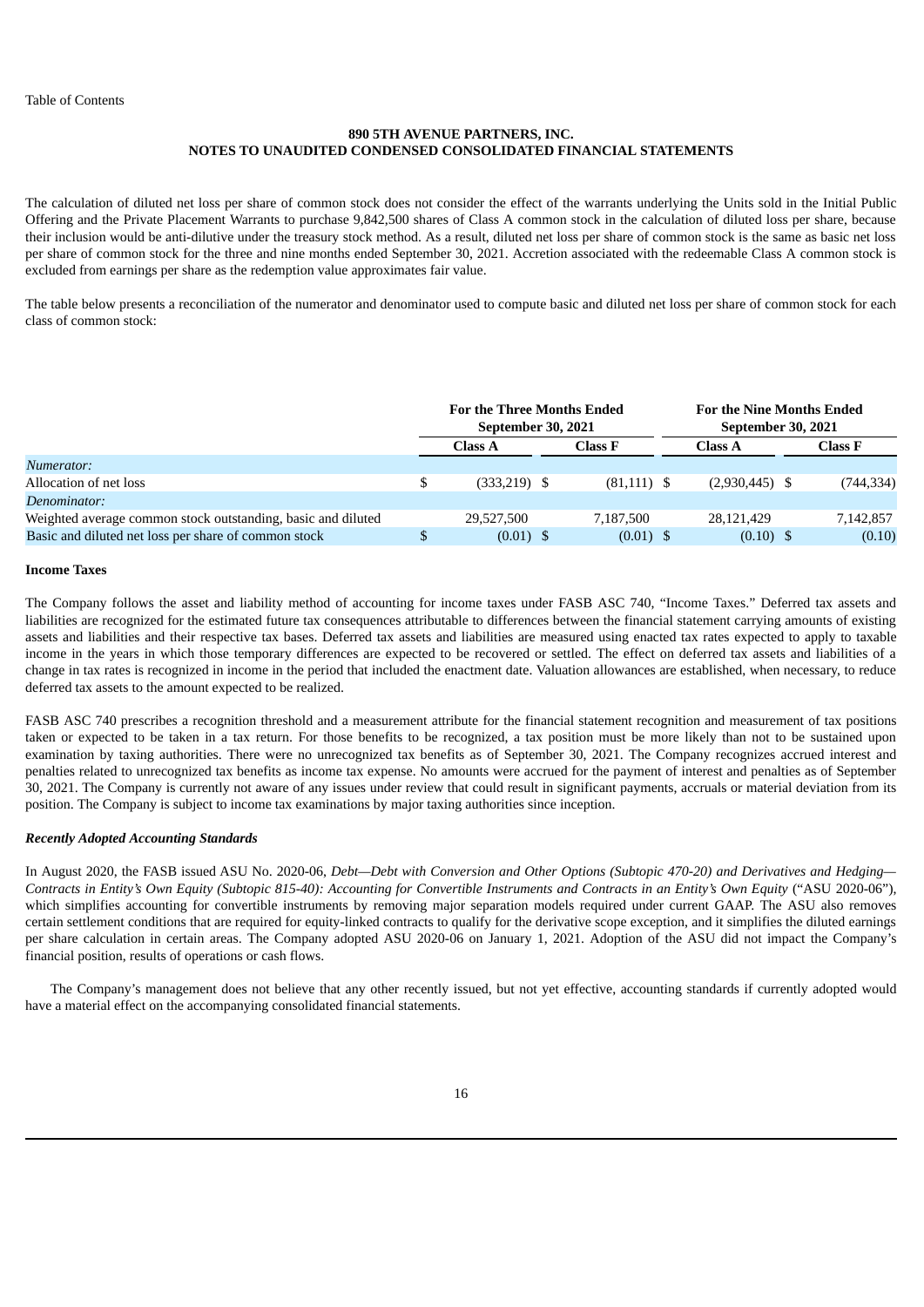890 5TH AVENUE PARTNERS, INC.
NOTES TO UNAUDITED CONDENSED CONSOLIDATED FINANCIAL STATEMENTS

The calculation of diluted net loss per share of common stock does not consider the effect of the warrants underlying the Units sold in the Initial Public Offering and the Private Placement Warrants to purchase 9,842,500 shares of Class A common stock in the calculation of diluted loss per share, because their inclusion would be anti-dilutive under the treasury stock method. As a result, diluted net loss per share of common stock is the same as basic net loss per share of common stock for the three and nine months ended September 30, 2021. Accretion associated with the redeemable Class A common stock is excluded from earnings per share as the redemption value approximates fair value.

The table below presents a reconciliation of the numerator and denominator used to compute basic and diluted net loss per share of common stock for each class of common stock:

| | For the Three Months Ended September 30, 2021 | | For the Nine Months Ended September 30, 2021 | |
|---|---|---|---|---|
| | Class A | Class F | Class A | Class F |
| *Numerator:* | | | | |
| Allocation of net loss | $ (333,219) | $ (81,111) | $ (2,930,445) | $ (744,334) |
| *Denominator:* | | | | |
| Weighted average common stock outstanding, basic and diluted | 29,527,500 | 7,187,500 | 28,121,429 | 7,142,857 |
| Basic and diluted net loss per share of common stock | $ (0.01) | $ (0.01) | $ (0.10) | $ (0.10) |

**Income Taxes**

The Company follows the asset and liability method of accounting for income taxes under FASB ASC 740, "Income Taxes." Deferred tax assets and liabilities are recognized for the estimated future tax consequences attributable to differences between the financial statement carrying amounts of existing assets and liabilities and their respective tax bases. Deferred tax assets and liabilities are measured using enacted tax rates expected to apply to taxable income in the years in which those temporary differences are expected to be recovered or settled. The effect on deferred tax assets and liabilities of a change in tax rates is recognized in income in the period that included the enactment date. Valuation allowances are established, when necessary, to reduce deferred tax assets to the amount expected to be realized.

FASB ASC 740 prescribes a recognition threshold and a measurement attribute for the financial statement recognition and measurement of tax positions taken or expected to be taken in a tax return. For those benefits to be recognized, a tax position must be more likely than not to be sustained upon examination by taxing authorities. There were no unrecognized tax benefits as of September 30, 2021. The Company recognizes accrued interest and penalties related to unrecognized tax benefits as income tax expense. No amounts were accrued for the payment of interest and penalties as of September 30, 2021. The Company is currently not aware of any issues under review that could result in significant payments, accruals or material deviation from its position. The Company is subject to income tax examinations by major taxing authorities since inception.

***Recently Adopted Accounting Standards***

In August 2020, the FASB issued ASU No. 2020-06, *Debt—Debt with Conversion and Other Options (Subtopic 470-20) and Derivatives and Hedging—Contracts in Entity's Own Equity (Subtopic 815-40): Accounting for Convertible Instruments and Contracts in an Entity's Own Equity* ("ASU 2020-06"), which simplifies accounting for convertible instruments by removing major separation models required under current GAAP. The ASU also removes certain settlement conditions that are required for equity-linked contracts to qualify for the derivative scope exception, and it simplifies the diluted earnings per share calculation in certain areas. The Company adopted ASU 2020-06 on January 1, 2021. Adoption of the ASU did not impact the Company's financial position, results of operations or cash flows.

The Company's management does not believe that any other recently issued, but not yet effective, accounting standards if currently adopted would have a material effect on the accompanying consolidated financial statements.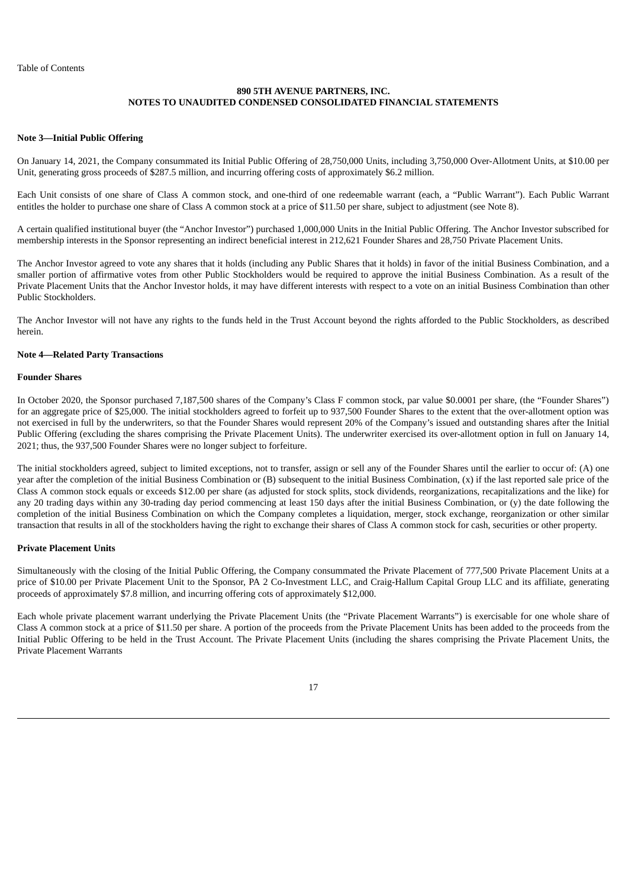**890 5TH AVENUE PARTNERS, INC.**
**NOTES TO UNAUDITED CONDENSED CONSOLIDATED FINANCIAL STATEMENTS**

**Note 3—Initial Public Offering**

On January 14, 2021, the Company consummated its Initial Public Offering of 28,750,000 Units, including 3,750,000 Over-Allotment Units, at $10.00 per Unit, generating gross proceeds of $287.5 million, and incurring offering costs of approximately $6.2 million.

Each Unit consists of one share of Class A common stock, and one-third of one redeemable warrant (each, a "Public Warrant"). Each Public Warrant entitles the holder to purchase one share of Class A common stock at a price of $11.50 per share, subject to adjustment (see Note 8).

A certain qualified institutional buyer (the "Anchor Investor") purchased 1,000,000 Units in the Initial Public Offering. The Anchor Investor subscribed for membership interests in the Sponsor representing an indirect beneficial interest in 212,621 Founder Shares and 28,750 Private Placement Units.

The Anchor Investor agreed to vote any shares that it holds (including any Public Shares that it holds) in favor of the initial Business Combination, and a smaller portion of affirmative votes from other Public Stockholders would be required to approve the initial Business Combination. As a result of the Private Placement Units that the Anchor Investor holds, it may have different interests with respect to a vote on an initial Business Combination than other Public Stockholders.

The Anchor Investor will not have any rights to the funds held in the Trust Account beyond the rights afforded to the Public Stockholders, as described herein.

**Note 4—Related Party Transactions**

**Founder Shares**

In October 2020, the Sponsor purchased 7,187,500 shares of the Company's Class F common stock, par value $0.0001 per share, (the "Founder Shares") for an aggregate price of $25,000. The initial stockholders agreed to forfeit up to 937,500 Founder Shares to the extent that the over-allotment option was not exercised in full by the underwriters, so that the Founder Shares would represent 20% of the Company's issued and outstanding shares after the Initial Public Offering (excluding the shares comprising the Private Placement Units). The underwriter exercised its over-allotment option in full on January 14, 2021; thus, the 937,500 Founder Shares were no longer subject to forfeiture.

The initial stockholders agreed, subject to limited exceptions, not to transfer, assign or sell any of the Founder Shares until the earlier to occur of: (A) one year after the completion of the initial Business Combination or (B) subsequent to the initial Business Combination, (x) if the last reported sale price of the Class A common stock equals or exceeds $12.00 per share (as adjusted for stock splits, stock dividends, reorganizations, recapitalizations and the like) for any 20 trading days within any 30-trading day period commencing at least 150 days after the initial Business Combination, or (y) the date following the completion of the initial Business Combination on which the Company completes a liquidation, merger, stock exchange, reorganization or other similar transaction that results in all of the stockholders having the right to exchange their shares of Class A common stock for cash, securities or other property.

**Private Placement Units**

Simultaneously with the closing of the Initial Public Offering, the Company consummated the Private Placement of 777,500 Private Placement Units at a price of $10.00 per Private Placement Unit to the Sponsor, PA 2 Co-Investment LLC, and Craig-Hallum Capital Group LLC and its affiliate, generating proceeds of approximately $7.8 million, and incurring offering cots of approximately $12,000.

Each whole private placement warrant underlying the Private Placement Units (the "Private Placement Warrants") is exercisable for one whole share of Class A common stock at a price of $11.50 per share. A portion of the proceeds from the Private Placement Units has been added to the proceeds from the Initial Public Offering to be held in the Trust Account. The Private Placement Units (including the shares comprising the Private Placement Units, the Private Placement Warrants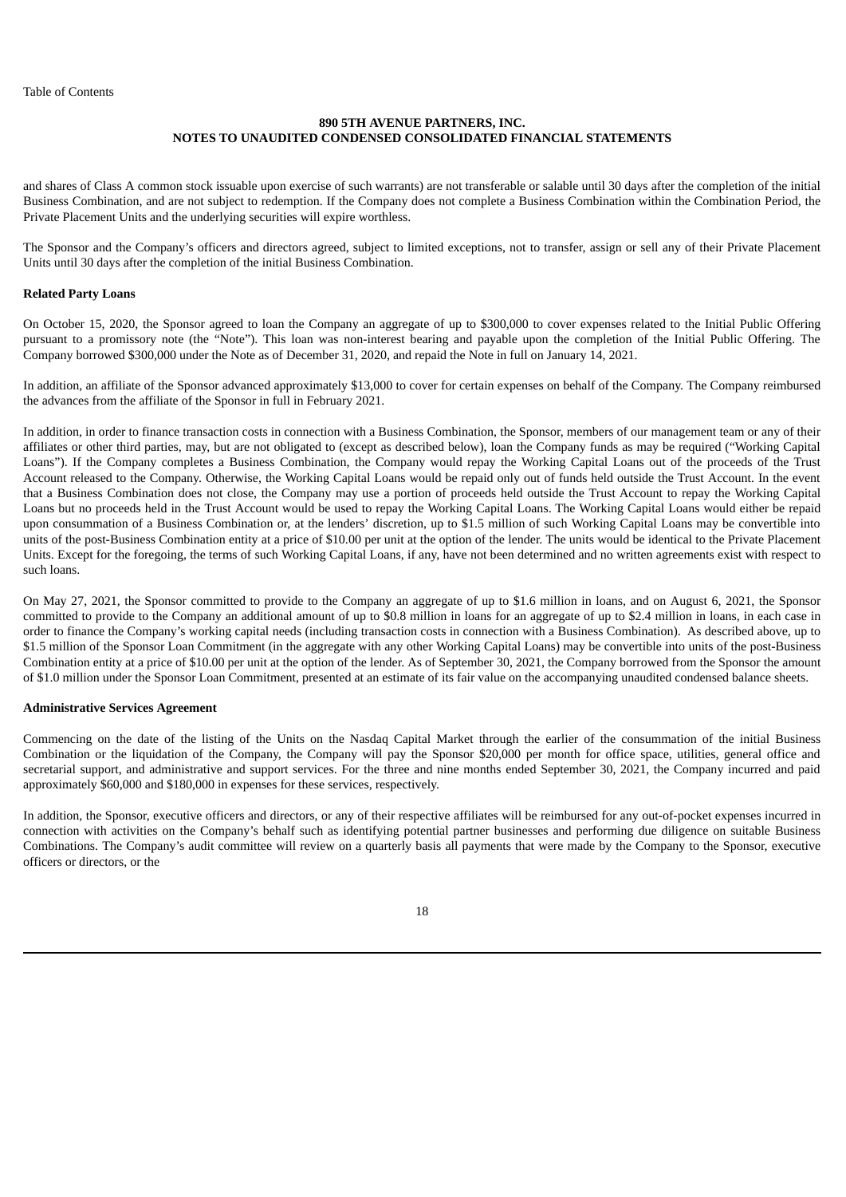and shares of Class A common stock issuable upon exercise of such warrants) are not transferable or salable until 30 days after the completion of the initial Business Combination, and are not subject to redemption. If the Company does not complete a Business Combination within the Combination Period, the Private Placement Units and the underlying securities will expire worthless.

The Sponsor and the Company's officers and directors agreed, subject to limited exceptions, not to transfer, assign or sell any of their Private Placement Units until 30 days after the completion of the initial Business Combination.

**Related Party Loans**

On October 15, 2020, the Sponsor agreed to loan the Company an aggregate of up to $300,000 to cover expenses related to the Initial Public Offering pursuant to a promissory note (the "Note"). This loan was non-interest bearing and payable upon the completion of the Initial Public Offering. The Company borrowed $300,000 under the Note as of December 31, 2020, and repaid the Note in full on January 14, 2021.

In addition, an affiliate of the Sponsor advanced approximately $13,000 to cover for certain expenses on behalf of the Company. The Company reimbursed the advances from the affiliate of the Sponsor in full in February 2021.

In addition, in order to finance transaction costs in connection with a Business Combination, the Sponsor, members of our management team or any of their affiliates or other third parties, may, but are not obligated to (except as described below), loan the Company funds as may be required ("Working Capital Loans"). If the Company completes a Business Combination, the Company would repay the Working Capital Loans out of the proceeds of the Trust Account released to the Company. Otherwise, the Working Capital Loans would be repaid only out of funds held outside the Trust Account. In the event that a Business Combination does not close, the Company may use a portion of proceeds held outside the Trust Account to repay the Working Capital Loans but no proceeds held in the Trust Account would be used to repay the Working Capital Loans. The Working Capital Loans would either be repaid upon consummation of a Business Combination or, at the lenders' discretion, up to $1.5 million of such Working Capital Loans may be convertible into units of the post-Business Combination entity at a price of $10.00 per unit at the option of the lender. The units would be identical to the Private Placement Units. Except for the foregoing, the terms of such Working Capital Loans, if any, have not been determined and no written agreements exist with respect to such loans.

On May 27, 2021, the Sponsor committed to provide to the Company an aggregate of up to $1.6 million in loans, and on August 6, 2021, the Sponsor committed to provide to the Company an additional amount of up to $0.8 million in loans for an aggregate of up to $2.4 million in loans, in each case in order to finance the Company's working capital needs (including transaction costs in connection with a Business Combination). As described above, up to $1.5 million of the Sponsor Loan Commitment (in the aggregate with any other Working Capital Loans) may be convertible into units of the post-Business Combination entity at a price of $10.00 per unit at the option of the lender. As of September 30, 2021, the Company borrowed from the Sponsor the amount of $1.0 million under the Sponsor Loan Commitment, presented at an estimate of its fair value on the accompanying unaudited condensed balance sheets.

**Administrative Services Agreement**

Commencing on the date of the listing of the Units on the Nasdaq Capital Market through the earlier of the consummation of the initial Business Combination or the liquidation of the Company, the Company will pay the Sponsor $20,000 per month for office space, utilities, general office and secretarial support, and administrative and support services. For the three and nine months ended September 30, 2021, the Company incurred and paid approximately $60,000 and $180,000 in expenses for these services, respectively.

In addition, the Sponsor, executive officers and directors, or any of their respective affiliates will be reimbursed for any out-of-pocket expenses incurred in connection with activities on the Company's behalf such as identifying potential partner businesses and performing due diligence on suitable Business Combinations. The Company's audit committee will review on a quarterly basis all payments that were made by the Company to the Sponsor, executive officers or directors, or the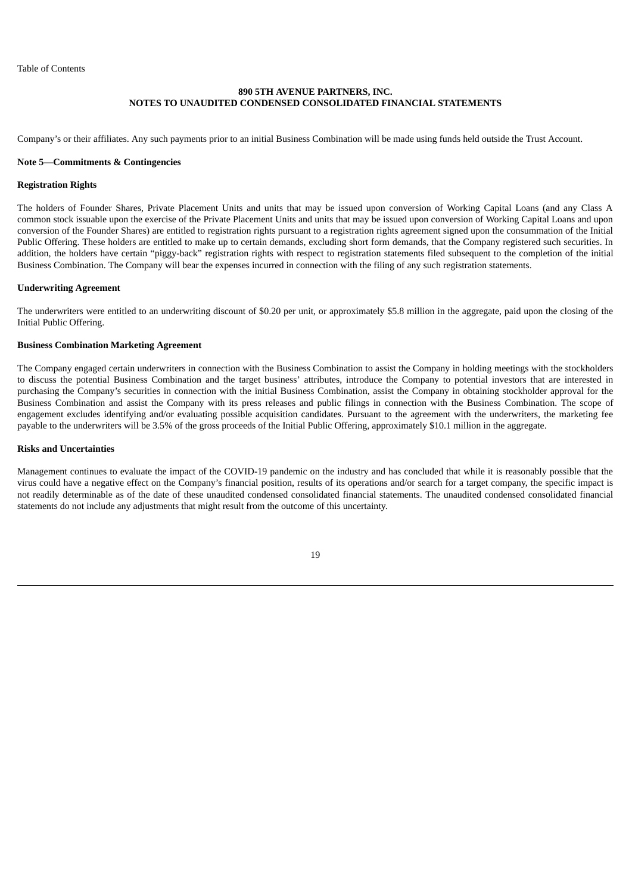Company's or their affiliates. Any such payments prior to an initial Business Combination will be made using funds held outside the Trust Account.

**Note 5—Commitments & Contingencies**

**Registration Rights**

The holders of Founder Shares, Private Placement Units and units that may be issued upon conversion of Working Capital Loans (and any Class A common stock issuable upon the exercise of the Private Placement Units and units that may be issued upon conversion of Working Capital Loans and upon conversion of the Founder Shares) are entitled to registration rights pursuant to a registration rights agreement signed upon the consummation of the Initial Public Offering. These holders are entitled to make up to certain demands, excluding short form demands, that the Company registered such securities. In addition, the holders have certain "piggy-back" registration rights with respect to registration statements filed subsequent to the completion of the initial Business Combination. The Company will bear the expenses incurred in connection with the filing of any such registration statements.

**Underwriting Agreement**

The underwriters were entitled to an underwriting discount of $0.20 per unit, or approximately $5.8 million in the aggregate, paid upon the closing of the Initial Public Offering.

**Business Combination Marketing Agreement**

The Company engaged certain underwriters in connection with the Business Combination to assist the Company in holding meetings with the stockholders to discuss the potential Business Combination and the target business' attributes, introduce the Company to potential investors that are interested in purchasing the Company's securities in connection with the initial Business Combination, assist the Company in obtaining stockholder approval for the Business Combination and assist the Company with its press releases and public filings in connection with the Business Combination. The scope of engagement excludes identifying and/or evaluating possible acquisition candidates. Pursuant to the agreement with the underwriters, the marketing fee payable to the underwriters will be 3.5% of the gross proceeds of the Initial Public Offering, approximately $10.1 million in the aggregate.

**Risks and Uncertainties**

Management continues to evaluate the impact of the COVID-19 pandemic on the industry and has concluded that while it is reasonably possible that the virus could have a negative effect on the Company's financial position, results of its operations and/or search for a target company, the specific impact is not readily determinable as of the date of these unaudited condensed consolidated financial statements. The unaudited condensed consolidated financial statements do not include any adjustments that might result from the outcome of this uncertainty.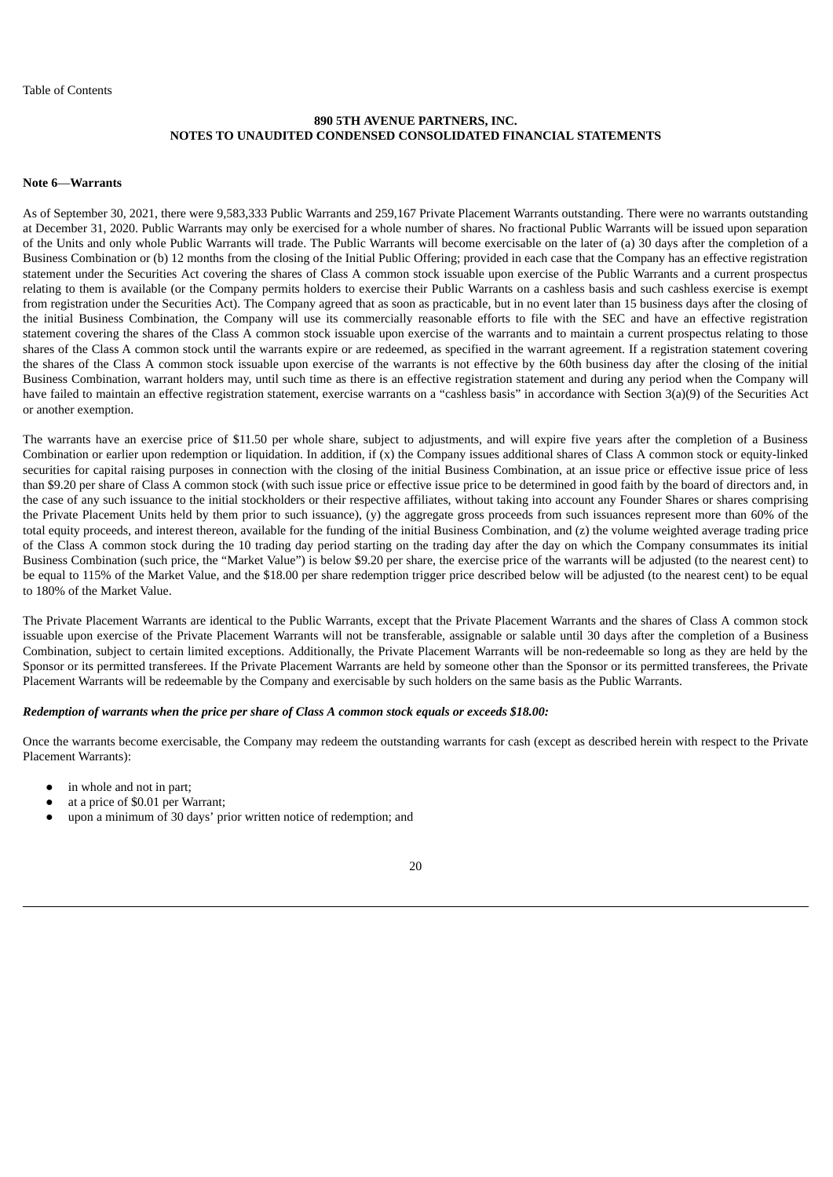**890 5TH AVENUE PARTNERS, INC.**
**NOTES TO UNAUDITED CONDENSED CONSOLIDATED FINANCIAL STATEMENTS**

**Note 6—Warrants**

As of September 30, 2021, there were 9,583,333 Public Warrants and 259,167 Private Placement Warrants outstanding. There were no warrants outstanding at December 31, 2020. Public Warrants may only be exercised for a whole number of shares. No fractional Public Warrants will be issued upon separation of the Units and only whole Public Warrants will trade. The Public Warrants will become exercisable on the later of (a) 30 days after the completion of a Business Combination or (b) 12 months from the closing of the Initial Public Offering; provided in each case that the Company has an effective registration statement under the Securities Act covering the shares of Class A common stock issuable upon exercise of the Public Warrants and a current prospectus relating to them is available (or the Company permits holders to exercise their Public Warrants on a cashless basis and such cashless exercise is exempt from registration under the Securities Act). The Company agreed that as soon as practicable, but in no event later than 15 business days after the closing of the initial Business Combination, the Company will use its commercially reasonable efforts to file with the SEC and have an effective registration statement covering the shares of the Class A common stock issuable upon exercise of the warrants and to maintain a current prospectus relating to those shares of the Class A common stock until the warrants expire or are redeemed, as specified in the warrant agreement. If a registration statement covering the shares of the Class A common stock issuable upon exercise of the warrants is not effective by the 60th business day after the closing of the initial Business Combination, warrant holders may, until such time as there is an effective registration statement and during any period when the Company will have failed to maintain an effective registration statement, exercise warrants on a "cashless basis" in accordance with Section 3(a)(9) of the Securities Act or another exemption.

The warrants have an exercise price of $11.50 per whole share, subject to adjustments, and will expire five years after the completion of a Business Combination or earlier upon redemption or liquidation. In addition, if (x) the Company issues additional shares of Class A common stock or equity-linked securities for capital raising purposes in connection with the closing of the initial Business Combination, at an issue price or effective issue price of less than $9.20 per share of Class A common stock (with such issue price or effective issue price to be determined in good faith by the board of directors and, in the case of any such issuance to the initial stockholders or their respective affiliates, without taking into account any Founder Shares or shares comprising the Private Placement Units held by them prior to such issuance), (y) the aggregate gross proceeds from such issuances represent more than 60% of the total equity proceeds, and interest thereon, available for the funding of the initial Business Combination, and (z) the volume weighted average trading price of the Class A common stock during the 10 trading day period starting on the trading day after the day on which the Company consummates its initial Business Combination (such price, the "Market Value") is below $9.20 per share, the exercise price of the warrants will be adjusted (to the nearest cent) to be equal to 115% of the Market Value, and the $18.00 per share redemption trigger price described below will be adjusted (to the nearest cent) to be equal to 180% of the Market Value.

The Private Placement Warrants are identical to the Public Warrants, except that the Private Placement Warrants and the shares of Class A common stock issuable upon exercise of the Private Placement Warrants will not be transferable, assignable or salable until 30 days after the completion of a Business Combination, subject to certain limited exceptions. Additionally, the Private Placement Warrants will be non-redeemable so long as they are held by the Sponsor or its permitted transferees. If the Private Placement Warrants are held by someone other than the Sponsor or its permitted transferees, the Private Placement Warrants will be redeemable by the Company and exercisable by such holders on the same basis as the Public Warrants.

***Redemption of warrants when the price per share of Class A common stock equals or exceeds $18.00:***

Once the warrants become exercisable, the Company may redeem the outstanding warrants for cash (except as described herein with respect to the Private Placement Warrants):

- in whole and not in part;
- at a price of $0.01 per Warrant;
- upon a minimum of 30 days' prior written notice of redemption; and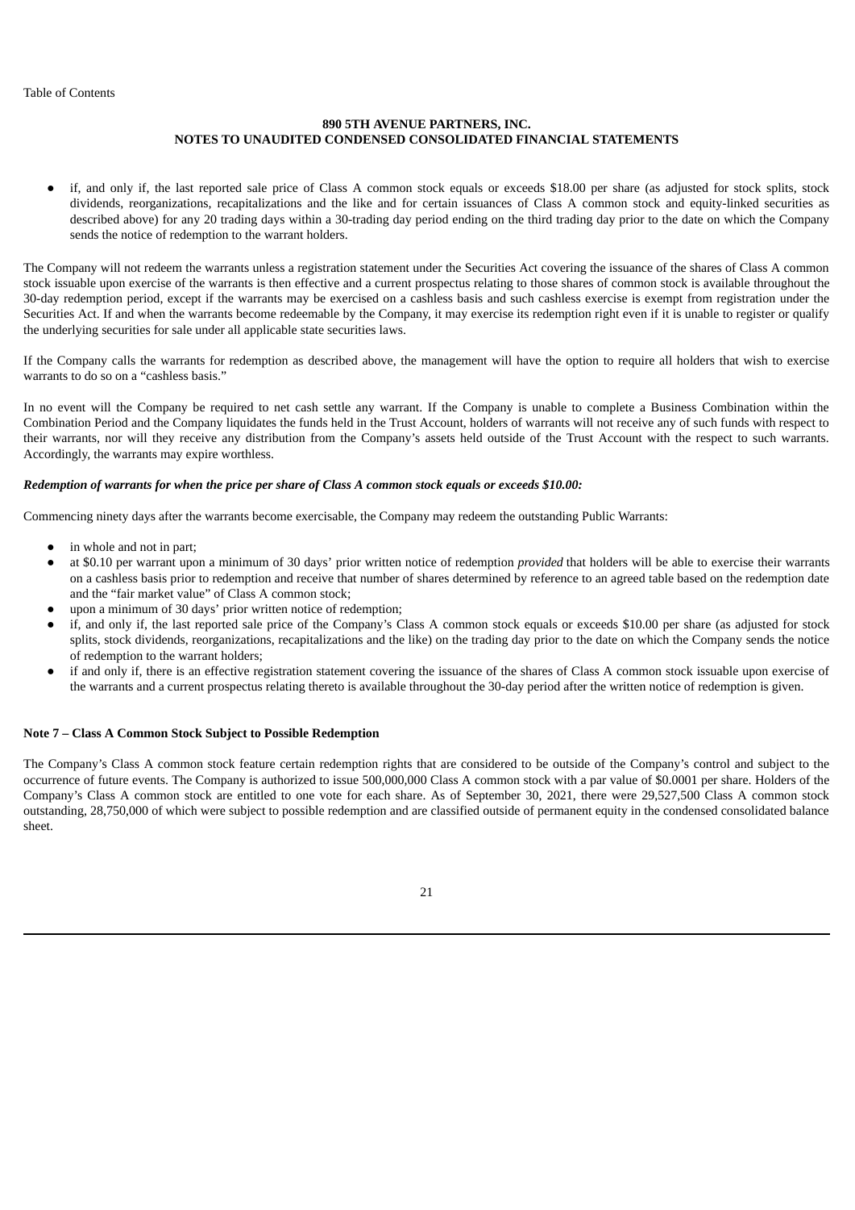- if, and only if, the last reported sale price of Class A common stock equals or exceeds $18.00 per share (as adjusted for stock splits, stock dividends, reorganizations, recapitalizations and the like and for certain issuances of Class A common stock and equity-linked securities as described above) for any 20 trading days within a 30-trading day period ending on the third trading day prior to the date on which the Company sends the notice of redemption to the warrant holders.

The Company will not redeem the warrants unless a registration statement under the Securities Act covering the issuance of the shares of Class A common stock issuable upon exercise of the warrants is then effective and a current prospectus relating to those shares of common stock is available throughout the 30-day redemption period, except if the warrants may be exercised on a cashless basis and such cashless exercise is exempt from registration under the Securities Act. If and when the warrants become redeemable by the Company, it may exercise its redemption right even if it is unable to register or qualify the underlying securities for sale under all applicable state securities laws.

If the Company calls the warrants for redemption as described above, the management will have the option to require all holders that wish to exercise warrants to do so on a "cashless basis."

In no event will the Company be required to net cash settle any warrant. If the Company is unable to complete a Business Combination within the Combination Period and the Company liquidates the funds held in the Trust Account, holders of warrants will not receive any of such funds with respect to their warrants, nor will they receive any distribution from the Company's assets held outside of the Trust Account with the respect to such warrants. Accordingly, the warrants may expire worthless.

***Redemption of warrants for when the price per share of Class A common stock equals or exceeds $10.00:***

Commencing ninety days after the warrants become exercisable, the Company may redeem the outstanding Public Warrants:

- in whole and not in part;
- at $0.10 per warrant upon a minimum of 30 days' prior written notice of redemption *provided* that holders will be able to exercise their warrants on a cashless basis prior to redemption and receive that number of shares determined by reference to an agreed table based on the redemption date and the "fair market value" of Class A common stock;
- upon a minimum of 30 days' prior written notice of redemption;
- if, and only if, the last reported sale price of the Company's Class A common stock equals or exceeds $10.00 per share (as adjusted for stock splits, stock dividends, reorganizations, recapitalizations and the like) on the trading day prior to the date on which the Company sends the notice of redemption to the warrant holders;
- if and only if, there is an effective registration statement covering the issuance of the shares of Class A common stock issuable upon exercise of the warrants and a current prospectus relating thereto is available throughout the 30-day period after the written notice of redemption is given.

**Note 7 – Class A Common Stock Subject to Possible Redemption**

The Company's Class A common stock feature certain redemption rights that are considered to be outside of the Company's control and subject to the occurrence of future events. The Company is authorized to issue 500,000,000 Class A common stock with a par value of $0.0001 per share. Holders of the Company's Class A common stock are entitled to one vote for each share. As of September 30, 2021, there were 29,527,500 Class A common stock outstanding, 28,750,000 of which were subject to possible redemption and are classified outside of permanent equity in the condensed consolidated balance sheet.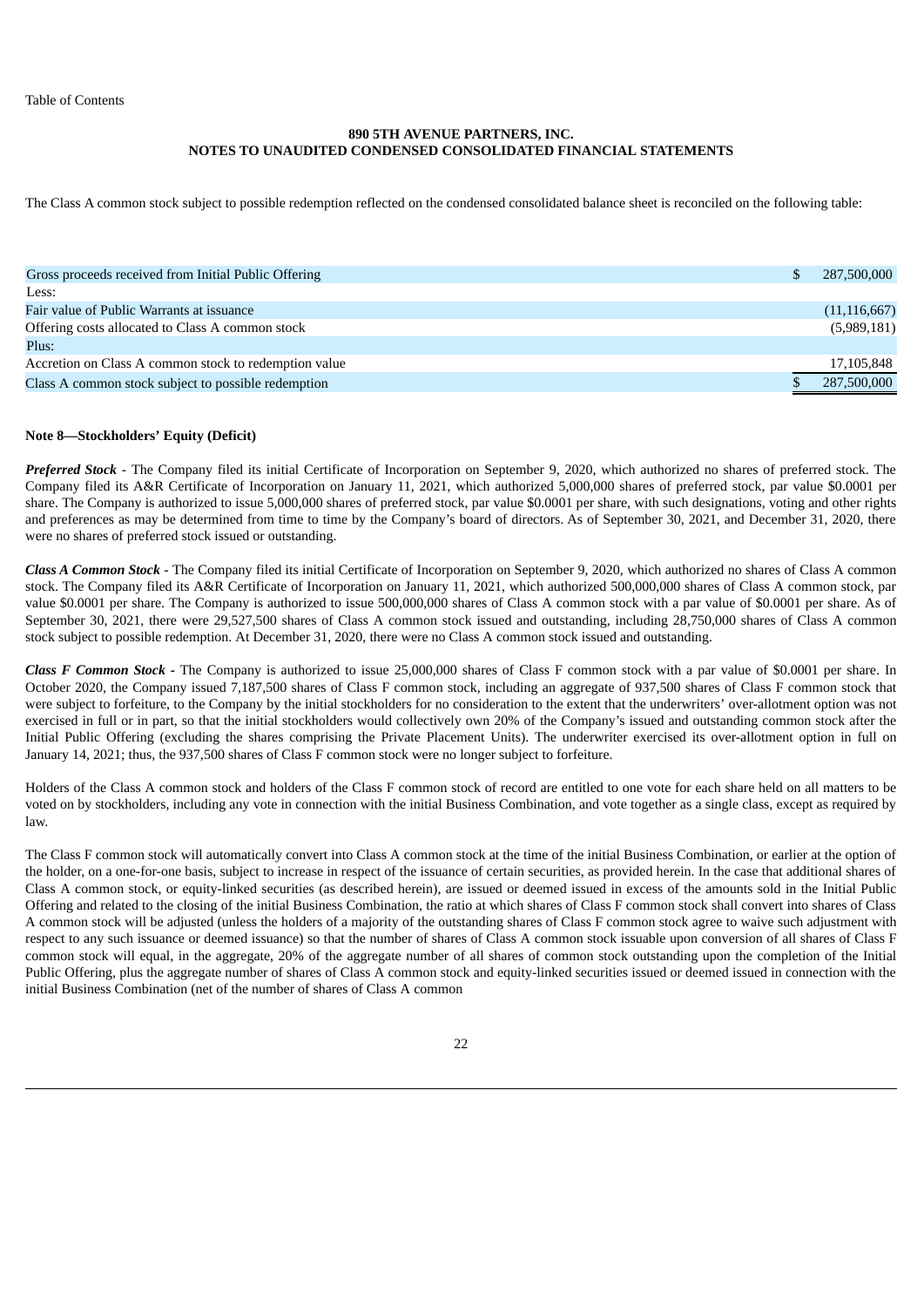**890 5TH AVENUE PARTNERS, INC.**
**NOTES TO UNAUDITED CONDENSED CONSOLIDATED FINANCIAL STATEMENTS**

The Class A common stock subject to possible redemption reflected on the condensed consolidated balance sheet is reconciled on the following table:

| | |
|---|---|
| Gross proceeds received from Initial Public Offering | $ 287,500,000 |
| Less: | |
| Fair value of Public Warrants at issuance | (11,116,667) |
| Offering costs allocated to Class A common stock | (5,989,181) |
| Plus: | |
| Accretion on Class A common stock to redemption value | 17,105,848 |
| Class A common stock subject to possible redemption | $ 287,500,000 |

**Note 8—Stockholders' Equity (Deficit)**

***Preferred Stock*** - The Company filed its initial Certificate of Incorporation on September 9, 2020, which authorized no shares of preferred stock. The Company filed its A&R Certificate of Incorporation on January 11, 2021, which authorized 5,000,000 shares of preferred stock, par value $0.0001 per share. The Company is authorized to issue 5,000,000 shares of preferred stock, par value $0.0001 per share, with such designations, voting and other rights and preferences as may be determined from time to time by the Company's board of directors. As of September 30, 2021, and December 31, 2020, there were no shares of preferred stock issued or outstanding.

***Class A Common Stock*** - The Company filed its initial Certificate of Incorporation on September 9, 2020, which authorized no shares of Class A common stock. The Company filed its A&R Certificate of Incorporation on January 11, 2021, which authorized 500,000,000 shares of Class A common stock, par value $0.0001 per share. The Company is authorized to issue 500,000,000 shares of Class A common stock with a par value of $0.0001 per share. As of September 30, 2021, there were 29,527,500 shares of Class A common stock issued and outstanding, including 28,750,000 shares of Class A common stock subject to possible redemption. At December 31, 2020, there were no Class A common stock issued and outstanding.

***Class F Common Stock*** - The Company is authorized to issue 25,000,000 shares of Class F common stock with a par value of $0.0001 per share. In October 2020, the Company issued 7,187,500 shares of Class F common stock, including an aggregate of 937,500 shares of Class F common stock that were subject to forfeiture, to the Company by the initial stockholders for no consideration to the extent that the underwriters' over-allotment option was not exercised in full or in part, so that the initial stockholders would collectively own 20% of the Company's issued and outstanding common stock after the Initial Public Offering (excluding the shares comprising the Private Placement Units). The underwriter exercised its over-allotment option in full on January 14, 2021; thus, the 937,500 shares of Class F common stock were no longer subject to forfeiture.

Holders of the Class A common stock and holders of the Class F common stock of record are entitled to one vote for each share held on all matters to be voted on by stockholders, including any vote in connection with the initial Business Combination, and vote together as a single class, except as required by law.

The Class F common stock will automatically convert into Class A common stock at the time of the initial Business Combination, or earlier at the option of the holder, on a one-for-one basis, subject to increase in respect of the issuance of certain securities, as provided herein. In the case that additional shares of Class A common stock, or equity-linked securities (as described herein), are issued or deemed issued in excess of the amounts sold in the Initial Public Offering and related to the closing of the initial Business Combination, the ratio at which shares of Class F common stock shall convert into shares of Class A common stock will be adjusted (unless the holders of a majority of the outstanding shares of Class F common stock agree to waive such adjustment with respect to any such issuance or deemed issuance) so that the number of shares of Class A common stock issuable upon conversion of all shares of Class F common stock will equal, in the aggregate, 20% of the aggregate number of all shares of common stock outstanding upon the completion of the Initial Public Offering, plus the aggregate number of shares of Class A common stock and equity-linked securities issued or deemed issued in connection with the initial Business Combination (net of the number of shares of Class A common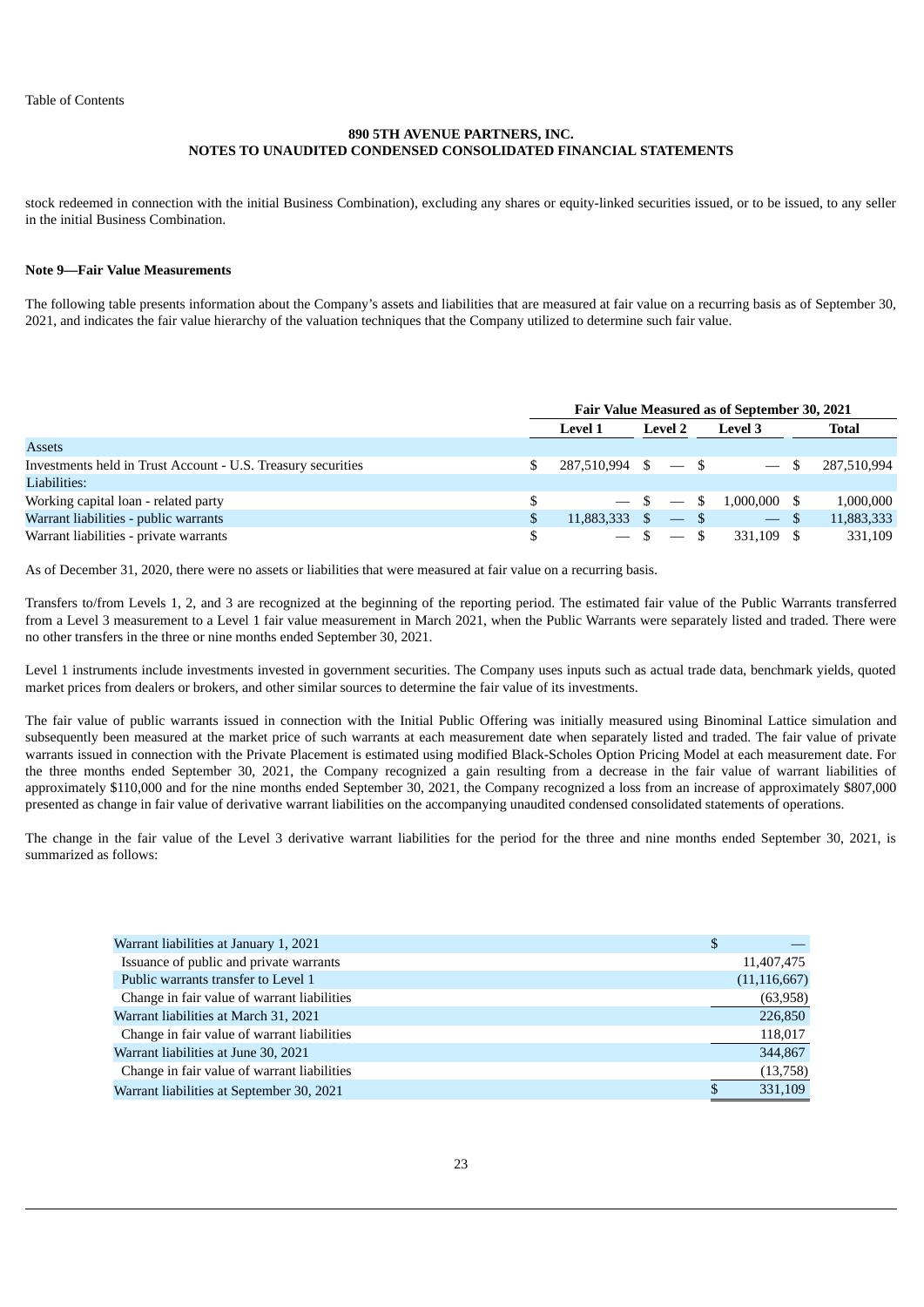stock redeemed in connection with the initial Business Combination), excluding any shares or equity-linked securities issued, or to be issued, to any seller in the initial Business Combination.

**Note 9—Fair Value Measurements**

The following table presents information about the Company's assets and liabilities that are measured at fair value on a recurring basis as of September 30, 2021, and indicates the fair value hierarchy of the valuation techniques that the Company utilized to determine such fair value.

| | Fair Value Measured as of September 30, 2021 | | | |
|---|---|---|---|---|
| | Level 1 | Level 2 | Level 3 | Total |
| Assets | | | | |
| Investments held in Trust Account - U.S. Treasury securities | $ 287,510,994 | $ — | $ — | $ 287,510,994 |
| Liabilities: | | | | |
| Working capital loan - related party | $ — | $ — | $ 1,000,000 | $ 1,000,000 |
| Warrant liabilities - public warrants | $ 11,883,333 | $ — | $ — | $ 11,883,333 |
| Warrant liabilities - private warrants | $ — | $ — | $ 331,109 | $ 331,109 |

As of December 31, 2020, there were no assets or liabilities that were measured at fair value on a recurring basis.

Transfers to/from Levels 1, 2, and 3 are recognized at the beginning of the reporting period. The estimated fair value of the Public Warrants transferred from a Level 3 measurement to a Level 1 fair value measurement in March 2021, when the Public Warrants were separately listed and traded. There were no other transfers in the three or nine months ended September 30, 2021.

Level 1 instruments include investments invested in government securities. The Company uses inputs such as actual trade data, benchmark yields, quoted market prices from dealers or brokers, and other similar sources to determine the fair value of its investments.

The fair value of public warrants issued in connection with the Initial Public Offering was initially measured using Binominal Lattice simulation and subsequently been measured at the market price of such warrants at each measurement date when separately listed and traded. The fair value of private warrants issued in connection with the Private Placement is estimated using modified Black-Scholes Option Pricing Model at each measurement date. For the three months ended September 30, 2021, the Company recognized a gain resulting from a decrease in the fair value of warrant liabilities of approximately $110,000 and for the nine months ended September 30, 2021, the Company recognized a loss from an increase of approximately $807,000 presented as change in fair value of derivative warrant liabilities on the accompanying unaudited condensed consolidated statements of operations.

The change in the fair value of the Level 3 derivative warrant liabilities for the period for the three and nine months ended September 30, 2021, is summarized as follows:

| | |
|---|---|
| Warrant liabilities at January 1, 2021 | $ — |
| Issuance of public and private warrants | 11,407,475 |
| Public warrants transfer to Level 1 | (11,116,667) |
| Change in fair value of warrant liabilities | (63,958) |
| Warrant liabilities at March 31, 2021 | 226,850 |
| Change in fair value of warrant liabilities | 118,017 |
| Warrant liabilities at June 30, 2021 | 344,867 |
| Change in fair value of warrant liabilities | (13,758) |
| Warrant liabilities at September 30, 2021 | $ 331,109 |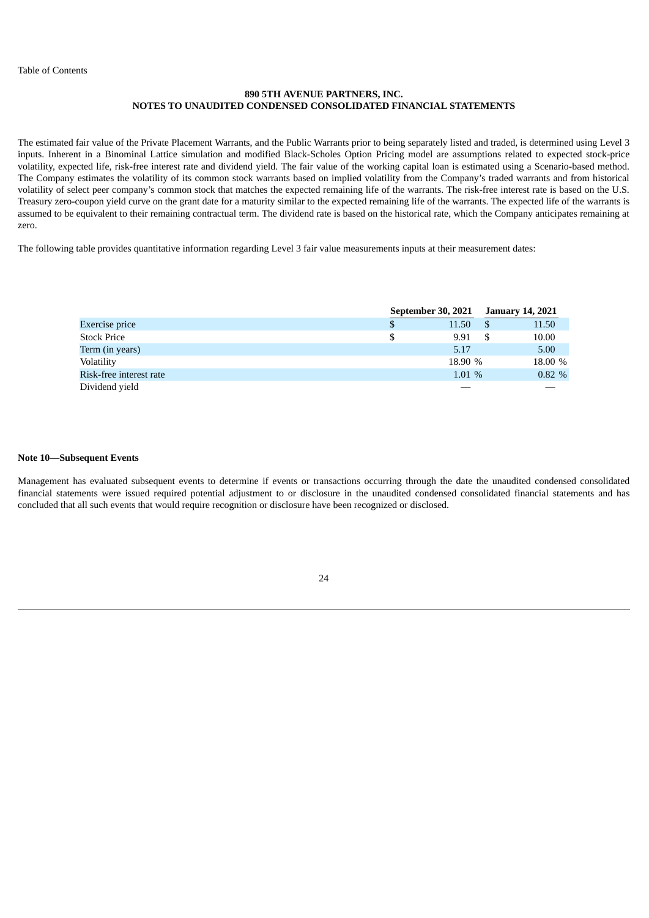890 5TH AVENUE PARTNERS, INC.
NOTES TO UNAUDITED CONDENSED CONSOLIDATED FINANCIAL STATEMENTS

The estimated fair value of the Private Placement Warrants, and the Public Warrants prior to being separately listed and traded, is determined using Level 3 inputs. Inherent in a Binominal Lattice simulation and modified Black-Scholes Option Pricing model are assumptions related to expected stock-price volatility, expected life, risk-free interest rate and dividend yield. The fair value of the working capital loan is estimated using a Scenario-based method. The Company estimates the volatility of its common stock warrants based on implied volatility from the Company's traded warrants and from historical volatility of select peer company's common stock that matches the expected remaining life of the warrants. The risk-free interest rate is based on the U.S. Treasury zero-coupon yield curve on the grant date for a maturity similar to the expected remaining life of the warrants. The expected life of the warrants is assumed to be equivalent to their remaining contractual term. The dividend rate is based on the historical rate, which the Company anticipates remaining at zero.

The following table provides quantitative information regarding Level 3 fair value measurements inputs at their measurement dates:

| | September 30, 2021 | January 14, 2021 |
|---|---|---|
| Exercise price | $ 11.50 | $ 11.50 |
| Stock Price | $ 9.91 | $ 10.00 |
| Term (in years) | 5.17 | 5.00 |
| Volatility | 18.90 % | 18.00 % |
| Risk-free interest rate | 1.01 % | 0.82 % |
| Dividend yield | — | — |

**Note 10—Subsequent Events**

Management has evaluated subsequent events to determine if events or transactions occurring through the date the unaudited condensed consolidated financial statements were issued required potential adjustment to or disclosure in the unaudited condensed consolidated financial statements and has concluded that all such events that would require recognition or disclosure have been recognized or disclosed.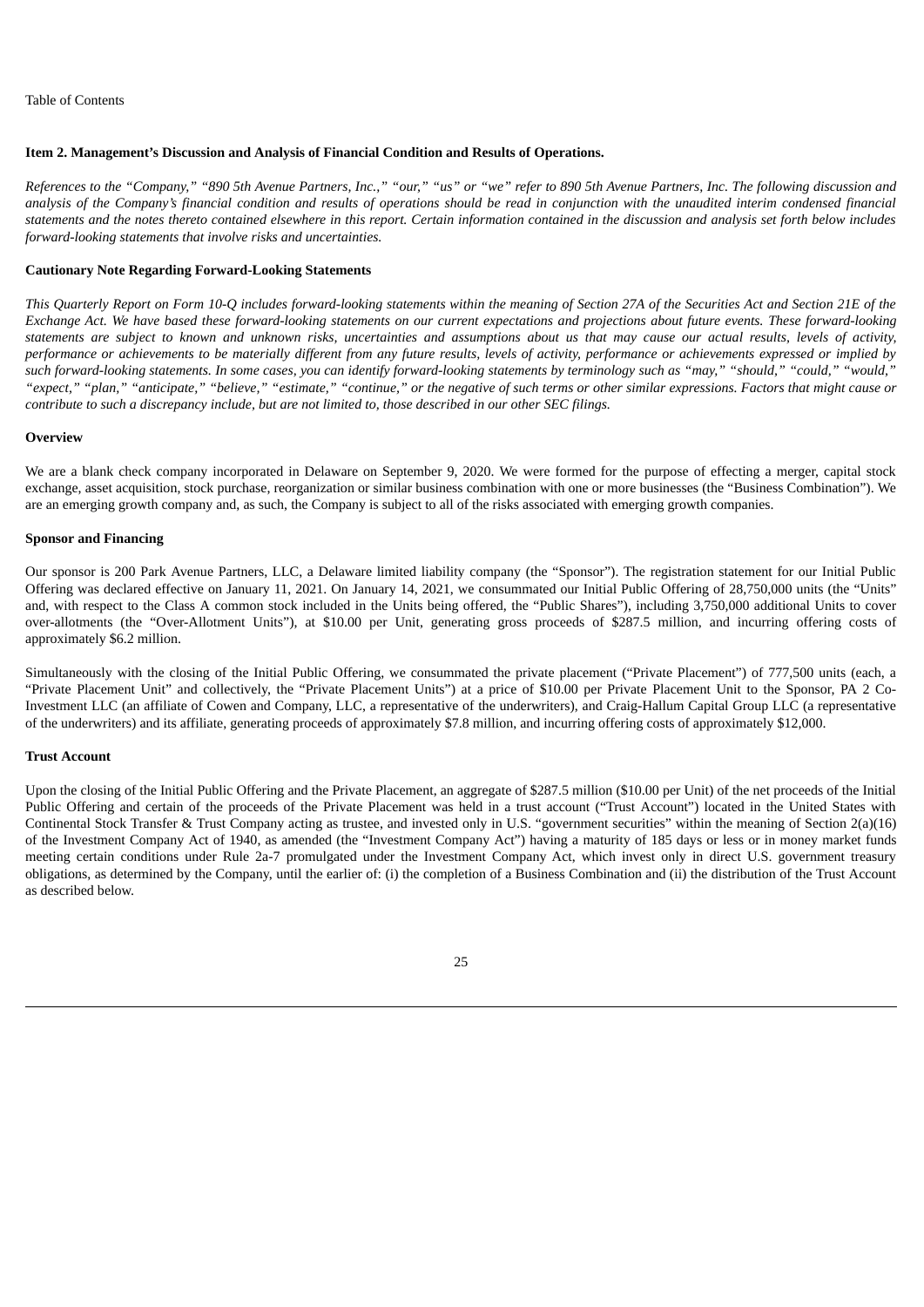### Item 2. Management's Discussion and Analysis of Financial Condition and Results of Operations.

*References to the "Company," "890 5th Avenue Partners, Inc.," "our," "us" or "we" refer to 890 5th Avenue Partners, Inc. The following discussion and analysis of the Company's financial condition and results of operations should be read in conjunction with the unaudited interim condensed financial statements and the notes thereto contained elsewhere in this report. Certain information contained in the discussion and analysis set forth below includes forward-looking statements that involve risks and uncertainties.*

#### Cautionary Note Regarding Forward-Looking Statements

*This Quarterly Report on Form 10-Q includes forward-looking statements within the meaning of Section 27A of the Securities Act and Section 21E of the Exchange Act. We have based these forward-looking statements on our current expectations and projections about future events. These forward-looking statements are subject to known and unknown risks, uncertainties and assumptions about us that may cause our actual results, levels of activity, performance or achievements to be materially different from any future results, levels of activity, performance or achievements expressed or implied by such forward-looking statements. In some cases, you can identify forward-looking statements by terminology such as "may," "should," "could," "would," "expect," "plan," "anticipate," "believe," "estimate," "continue," or the negative of such terms or other similar expressions. Factors that might cause or contribute to such a discrepancy include, but are not limited to, those described in our other SEC filings.*

#### Overview

We are a blank check company incorporated in Delaware on September 9, 2020. We were formed for the purpose of effecting a merger, capital stock exchange, asset acquisition, stock purchase, reorganization or similar business combination with one or more businesses (the "Business Combination"). We are an emerging growth company and, as such, the Company is subject to all of the risks associated with emerging growth companies.

#### Sponsor and Financing

Our sponsor is 200 Park Avenue Partners, LLC, a Delaware limited liability company (the "Sponsor"). The registration statement for our Initial Public Offering was declared effective on January 11, 2021. On January 14, 2021, we consummated our Initial Public Offering of 28,750,000 units (the "Units" and, with respect to the Class A common stock included in the Units being offered, the "Public Shares"), including 3,750,000 additional Units to cover over-allotments (the "Over-Allotment Units"), at $10.00 per Unit, generating gross proceeds of $287.5 million, and incurring offering costs of approximately $6.2 million.

Simultaneously with the closing of the Initial Public Offering, we consummated the private placement ("Private Placement") of 777,500 units (each, a "Private Placement Unit" and collectively, the "Private Placement Units") at a price of $10.00 per Private Placement Unit to the Sponsor, PA 2 Co-Investment LLC (an affiliate of Cowen and Company, LLC, a representative of the underwriters), and Craig-Hallum Capital Group LLC (a representative of the underwriters) and its affiliate, generating proceeds of approximately $7.8 million, and incurring offering costs of approximately $12,000.

#### Trust Account

Upon the closing of the Initial Public Offering and the Private Placement, an aggregate of $287.5 million ($10.00 per Unit) of the net proceeds of the Initial Public Offering and certain of the proceeds of the Private Placement was held in a trust account ("Trust Account") located in the United States with Continental Stock Transfer & Trust Company acting as trustee, and invested only in U.S. "government securities" within the meaning of Section 2(a)(16) of the Investment Company Act of 1940, as amended (the "Investment Company Act") having a maturity of 185 days or less or in money market funds meeting certain conditions under Rule 2a-7 promulgated under the Investment Company Act, which invest only in direct U.S. government treasury obligations, as determined by the Company, until the earlier of: (i) the completion of a Business Combination and (ii) the distribution of the Trust Account as described below.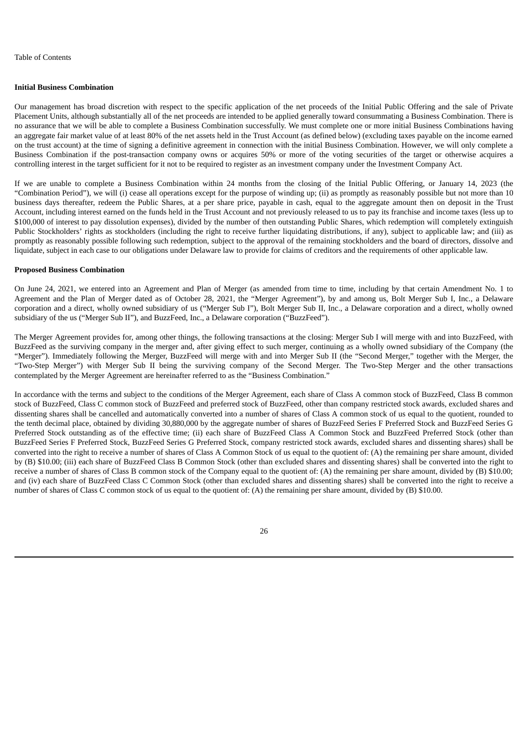Table of Contents

**Initial Business Combination**

Our management has broad discretion with respect to the specific application of the net proceeds of the Initial Public Offering and the sale of Private Placement Units, although substantially all of the net proceeds are intended to be applied generally toward consummating a Business Combination. There is no assurance that we will be able to complete a Business Combination successfully. We must complete one or more initial Business Combinations having an aggregate fair market value of at least 80% of the net assets held in the Trust Account (as defined below) (excluding taxes payable on the income earned on the trust account) at the time of signing a definitive agreement in connection with the initial Business Combination. However, we will only complete a Business Combination if the post-transaction company owns or acquires 50% or more of the voting securities of the target or otherwise acquires a controlling interest in the target sufficient for it not to be required to register as an investment company under the Investment Company Act.

If we are unable to complete a Business Combination within 24 months from the closing of the Initial Public Offering, or January 14, 2023 (the "Combination Period"), we will (i) cease all operations except for the purpose of winding up; (ii) as promptly as reasonably possible but not more than 10 business days thereafter, redeem the Public Shares, at a per share price, payable in cash, equal to the aggregate amount then on deposit in the Trust Account, including interest earned on the funds held in the Trust Account and not previously released to us to pay its franchise and income taxes (less up to $100,000 of interest to pay dissolution expenses), divided by the number of then outstanding Public Shares, which redemption will completely extinguish Public Stockholders' rights as stockholders (including the right to receive further liquidating distributions, if any), subject to applicable law; and (iii) as promptly as reasonably possible following such redemption, subject to the approval of the remaining stockholders and the board of directors, dissolve and liquidate, subject in each case to our obligations under Delaware law to provide for claims of creditors and the requirements of other applicable law.

**Proposed Business Combination**

On June 24, 2021, we entered into an Agreement and Plan of Merger (as amended from time to time, including by that certain Amendment No. 1 to Agreement and the Plan of Merger dated as of October 28, 2021, the "Merger Agreement"), by and among us, Bolt Merger Sub I, Inc., a Delaware corporation and a direct, wholly owned subsidiary of us ("Merger Sub I"), Bolt Merger Sub II, Inc., a Delaware corporation and a direct, wholly owned subsidiary of the us ("Merger Sub II"), and BuzzFeed, Inc., a Delaware corporation ("BuzzFeed").

The Merger Agreement provides for, among other things, the following transactions at the closing: Merger Sub I will merge with and into BuzzFeed, with BuzzFeed as the surviving company in the merger and, after giving effect to such merger, continuing as a wholly owned subsidiary of the Company (the "Merger"). Immediately following the Merger, BuzzFeed will merge with and into Merger Sub II (the "Second Merger," together with the Merger, the "Two-Step Merger") with Merger Sub II being the surviving company of the Second Merger. The Two-Step Merger and the other transactions contemplated by the Merger Agreement are hereinafter referred to as the "Business Combination."

In accordance with the terms and subject to the conditions of the Merger Agreement, each share of Class A common stock of BuzzFeed, Class B common stock of BuzzFeed, Class C common stock of BuzzFeed and preferred stock of BuzzFeed, other than company restricted stock awards, excluded shares and dissenting shares shall be cancelled and automatically converted into a number of shares of Class A common stock of us equal to the quotient, rounded to the tenth decimal place, obtained by dividing 30,880,000 by the aggregate number of shares of BuzzFeed Series F Preferred Stock and BuzzFeed Series G Preferred Stock outstanding as of the effective time; (ii) each share of BuzzFeed Class A Common Stock and BuzzFeed Preferred Stock (other than BuzzFeed Series F Preferred Stock, BuzzFeed Series G Preferred Stock, company restricted stock awards, excluded shares and dissenting shares) shall be converted into the right to receive a number of shares of Class A Common Stock of us equal to the quotient of: (A) the remaining per share amount, divided by (B) $10.00; (iii) each share of BuzzFeed Class B Common Stock (other than excluded shares and dissenting shares) shall be converted into the right to receive a number of shares of Class B common stock of the Company equal to the quotient of: (A) the remaining per share amount, divided by (B) $10.00; and (iv) each share of BuzzFeed Class C Common Stock (other than excluded shares and dissenting shares) shall be converted into the right to receive a number of shares of Class C common stock of us equal to the quotient of: (A) the remaining per share amount, divided by (B) $10.00.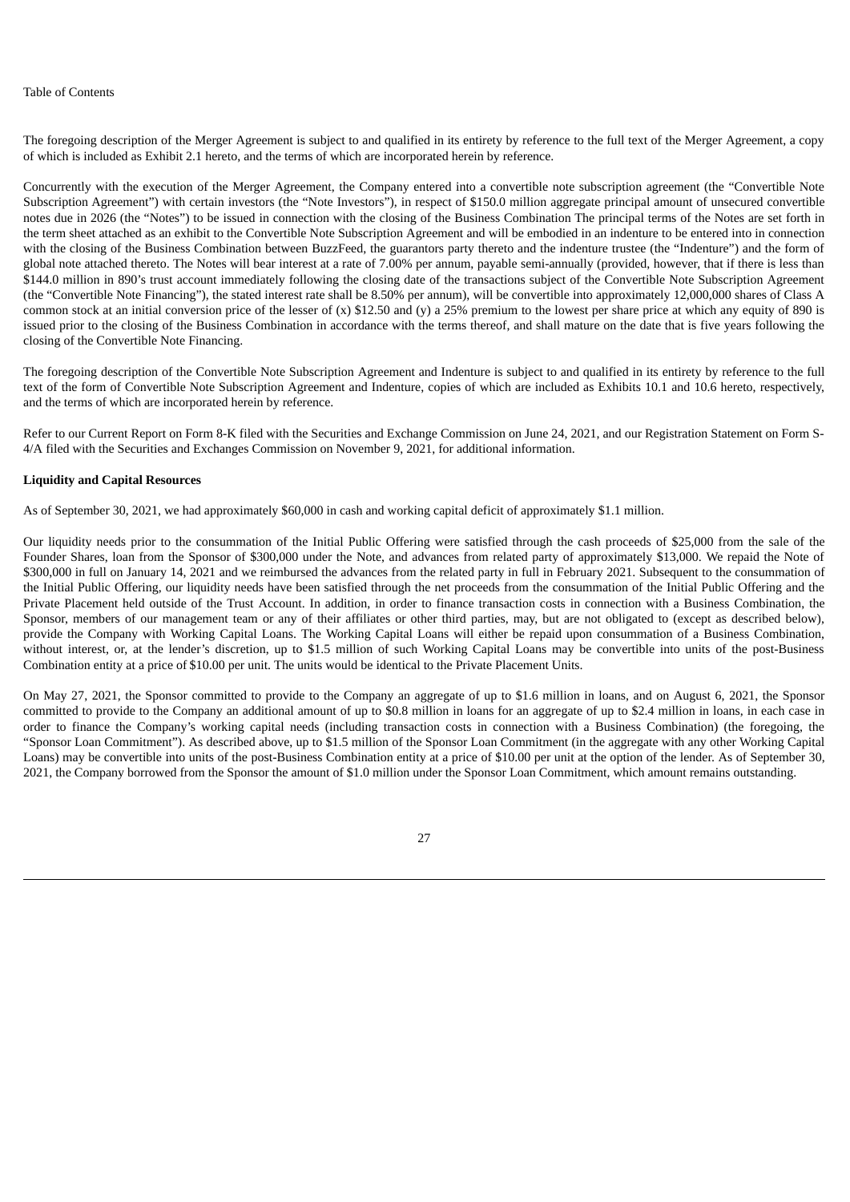The foregoing description of the Merger Agreement is subject to and qualified in its entirety by reference to the full text of the Merger Agreement, a copy of which is included as Exhibit 2.1 hereto, and the terms of which are incorporated herein by reference.

Concurrently with the execution of the Merger Agreement, the Company entered into a convertible note subscription agreement (the "Convertible Note Subscription Agreement") with certain investors (the "Note Investors"), in respect of $150.0 million aggregate principal amount of unsecured convertible notes due in 2026 (the "Notes") to be issued in connection with the closing of the Business Combination The principal terms of the Notes are set forth in the term sheet attached as an exhibit to the Convertible Note Subscription Agreement and will be embodied in an indenture to be entered into in connection with the closing of the Business Combination between BuzzFeed, the guarantors party thereto and the indenture trustee (the "Indenture") and the form of global note attached thereto. The Notes will bear interest at a rate of 7.00% per annum, payable semi-annually (provided, however, that if there is less than $144.0 million in 890's trust account immediately following the closing date of the transactions subject of the Convertible Note Subscription Agreement (the "Convertible Note Financing"), the stated interest rate shall be 8.50% per annum), will be convertible into approximately 12,000,000 shares of Class A common stock at an initial conversion price of the lesser of (x) $12.50 and (y) a 25% premium to the lowest per share price at which any equity of 890 is issued prior to the closing of the Business Combination in accordance with the terms thereof, and shall mature on the date that is five years following the closing of the Convertible Note Financing.

The foregoing description of the Convertible Note Subscription Agreement and Indenture is subject to and qualified in its entirety by reference to the full text of the form of Convertible Note Subscription Agreement and Indenture, copies of which are included as Exhibits 10.1 and 10.6 hereto, respectively, and the terms of which are incorporated herein by reference.

Refer to our Current Report on Form 8-K filed with the Securities and Exchange Commission on June 24, 2021, and our Registration Statement on Form S-4/A filed with the Securities and Exchanges Commission on November 9, 2021, for additional information.

**Liquidity and Capital Resources**

As of September 30, 2021, we had approximately $60,000 in cash and working capital deficit of approximately $1.1 million.

Our liquidity needs prior to the consummation of the Initial Public Offering were satisfied through the cash proceeds of $25,000 from the sale of the Founder Shares, loan from the Sponsor of $300,000 under the Note, and advances from related party of approximately $13,000. We repaid the Note of $300,000 in full on January 14, 2021 and we reimbursed the advances from the related party in full in February 2021. Subsequent to the consummation of the Initial Public Offering, our liquidity needs have been satisfied through the net proceeds from the consummation of the Initial Public Offering and the Private Placement held outside of the Trust Account. In addition, in order to finance transaction costs in connection with a Business Combination, the Sponsor, members of our management team or any of their affiliates or other third parties, may, but are not obligated to (except as described below), provide the Company with Working Capital Loans. The Working Capital Loans will either be repaid upon consummation of a Business Combination, without interest, or, at the lender's discretion, up to $1.5 million of such Working Capital Loans may be convertible into units of the post-Business Combination entity at a price of $10.00 per unit. The units would be identical to the Private Placement Units.

On May 27, 2021, the Sponsor committed to provide to the Company an aggregate of up to $1.6 million in loans, and on August 6, 2021, the Sponsor committed to provide to the Company an additional amount of up to $0.8 million in loans for an aggregate of up to $2.4 million in loans, in each case in order to finance the Company's working capital needs (including transaction costs in connection with a Business Combination) (the foregoing, the "Sponsor Loan Commitment"). As described above, up to $1.5 million of the Sponsor Loan Commitment (in the aggregate with any other Working Capital Loans) may be convertible into units of the post-Business Combination entity at a price of $10.00 per unit at the option of the lender. As of September 30, 2021, the Company borrowed from the Sponsor the amount of $1.0 million under the Sponsor Loan Commitment, which amount remains outstanding.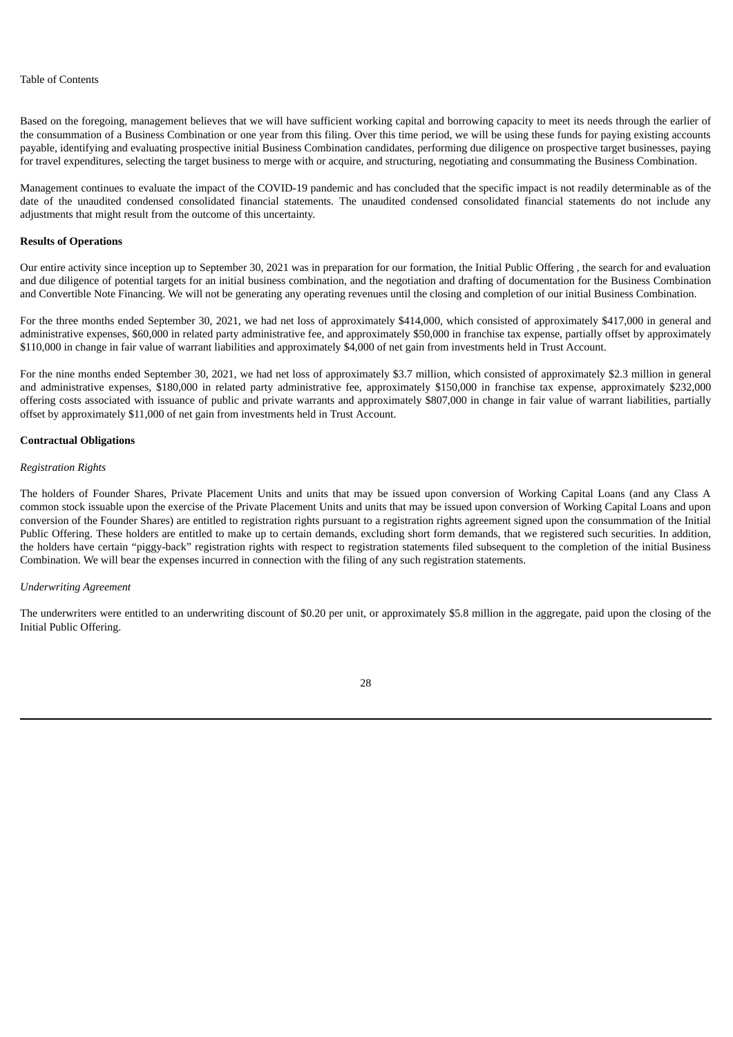Based on the foregoing, management believes that we will have sufficient working capital and borrowing capacity to meet its needs through the earlier of the consummation of a Business Combination or one year from this filing. Over this time period, we will be using these funds for paying existing accounts payable, identifying and evaluating prospective initial Business Combination candidates, performing due diligence on prospective target businesses, paying for travel expenditures, selecting the target business to merge with or acquire, and structuring, negotiating and consummating the Business Combination.

Management continues to evaluate the impact of the COVID-19 pandemic and has concluded that the specific impact is not readily determinable as of the date of the unaudited condensed consolidated financial statements. The unaudited condensed consolidated financial statements do not include any adjustments that might result from the outcome of this uncertainty.

**Results of Operations**

Our entire activity since inception up to September 30, 2021 was in preparation for our formation, the Initial Public Offering , the search for and evaluation and due diligence of potential targets for an initial business combination, and the negotiation and drafting of documentation for the Business Combination and Convertible Note Financing. We will not be generating any operating revenues until the closing and completion of our initial Business Combination.

For the three months ended September 30, 2021, we had net loss of approximately $414,000, which consisted of approximately $417,000 in general and administrative expenses, $60,000 in related party administrative fee, and approximately $50,000 in franchise tax expense, partially offset by approximately $110,000 in change in fair value of warrant liabilities and approximately $4,000 of net gain from investments held in Trust Account.

For the nine months ended September 30, 2021, we had net loss of approximately $3.7 million, which consisted of approximately $2.3 million in general and administrative expenses, $180,000 in related party administrative fee, approximately $150,000 in franchise tax expense, approximately $232,000 offering costs associated with issuance of public and private warrants and approximately $807,000 in change in fair value of warrant liabilities, partially offset by approximately $11,000 of net gain from investments held in Trust Account.

**Contractual Obligations**

*Registration Rights*

The holders of Founder Shares, Private Placement Units and units that may be issued upon conversion of Working Capital Loans (and any Class A common stock issuable upon the exercise of the Private Placement Units and units that may be issued upon conversion of Working Capital Loans and upon conversion of the Founder Shares) are entitled to registration rights pursuant to a registration rights agreement signed upon the consummation of the Initial Public Offering. These holders are entitled to make up to certain demands, excluding short form demands, that we registered such securities. In addition, the holders have certain "piggy-back" registration rights with respect to registration statements filed subsequent to the completion of the initial Business Combination. We will bear the expenses incurred in connection with the filing of any such registration statements.

*Underwriting Agreement*

The underwriters were entitled to an underwriting discount of $0.20 per unit, or approximately $5.8 million in the aggregate, paid upon the closing of the Initial Public Offering.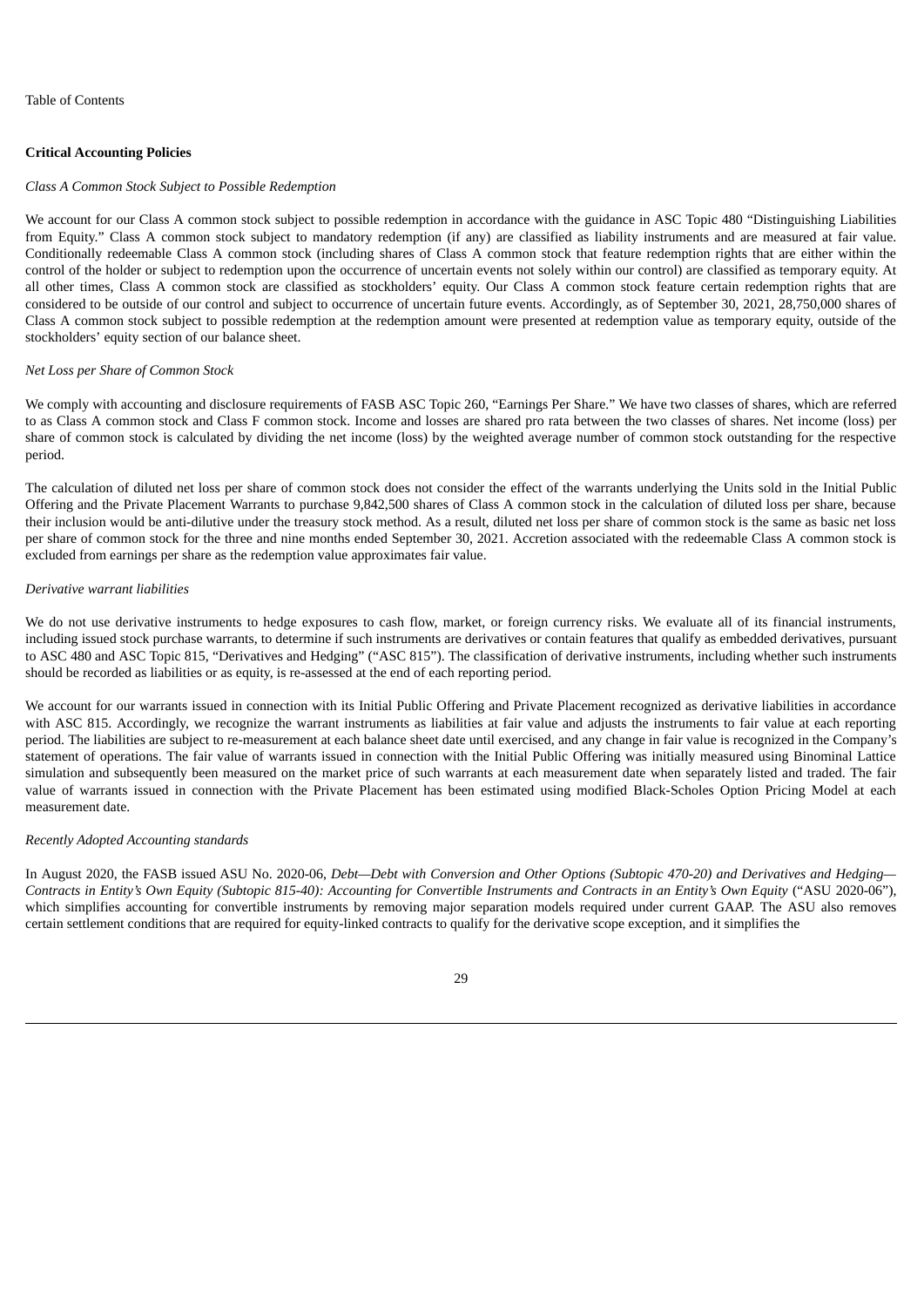Table of Contents

**Critical Accounting Policies**

*Class A Common Stock Subject to Possible Redemption*

We account for our Class A common stock subject to possible redemption in accordance with the guidance in ASC Topic 480 "Distinguishing Liabilities from Equity." Class A common stock subject to mandatory redemption (if any) are classified as liability instruments and are measured at fair value. Conditionally redeemable Class A common stock (including shares of Class A common stock that feature redemption rights that are either within the control of the holder or subject to redemption upon the occurrence of uncertain events not solely within our control) are classified as temporary equity. At all other times, Class A common stock are classified as stockholders' equity. Our Class A common stock feature certain redemption rights that are considered to be outside of our control and subject to occurrence of uncertain future events. Accordingly, as of September 30, 2021, 28,750,000 shares of Class A common stock subject to possible redemption at the redemption amount were presented at redemption value as temporary equity, outside of the stockholders' equity section of our balance sheet.

*Net Loss per Share of Common Stock*

We comply with accounting and disclosure requirements of FASB ASC Topic 260, "Earnings Per Share." We have two classes of shares, which are referred to as Class A common stock and Class F common stock. Income and losses are shared pro rata between the two classes of shares. Net income (loss) per share of common stock is calculated by dividing the net income (loss) by the weighted average number of common stock outstanding for the respective period.

The calculation of diluted net loss per share of common stock does not consider the effect of the warrants underlying the Units sold in the Initial Public Offering and the Private Placement Warrants to purchase 9,842,500 shares of Class A common stock in the calculation of diluted loss per share, because their inclusion would be anti-dilutive under the treasury stock method. As a result, diluted net loss per share of common stock is the same as basic net loss per share of common stock for the three and nine months ended September 30, 2021. Accretion associated with the redeemable Class A common stock is excluded from earnings per share as the redemption value approximates fair value.

*Derivative warrant liabilities*

We do not use derivative instruments to hedge exposures to cash flow, market, or foreign currency risks. We evaluate all of its financial instruments, including issued stock purchase warrants, to determine if such instruments are derivatives or contain features that qualify as embedded derivatives, pursuant to ASC 480 and ASC Topic 815, "Derivatives and Hedging" ("ASC 815"). The classification of derivative instruments, including whether such instruments should be recorded as liabilities or as equity, is re-assessed at the end of each reporting period.

We account for our warrants issued in connection with its Initial Public Offering and Private Placement recognized as derivative liabilities in accordance with ASC 815. Accordingly, we recognize the warrant instruments as liabilities at fair value and adjusts the instruments to fair value at each reporting period. The liabilities are subject to re-measurement at each balance sheet date until exercised, and any change in fair value is recognized in the Company's statement of operations. The fair value of warrants issued in connection with the Initial Public Offering was initially measured using Binominal Lattice simulation and subsequently been measured on the market price of such warrants at each measurement date when separately listed and traded. The fair value of warrants issued in connection with the Private Placement has been estimated using modified Black-Scholes Option Pricing Model at each measurement date.

*Recently Adopted Accounting standards*

In August 2020, the FASB issued ASU No. 2020-06, *Debt—Debt with Conversion and Other Options (Subtopic 470-20) and Derivatives and Hedging—Contracts in Entity's Own Equity (Subtopic 815-40): Accounting for Convertible Instruments and Contracts in an Entity's Own Equity* ("ASU 2020-06"), which simplifies accounting for convertible instruments by removing major separation models required under current GAAP. The ASU also removes certain settlement conditions that are required for equity-linked contracts to qualify for the derivative scope exception, and it simplifies the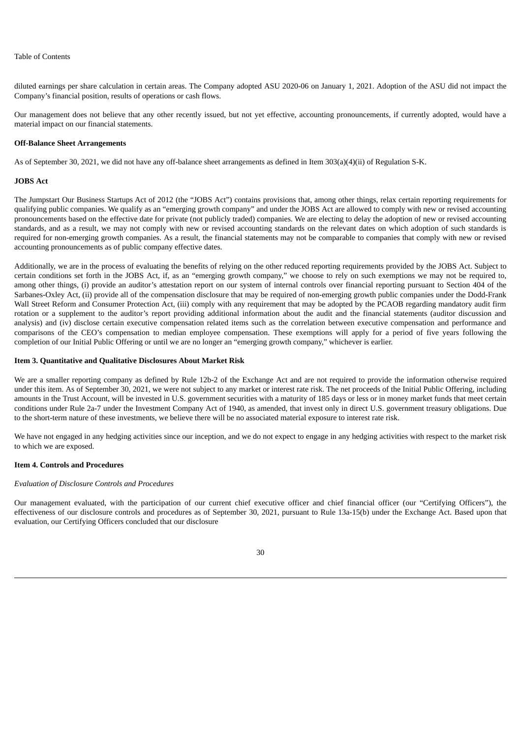diluted earnings per share calculation in certain areas. The Company adopted ASU 2020-06 on January 1, 2021. Adoption of the ASU did not impact the Company's financial position, results of operations or cash flows.

Our management does not believe that any other recently issued, but not yet effective, accounting pronouncements, if currently adopted, would have a material impact on our financial statements.

**Off-Balance Sheet Arrangements**

As of September 30, 2021, we did not have any off-balance sheet arrangements as defined in Item 303(a)(4)(ii) of Regulation S-K.

**JOBS Act**

The Jumpstart Our Business Startups Act of 2012 (the "JOBS Act") contains provisions that, among other things, relax certain reporting requirements for qualifying public companies. We qualify as an "emerging growth company" and under the JOBS Act are allowed to comply with new or revised accounting pronouncements based on the effective date for private (not publicly traded) companies. We are electing to delay the adoption of new or revised accounting standards, and as a result, we may not comply with new or revised accounting standards on the relevant dates on which adoption of such standards is required for non-emerging growth companies. As a result, the financial statements may not be comparable to companies that comply with new or revised accounting pronouncements as of public company effective dates.

Additionally, we are in the process of evaluating the benefits of relying on the other reduced reporting requirements provided by the JOBS Act. Subject to certain conditions set forth in the JOBS Act, if, as an "emerging growth company," we choose to rely on such exemptions we may not be required to, among other things, (i) provide an auditor's attestation report on our system of internal controls over financial reporting pursuant to Section 404 of the Sarbanes-Oxley Act, (ii) provide all of the compensation disclosure that may be required of non-emerging growth public companies under the Dodd-Frank Wall Street Reform and Consumer Protection Act, (iii) comply with any requirement that may be adopted by the PCAOB regarding mandatory audit firm rotation or a supplement to the auditor's report providing additional information about the audit and the financial statements (auditor discussion and analysis) and (iv) disclose certain executive compensation related items such as the correlation between executive compensation and performance and comparisons of the CEO's compensation to median employee compensation. These exemptions will apply for a period of five years following the completion of our Initial Public Offering or until we are no longer an "emerging growth company," whichever is earlier.

**Item 3. Quantitative and Qualitative Disclosures About Market Risk**

We are a smaller reporting company as defined by Rule 12b-2 of the Exchange Act and are not required to provide the information otherwise required under this item. As of September 30, 2021, we were not subject to any market or interest rate risk. The net proceeds of the Initial Public Offering, including amounts in the Trust Account, will be invested in U.S. government securities with a maturity of 185 days or less or in money market funds that meet certain conditions under Rule 2a-7 under the Investment Company Act of 1940, as amended, that invest only in direct U.S. government treasury obligations. Due to the short-term nature of these investments, we believe there will be no associated material exposure to interest rate risk.

We have not engaged in any hedging activities since our inception, and we do not expect to engage in any hedging activities with respect to the market risk to which we are exposed.

**Item 4. Controls and Procedures**

*Evaluation of Disclosure Controls and Procedures*

Our management evaluated, with the participation of our current chief executive officer and chief financial officer (our "Certifying Officers"), the effectiveness of our disclosure controls and procedures as of September 30, 2021, pursuant to Rule 13a-15(b) under the Exchange Act. Based upon that evaluation, our Certifying Officers concluded that our disclosure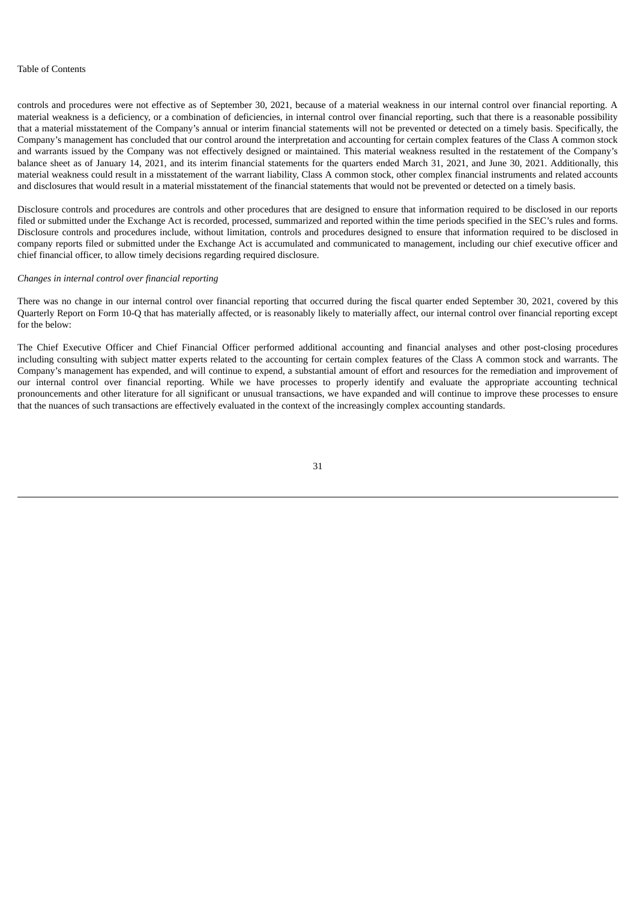controls and procedures were not effective as of September 30, 2021, because of a material weakness in our internal control over financial reporting. A material weakness is a deficiency, or a combination of deficiencies, in internal control over financial reporting, such that there is a reasonable possibility that a material misstatement of the Company's annual or interim financial statements will not be prevented or detected on a timely basis. Specifically, the Company's management has concluded that our control around the interpretation and accounting for certain complex features of the Class A common stock and warrants issued by the Company was not effectively designed or maintained. This material weakness resulted in the restatement of the Company's balance sheet as of January 14, 2021, and its interim financial statements for the quarters ended March 31, 2021, and June 30, 2021. Additionally, this material weakness could result in a misstatement of the warrant liability, Class A common stock, other complex financial instruments and related accounts and disclosures that would result in a material misstatement of the financial statements that would not be prevented or detected on a timely basis.

Disclosure controls and procedures are controls and other procedures that are designed to ensure that information required to be disclosed in our reports filed or submitted under the Exchange Act is recorded, processed, summarized and reported within the time periods specified in the SEC's rules and forms. Disclosure controls and procedures include, without limitation, controls and procedures designed to ensure that information required to be disclosed in company reports filed or submitted under the Exchange Act is accumulated and communicated to management, including our chief executive officer and chief financial officer, to allow timely decisions regarding required disclosure.

*Changes in internal control over financial reporting*

There was no change in our internal control over financial reporting that occurred during the fiscal quarter ended September 30, 2021, covered by this Quarterly Report on Form 10-Q that has materially affected, or is reasonably likely to materially affect, our internal control over financial reporting except for the below:

The Chief Executive Officer and Chief Financial Officer performed additional accounting and financial analyses and other post-closing procedures including consulting with subject matter experts related to the accounting for certain complex features of the Class A common stock and warrants. The Company's management has expended, and will continue to expend, a substantial amount of effort and resources for the remediation and improvement of our internal control over financial reporting. While we have processes to properly identify and evaluate the appropriate accounting technical pronouncements and other literature for all significant or unusual transactions, we have expanded and will continue to improve these processes to ensure that the nuances of such transactions are effectively evaluated in the context of the increasingly complex accounting standards.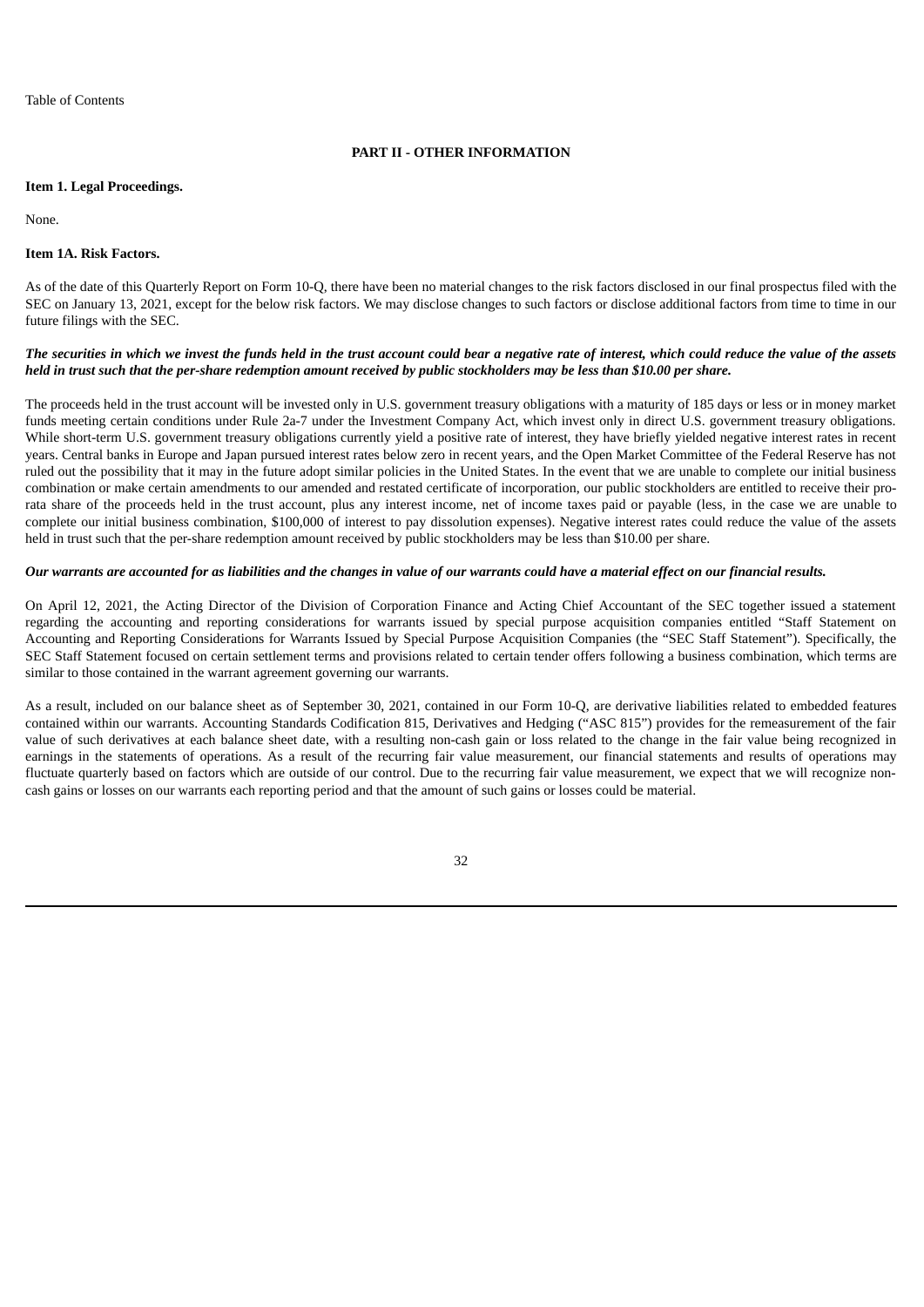## PART II - OTHER INFORMATION

### Item 1. Legal Proceedings.

None.

### Item 1A. Risk Factors.

As of the date of this Quarterly Report on Form 10-Q, there have been no material changes to the risk factors disclosed in our final prospectus filed with the SEC on January 13, 2021, except for the below risk factors. We may disclose changes to such factors or disclose additional factors from time to time in our future filings with the SEC.

***The securities in which we invest the funds held in the trust account could bear a negative rate of interest, which could reduce the value of the assets held in trust such that the per-share redemption amount received by public stockholders may be less than $10.00 per share.***

The proceeds held in the trust account will be invested only in U.S. government treasury obligations with a maturity of 185 days or less or in money market funds meeting certain conditions under Rule 2a-7 under the Investment Company Act, which invest only in direct U.S. government treasury obligations. While short-term U.S. government treasury obligations currently yield a positive rate of interest, they have briefly yielded negative interest rates in recent years. Central banks in Europe and Japan pursued interest rates below zero in recent years, and the Open Market Committee of the Federal Reserve has not ruled out the possibility that it may in the future adopt similar policies in the United States. In the event that we are unable to complete our initial business combination or make certain amendments to our amended and restated certificate of incorporation, our public stockholders are entitled to receive their pro-rata share of the proceeds held in the trust account, plus any interest income, net of income taxes paid or payable (less, in the case we are unable to complete our initial business combination, $100,000 of interest to pay dissolution expenses). Negative interest rates could reduce the value of the assets held in trust such that the per-share redemption amount received by public stockholders may be less than $10.00 per share.

***Our warrants are accounted for as liabilities and the changes in value of our warrants could have a material effect on our financial results.***

On April 12, 2021, the Acting Director of the Division of Corporation Finance and Acting Chief Accountant of the SEC together issued a statement regarding the accounting and reporting considerations for warrants issued by special purpose acquisition companies entitled "Staff Statement on Accounting and Reporting Considerations for Warrants Issued by Special Purpose Acquisition Companies (the "SEC Staff Statement"). Specifically, the SEC Staff Statement focused on certain settlement terms and provisions related to certain tender offers following a business combination, which terms are similar to those contained in the warrant agreement governing our warrants.

As a result, included on our balance sheet as of September 30, 2021, contained in our Form 10-Q, are derivative liabilities related to embedded features contained within our warrants. Accounting Standards Codification 815, Derivatives and Hedging ("ASC 815") provides for the remeasurement of the fair value of such derivatives at each balance sheet date, with a resulting non-cash gain or loss related to the change in the fair value being recognized in earnings in the statements of operations. As a result of the recurring fair value measurement, our financial statements and results of operations may fluctuate quarterly based on factors which are outside of our control. Due to the recurring fair value measurement, we expect that we will recognize non-cash gains or losses on our warrants each reporting period and that the amount of such gains or losses could be material.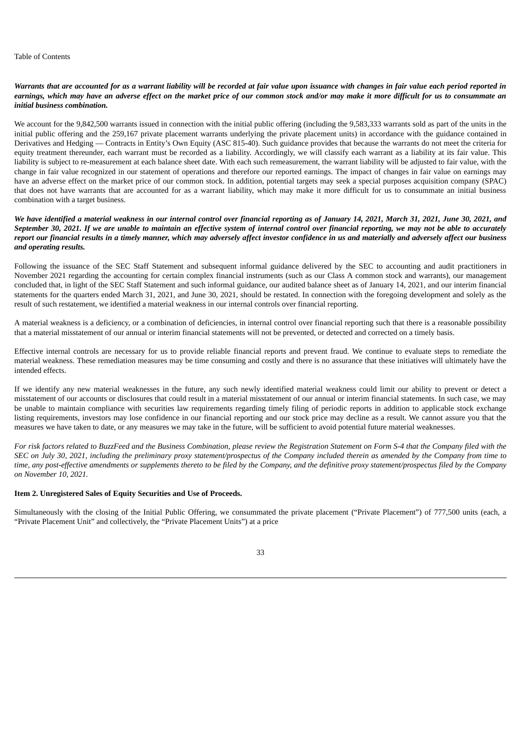***Warrants that are accounted for as a warrant liability will be recorded at fair value upon issuance with changes in fair value each period reported in earnings, which may have an adverse effect on the market price of our common stock and/or may make it more difficult for us to consummate an initial business combination.***

We account for the 9,842,500 warrants issued in connection with the initial public offering (including the 9,583,333 warrants sold as part of the units in the initial public offering and the 259,167 private placement warrants underlying the private placement units) in accordance with the guidance contained in Derivatives and Hedging — Contracts in Entity's Own Equity (ASC 815-40). Such guidance provides that because the warrants do not meet the criteria for equity treatment thereunder, each warrant must be recorded as a liability. Accordingly, we will classify each warrant as a liability at its fair value. This liability is subject to re-measurement at each balance sheet date. With each such remeasurement, the warrant liability will be adjusted to fair value, with the change in fair value recognized in our statement of operations and therefore our reported earnings. The impact of changes in fair value on earnings may have an adverse effect on the market price of our common stock. In addition, potential targets may seek a special purposes acquisition company (SPAC) that does not have warrants that are accounted for as a warrant liability, which may make it more difficult for us to consummate an initial business combination with a target business.

***We have identified a material weakness in our internal control over financial reporting as of January 14, 2021, March 31, 2021, June 30, 2021, and September 30, 2021. If we are unable to maintain an effective system of internal control over financial reporting, we may not be able to accurately report our financial results in a timely manner, which may adversely affect investor confidence in us and materially and adversely affect our business and operating results.***

Following the issuance of the SEC Staff Statement and subsequent informal guidance delivered by the SEC to accounting and audit practitioners in November 2021 regarding the accounting for certain complex financial instruments (such as our Class A common stock and warrants), our management concluded that, in light of the SEC Staff Statement and such informal guidance, our audited balance sheet as of January 14, 2021, and our interim financial statements for the quarters ended March 31, 2021, and June 30, 2021, should be restated. In connection with the foregoing development and solely as the result of such restatement, we identified a material weakness in our internal controls over financial reporting.

A material weakness is a deficiency, or a combination of deficiencies, in internal control over financial reporting such that there is a reasonable possibility that a material misstatement of our annual or interim financial statements will not be prevented, or detected and corrected on a timely basis.

Effective internal controls are necessary for us to provide reliable financial reports and prevent fraud. We continue to evaluate steps to remediate the material weakness. These remediation measures may be time consuming and costly and there is no assurance that these initiatives will ultimately have the intended effects.

If we identify any new material weaknesses in the future, any such newly identified material weakness could limit our ability to prevent or detect a misstatement of our accounts or disclosures that could result in a material misstatement of our annual or interim financial statements. In such case, we may be unable to maintain compliance with securities law requirements regarding timely filing of periodic reports in addition to applicable stock exchange listing requirements, investors may lose confidence in our financial reporting and our stock price may decline as a result. We cannot assure you that the measures we have taken to date, or any measures we may take in the future, will be sufficient to avoid potential future material weaknesses.

*For risk factors related to BuzzFeed and the Business Combination, please review the Registration Statement on Form S-4 that the Company filed with the SEC on July 30, 2021, including the preliminary proxy statement/prospectus of the Company included therein as amended by the Company from time to time, any post-effective amendments or supplements thereto to be filed by the Company, and the definitive proxy statement/prospectus filed by the Company on November 10, 2021.*

**Item 2. Unregistered Sales of Equity Securities and Use of Proceeds.**

Simultaneously with the closing of the Initial Public Offering, we consummated the private placement ("Private Placement") of 777,500 units (each, a "Private Placement Unit" and collectively, the "Private Placement Units") at a price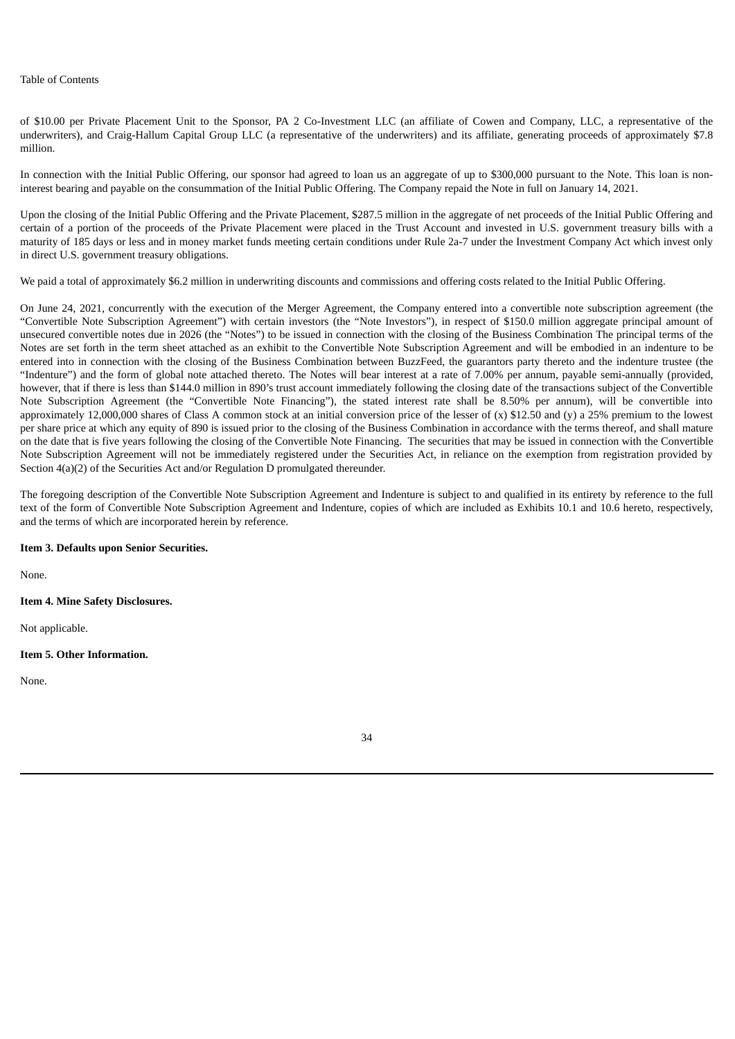of $10.00 per Private Placement Unit to the Sponsor, PA 2 Co-Investment LLC (an affiliate of Cowen and Company, LLC, a representative of the underwriters), and Craig-Hallum Capital Group LLC (a representative of the underwriters) and its affiliate, generating proceeds of approximately $7.8 million.

In connection with the Initial Public Offering, our sponsor had agreed to loan us an aggregate of up to $300,000 pursuant to the Note. This loan is non-interest bearing and payable on the consummation of the Initial Public Offering. The Company repaid the Note in full on January 14, 2021.

Upon the closing of the Initial Public Offering and the Private Placement, $287.5 million in the aggregate of net proceeds of the Initial Public Offering and certain of a portion of the proceeds of the Private Placement were placed in the Trust Account and invested in U.S. government treasury bills with a maturity of 185 days or less and in money market funds meeting certain conditions under Rule 2a-7 under the Investment Company Act which invest only in direct U.S. government treasury obligations.

We paid a total of approximately $6.2 million in underwriting discounts and commissions and offering costs related to the Initial Public Offering.

On June 24, 2021, concurrently with the execution of the Merger Agreement, the Company entered into a convertible note subscription agreement (the "Convertible Note Subscription Agreement") with certain investors (the "Note Investors"), in respect of $150.0 million aggregate principal amount of unsecured convertible notes due in 2026 (the "Notes") to be issued in connection with the closing of the Business Combination The principal terms of the Notes are set forth in the term sheet attached as an exhibit to the Convertible Note Subscription Agreement and will be embodied in an indenture to be entered into in connection with the closing of the Business Combination between BuzzFeed, the guarantors party thereto and the indenture trustee (the "Indenture") and the form of global note attached thereto. The Notes will bear interest at a rate of 7.00% per annum, payable semi-annually (provided, however, that if there is less than $144.0 million in 890's trust account immediately following the closing date of the transactions subject of the Convertible Note Subscription Agreement (the "Convertible Note Financing"), the stated interest rate shall be 8.50% per annum), will be convertible into approximately 12,000,000 shares of Class A common stock at an initial conversion price of the lesser of (x) $12.50 and (y) a 25% premium to the lowest per share price at which any equity of 890 is issued prior to the closing of the Business Combination in accordance with the terms thereof, and shall mature on the date that is five years following the closing of the Convertible Note Financing. The securities that may be issued in connection with the Convertible Note Subscription Agreement will not be immediately registered under the Securities Act, in reliance on the exemption from registration provided by Section 4(a)(2) of the Securities Act and/or Regulation D promulgated thereunder.

The foregoing description of the Convertible Note Subscription Agreement and Indenture is subject to and qualified in its entirety by reference to the full text of the form of Convertible Note Subscription Agreement and Indenture, copies of which are included as Exhibits 10.1 and 10.6 hereto, respectively, and the terms of which are incorporated herein by reference.

**Item 3. Defaults upon Senior Securities.**

None.

**Item 4. Mine Safety Disclosures.**

Not applicable.

**Item 5. Other Information.**

None.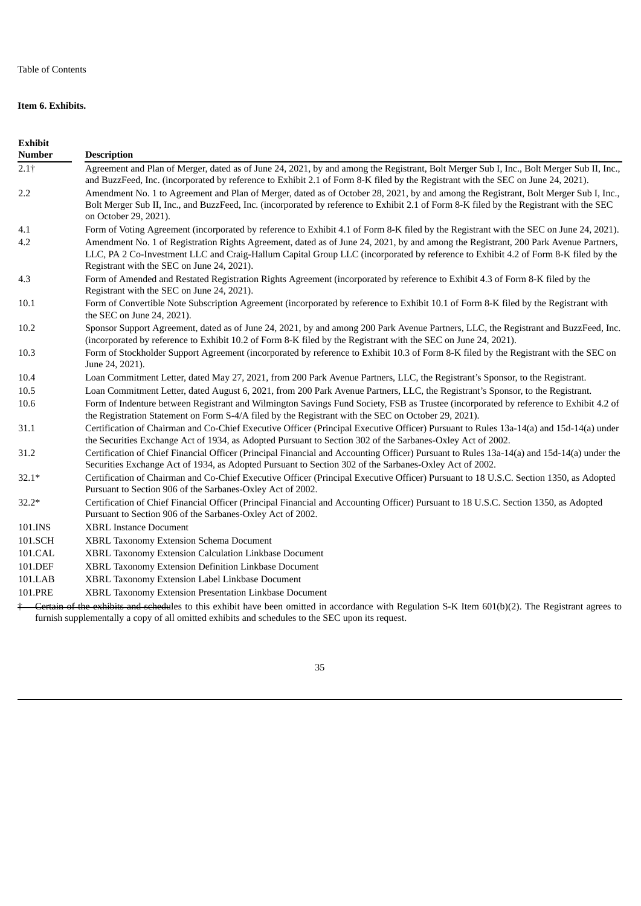### Item 6. Exhibits.

| Exhibit Number | Description |
|---|---|
| 2.1† | Agreement and Plan of Merger, dated as of June 24, 2021, by and among the Registrant, Bolt Merger Sub I, Inc., Bolt Merger Sub II, Inc., and BuzzFeed, Inc. (incorporated by reference to Exhibit 2.1 of Form 8-K filed by the Registrant with the SEC on June 24, 2021). |
| 2.2 | Amendment No. 1 to Agreement and Plan of Merger, dated as of October 28, 2021, by and among the Registrant, Bolt Merger Sub I, Inc., Bolt Merger Sub II, Inc., and BuzzFeed, Inc. (incorporated by reference to Exhibit 2.1 of Form 8-K filed by the Registrant with the SEC on October 29, 2021). |
| 4.1 | Form of Voting Agreement (incorporated by reference to Exhibit 4.1 of Form 8-K filed by the Registrant with the SEC on June 24, 2021). |
| 4.2 | Amendment No. 1 of Registration Rights Agreement, dated as of June 24, 2021, by and among the Registrant, 200 Park Avenue Partners, LLC, PA 2 Co-Investment LLC and Craig-Hallum Capital Group LLC (incorporated by reference to Exhibit 4.2 of Form 8-K filed by the Registrant with the SEC on June 24, 2021). |
| 4.3 | Form of Amended and Restated Registration Rights Agreement (incorporated by reference to Exhibit 4.3 of Form 8-K filed by the Registrant with the SEC on June 24, 2021). |
| 10.1 | Form of Convertible Note Subscription Agreement (incorporated by reference to Exhibit 10.1 of Form 8-K filed by the Registrant with the SEC on June 24, 2021). |
| 10.2 | Sponsor Support Agreement, dated as of June 24, 2021, by and among 200 Park Avenue Partners, LLC, the Registrant and BuzzFeed, Inc. (incorporated by reference to Exhibit 10.2 of Form 8-K filed by the Registrant with the SEC on June 24, 2021). |
| 10.3 | Form of Stockholder Support Agreement (incorporated by reference to Exhibit 10.3 of Form 8-K filed by the Registrant with the SEC on June 24, 2021). |
| 10.4 | Loan Commitment Letter, dated May 27, 2021, from 200 Park Avenue Partners, LLC, the Registrant's Sponsor, to the Registrant. |
| 10.5 | Loan Commitment Letter, dated August 6, 2021, from 200 Park Avenue Partners, LLC, the Registrant's Sponsor, to the Registrant. |
| 10.6 | Form of Indenture between Registrant and Wilmington Savings Fund Society, FSB as Trustee (incorporated by reference to Exhibit 4.2 of the Registration Statement on Form S-4/A filed by the Registrant with the SEC on October 29, 2021). |
| 31.1 | Certification of Chairman and Co-Chief Executive Officer (Principal Executive Officer) Pursuant to Rules 13a-14(a) and 15d-14(a) under the Securities Exchange Act of 1934, as Adopted Pursuant to Section 302 of the Sarbanes-Oxley Act of 2002. |
| 31.2 | Certification of Chief Financial Officer (Principal Financial and Accounting Officer) Pursuant to Rules 13a-14(a) and 15d-14(a) under the Securities Exchange Act of 1934, as Adopted Pursuant to Section 302 of the Sarbanes-Oxley Act of 2002. |
| 32.1* | Certification of Chairman and Co-Chief Executive Officer (Principal Executive Officer) Pursuant to 18 U.S.C. Section 1350, as Adopted Pursuant to Section 906 of the Sarbanes-Oxley Act of 2002. |
| 32.2* | Certification of Chief Financial Officer (Principal Financial and Accounting Officer) Pursuant to 18 U.S.C. Section 1350, as Adopted Pursuant to Section 906 of the Sarbanes-Oxley Act of 2002. |
| 101.INS | XBRL Instance Document |
| 101.SCH | XBRL Taxonomy Extension Schema Document |
| 101.CAL | XBRL Taxonomy Extension Calculation Linkbase Document |
| 101.DEF | XBRL Taxonomy Extension Definition Linkbase Document |
| 101.LAB | XBRL Taxonomy Extension Label Linkbase Document |
| 101.PRE | XBRL Taxonomy Extension Presentation Linkbase Document |

† Certain of the exhibits and schedules to this exhibit have been omitted in accordance with Regulation S-K Item 601(b)(2). The Registrant agrees to furnish supplementally a copy of all omitted exhibits and schedules to the SEC upon its request.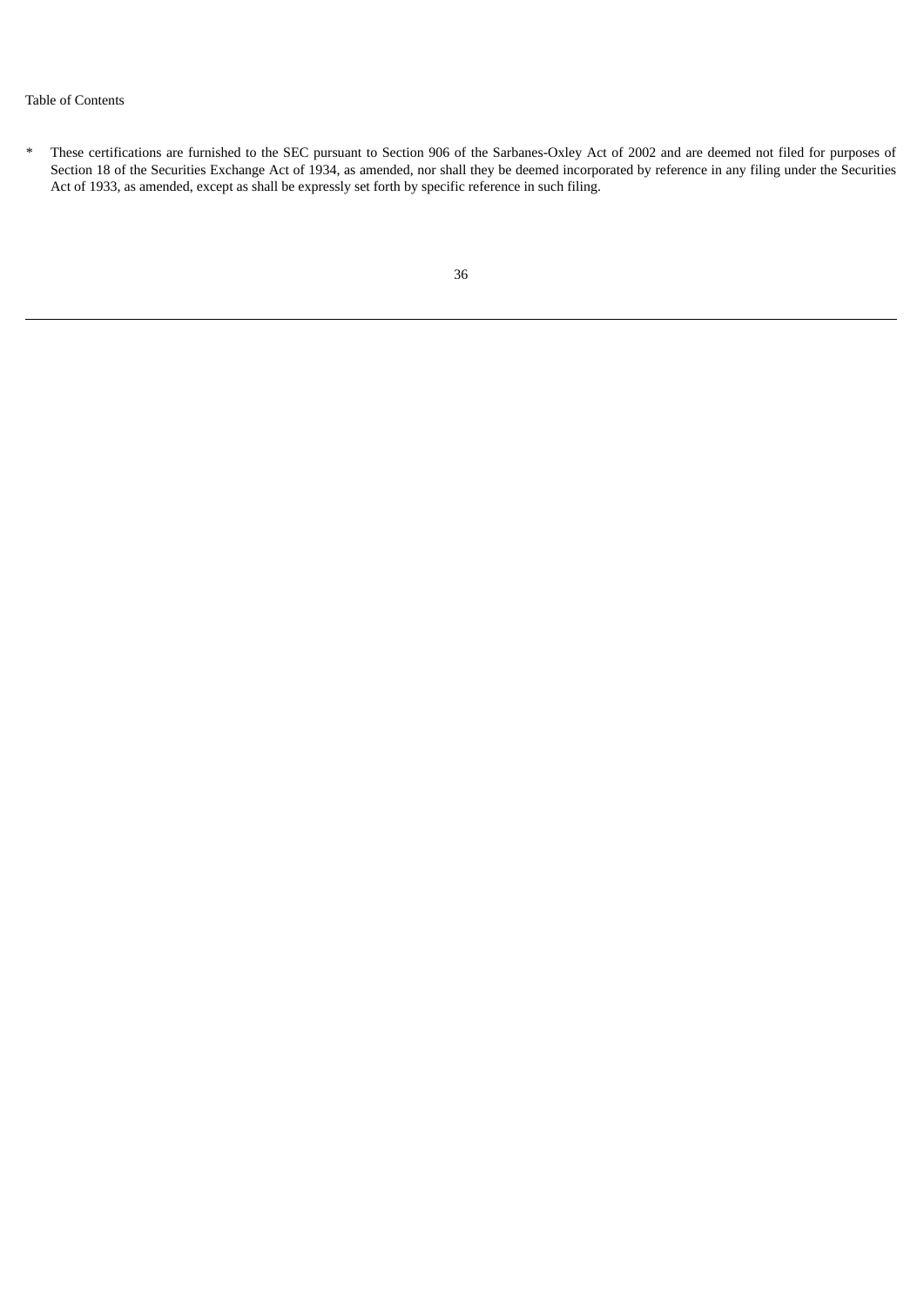\* These certifications are furnished to the SEC pursuant to Section 906 of the Sarbanes-Oxley Act of 2002 and are deemed not filed for purposes of Section 18 of the Securities Exchange Act of 1934, as amended, nor shall they be deemed incorporated by reference in any filing under the Securities Act of 1933, as amended, except as shall be expressly set forth by specific reference in such filing.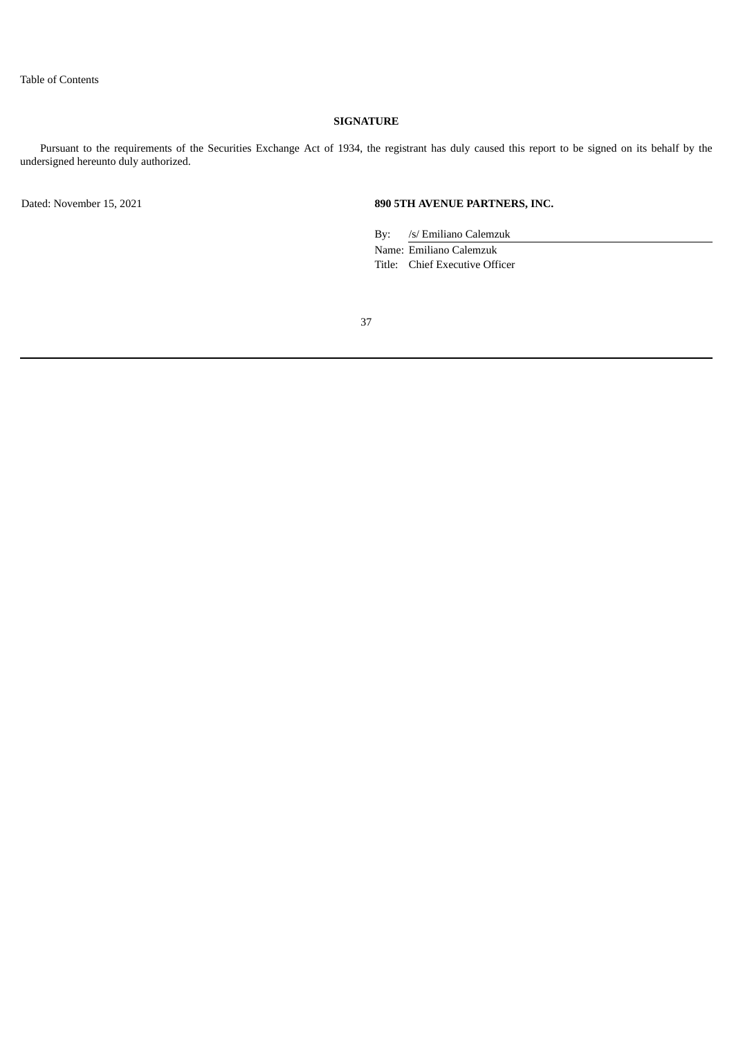## SIGNATURE

Pursuant to the requirements of the Securities Exchange Act of 1934, the registrant has duly caused this report to be signed on its behalf by the undersigned hereunto duly authorized.

Dated: November 15, 2021

**890 5TH AVENUE PARTNERS, INC.**

By: /s/ Emiliano Calemzuk

Name: Emiliano Calemzuk

Title: Chief Executive Officer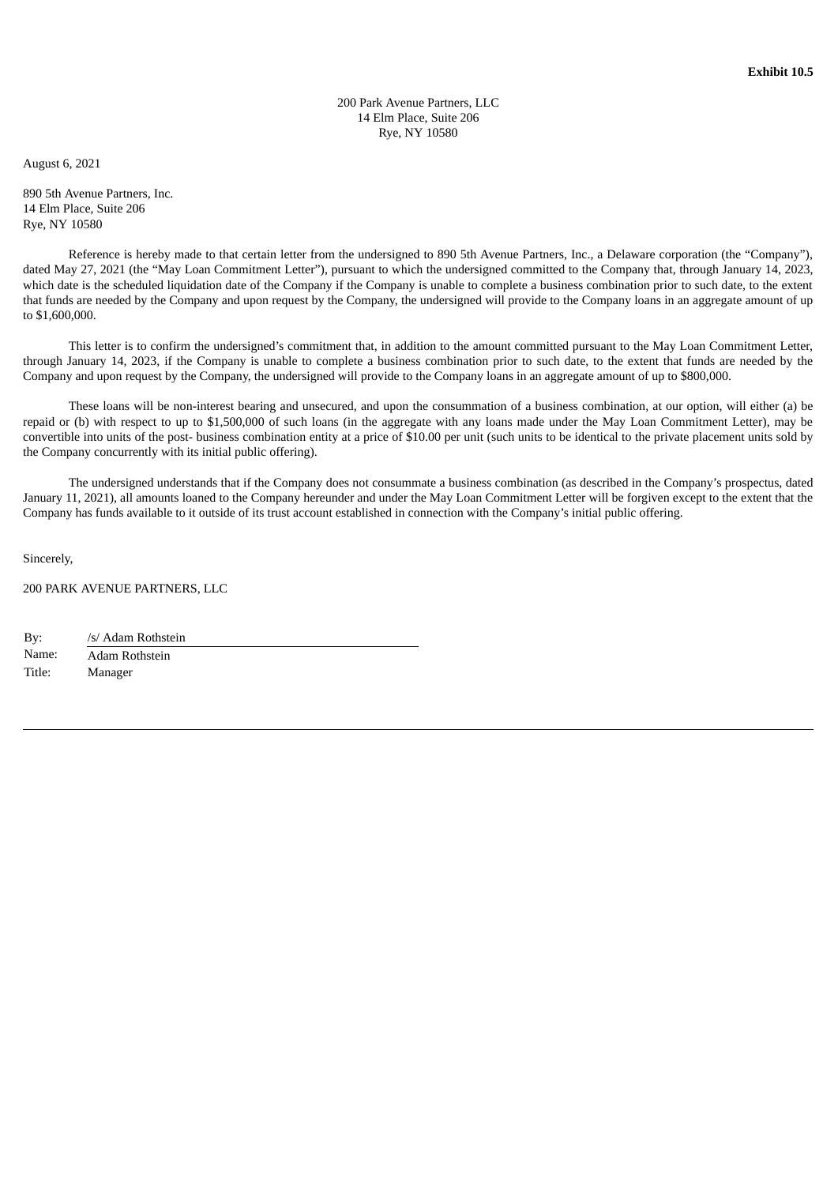**Exhibit 10.5**

200 Park Avenue Partners, LLC
14 Elm Place, Suite 206
Rye, NY 10580

August 6, 2021

890 5th Avenue Partners, Inc.
14 Elm Place, Suite 206
Rye, NY 10580

Reference is hereby made to that certain letter from the undersigned to 890 5th Avenue Partners, Inc., a Delaware corporation (the "Company"), dated May 27, 2021 (the "May Loan Commitment Letter"), pursuant to which the undersigned committed to the Company that, through January 14, 2023, which date is the scheduled liquidation date of the Company if the Company is unable to complete a business combination prior to such date, to the extent that funds are needed by the Company and upon request by the Company, the undersigned will provide to the Company loans in an aggregate amount of up to $1,600,000.

This letter is to confirm the undersigned's commitment that, in addition to the amount committed pursuant to the May Loan Commitment Letter, through January 14, 2023, if the Company is unable to complete a business combination prior to such date, to the extent that funds are needed by the Company and upon request by the Company, the undersigned will provide to the Company loans in an aggregate amount of up to $800,000.

These loans will be non-interest bearing and unsecured, and upon the consummation of a business combination, at our option, will either (a) be repaid or (b) with respect to up to $1,500,000 of such loans (in the aggregate with any loans made under the May Loan Commitment Letter), may be convertible into units of the post- business combination entity at a price of $10.00 per unit (such units to be identical to the private placement units sold by the Company concurrently with its initial public offering).

The undersigned understands that if the Company does not consummate a business combination (as described in the Company's prospectus, dated January 11, 2021), all amounts loaned to the Company hereunder and under the May Loan Commitment Letter will be forgiven except to the extent that the Company has funds available to it outside of its trust account established in connection with the Company's initial public offering.

Sincerely,

200 PARK AVENUE PARTNERS, LLC

| | |
|---|---|
| By: | /s/ Adam Rothstein |
| Name: | Adam Rothstein |
| Title: | Manager |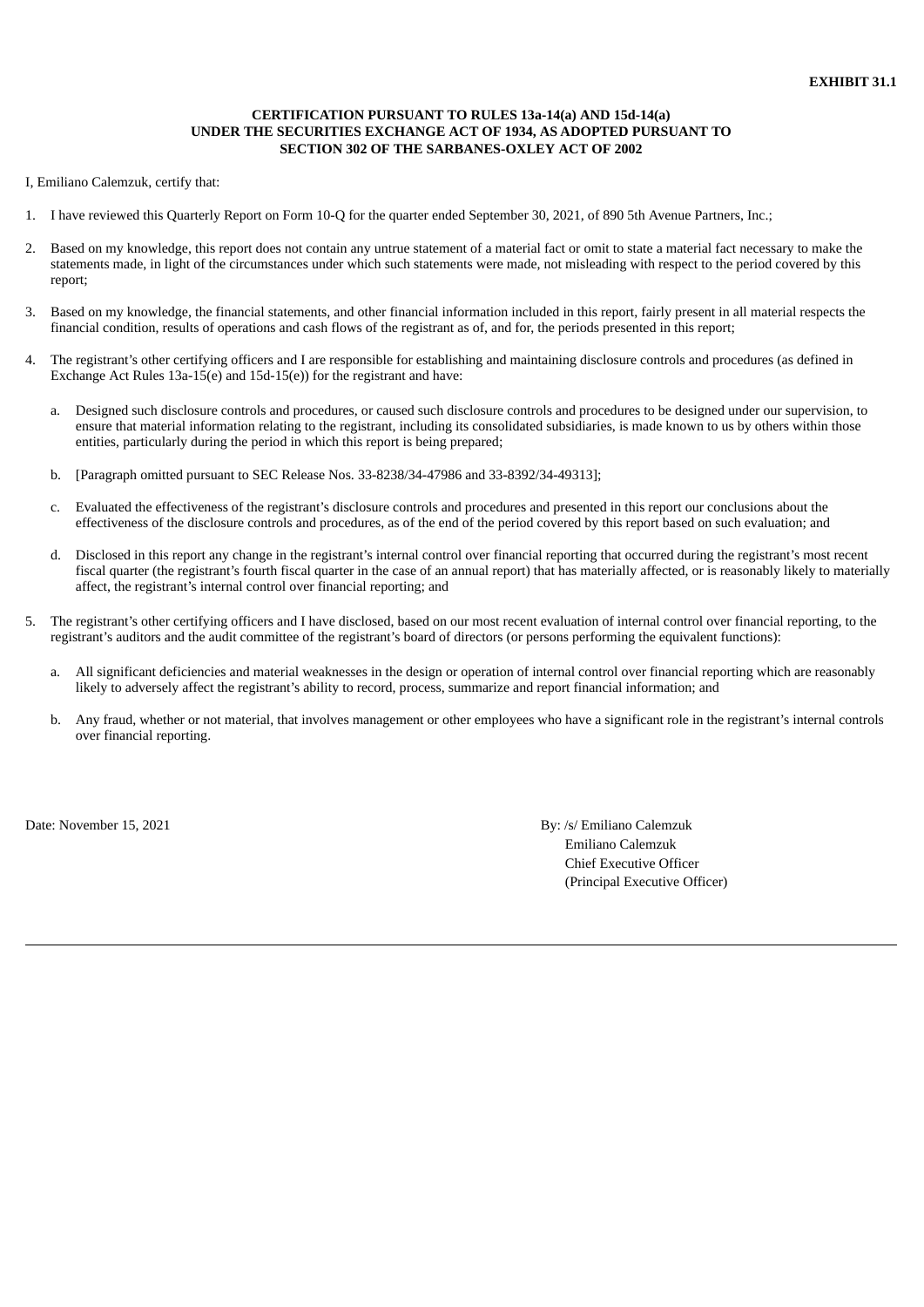**EXHIBIT 31.1**

**CERTIFICATION PURSUANT TO RULES 13a-14(a) AND 15d-14(a)
UNDER THE SECURITIES EXCHANGE ACT OF 1934, AS ADOPTED PURSUANT TO
SECTION 302 OF THE SARBANES-OXLEY ACT OF 2002**

I, Emiliano Calemzuk, certify that:

1. I have reviewed this Quarterly Report on Form 10-Q for the quarter ended September 30, 2021, of 890 5th Avenue Partners, Inc.;
2. Based on my knowledge, this report does not contain any untrue statement of a material fact or omit to state a material fact necessary to make the statements made, in light of the circumstances under which such statements were made, not misleading with respect to the period covered by this report;
3. Based on my knowledge, the financial statements, and other financial information included in this report, fairly present in all material respects the financial condition, results of operations and cash flows of the registrant as of, and for, the periods presented in this report;
4. The registrant's other certifying officers and I are responsible for establishing and maintaining disclosure controls and procedures (as defined in Exchange Act Rules 13a-15(e) and 15d-15(e)) for the registrant and have:
   a. Designed such disclosure controls and procedures, or caused such disclosure controls and procedures to be designed under our supervision, to ensure that material information relating to the registrant, including its consolidated subsidiaries, is made known to us by others within those entities, particularly during the period in which this report is being prepared;
   b. [Paragraph omitted pursuant to SEC Release Nos. 33-8238/34-47986 and 33-8392/34-49313];
   c. Evaluated the effectiveness of the registrant's disclosure controls and procedures and presented in this report our conclusions about the effectiveness of the disclosure controls and procedures, as of the end of the period covered by this report based on such evaluation; and
   d. Disclosed in this report any change in the registrant's internal control over financial reporting that occurred during the registrant's most recent fiscal quarter (the registrant's fourth fiscal quarter in the case of an annual report) that has materially affected, or is reasonably likely to materially affect, the registrant's internal control over financial reporting; and
5. The registrant's other certifying officers and I have disclosed, based on our most recent evaluation of internal control over financial reporting, to the registrant's auditors and the audit committee of the registrant's board of directors (or persons performing the equivalent functions):
   a. All significant deficiencies and material weaknesses in the design or operation of internal control over financial reporting which are reasonably likely to adversely affect the registrant's ability to record, process, summarize and report financial information; and
   b. Any fraud, whether or not material, that involves management or other employees who have a significant role in the registrant's internal controls over financial reporting.

Date: November 15, 2021

By: /s/ Emiliano Calemzuk
Emiliano Calemzuk
Chief Executive Officer
(Principal Executive Officer)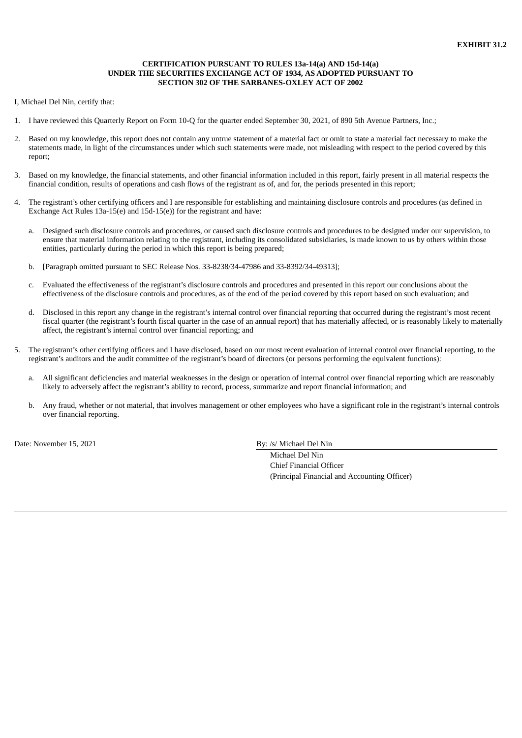**EXHIBIT 31.2**

**CERTIFICATION PURSUANT TO RULES 13a-14(a) AND 15d-14(a)
UNDER THE SECURITIES EXCHANGE ACT OF 1934, AS ADOPTED PURSUANT TO
SECTION 302 OF THE SARBANES-OXLEY ACT OF 2002**

I, Michael Del Nin, certify that:

1. I have reviewed this Quarterly Report on Form 10-Q for the quarter ended September 30, 2021, of 890 5th Avenue Partners, Inc.;

2. Based on my knowledge, this report does not contain any untrue statement of a material fact or omit to state a material fact necessary to make the statements made, in light of the circumstances under which such statements were made, not misleading with respect to the period covered by this report;

3. Based on my knowledge, the financial statements, and other financial information included in this report, fairly present in all material respects the financial condition, results of operations and cash flows of the registrant as of, and for, the periods presented in this report;

4. The registrant's other certifying officers and I are responsible for establishing and maintaining disclosure controls and procedures (as defined in Exchange Act Rules 13a-15(e) and 15d-15(e)) for the registrant and have:

   a. Designed such disclosure controls and procedures, or caused such disclosure controls and procedures to be designed under our supervision, to ensure that material information relating to the registrant, including its consolidated subsidiaries, is made known to us by others within those entities, particularly during the period in which this report is being prepared;

   b. [Paragraph omitted pursuant to SEC Release Nos. 33-8238/34-47986 and 33-8392/34-49313];

   c. Evaluated the effectiveness of the registrant's disclosure controls and procedures and presented in this report our conclusions about the effectiveness of the disclosure controls and procedures, as of the end of the period covered by this report based on such evaluation; and

   d. Disclosed in this report any change in the registrant's internal control over financial reporting that occurred during the registrant's most recent fiscal quarter (the registrant's fourth fiscal quarter in the case of an annual report) that has materially affected, or is reasonably likely to materially affect, the registrant's internal control over financial reporting; and

5. The registrant's other certifying officers and I have disclosed, based on our most recent evaluation of internal control over financial reporting, to the registrant's auditors and the audit committee of the registrant's board of directors (or persons performing the equivalent functions):

   a. All significant deficiencies and material weaknesses in the design or operation of internal control over financial reporting which are reasonably likely to adversely affect the registrant's ability to record, process, summarize and report financial information; and

   b. Any fraud, whether or not material, that involves management or other employees who have a significant role in the registrant's internal controls over financial reporting.

Date: November 15, 2021

By: /s/ Michael Del Nin
Michael Del Nin
Chief Financial Officer
(Principal Financial and Accounting Officer)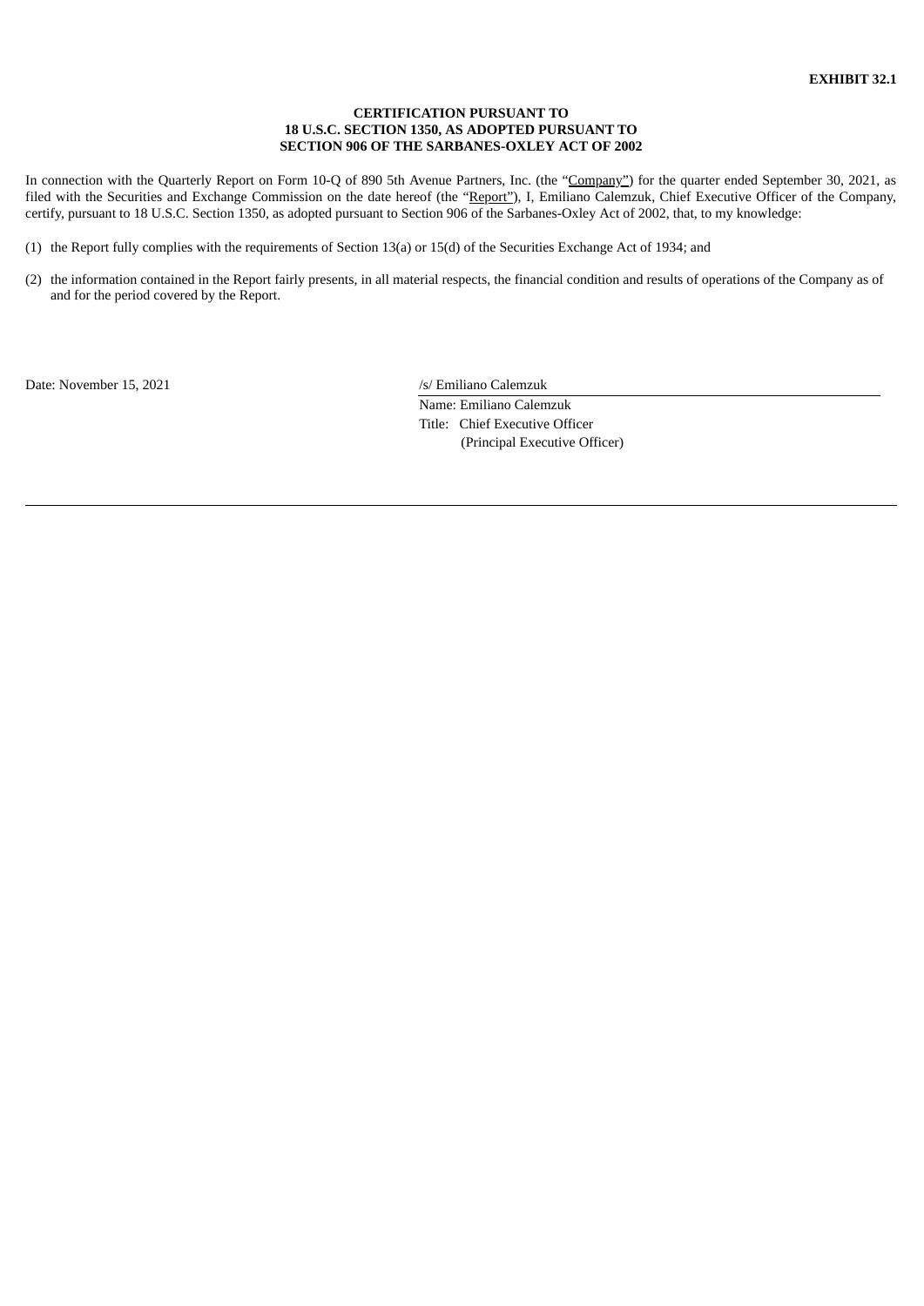**EXHIBIT 32.1**

**CERTIFICATION PURSUANT TO**
**18 U.S.C. SECTION 1350, AS ADOPTED PURSUANT TO**
**SECTION 906 OF THE SARBANES-OXLEY ACT OF 2002**

In connection with the Quarterly Report on Form 10-Q of 890 5th Avenue Partners, Inc. (the "Company") for the quarter ended September 30, 2021, as filed with the Securities and Exchange Commission on the date hereof (the "Report"), I, Emiliano Calemzuk, Chief Executive Officer of the Company, certify, pursuant to 18 U.S.C. Section 1350, as adopted pursuant to Section 906 of the Sarbanes-Oxley Act of 2002, that, to my knowledge:

(1) the Report fully complies with the requirements of Section 13(a) or 15(d) of the Securities Exchange Act of 1934; and

(2) the information contained in the Report fairly presents, in all material respects, the financial condition and results of operations of the Company as of and for the period covered by the Report.

Date: November 15, 2021

/s/ Emiliano Calemzuk
Name: Emiliano Calemzuk
Title: Chief Executive Officer
(Principal Executive Officer)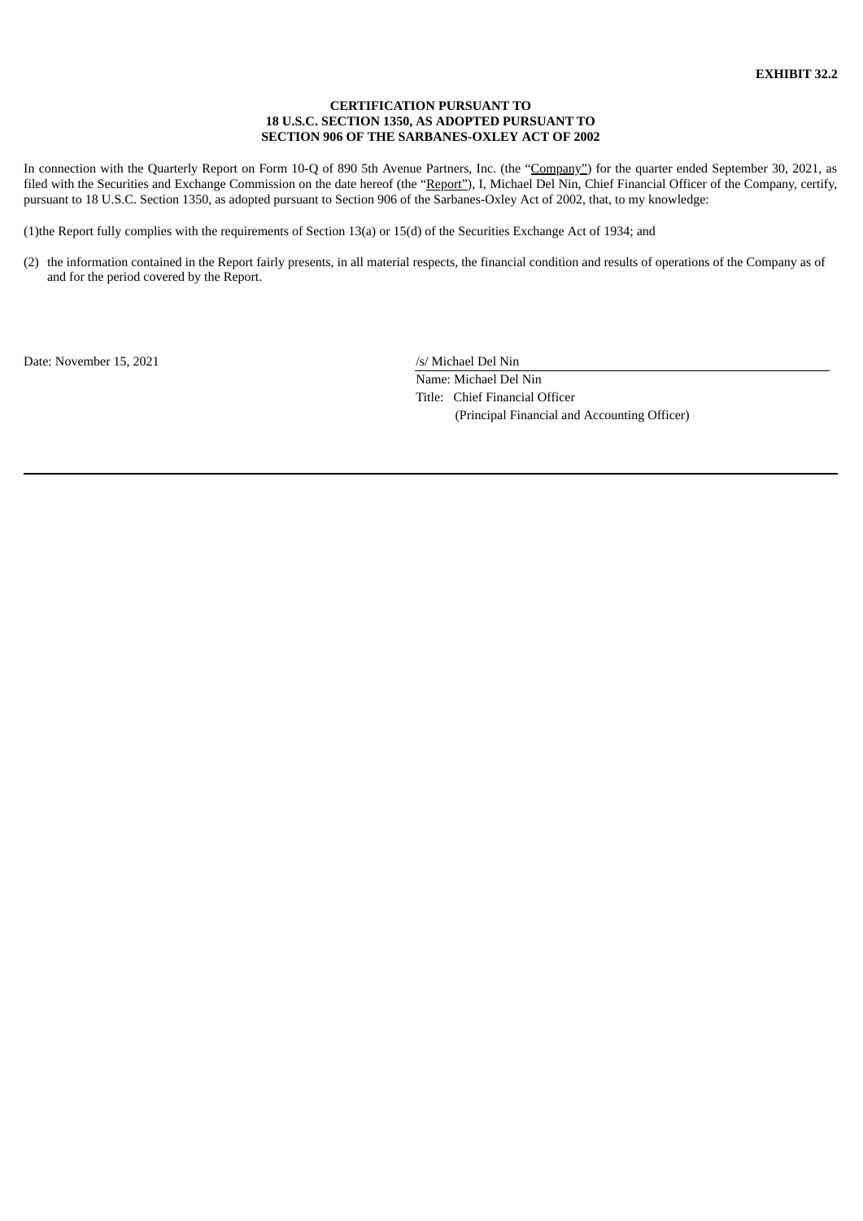**EXHIBIT 32.2**

**CERTIFICATION PURSUANT TO**
**18 U.S.C. SECTION 1350, AS ADOPTED PURSUANT TO**
**SECTION 906 OF THE SARBANES-OXLEY ACT OF 2002**

In connection with the Quarterly Report on Form 10-Q of 890 5th Avenue Partners, Inc. (the "Company") for the quarter ended September 30, 2021, as filed with the Securities and Exchange Commission on the date hereof (the "Report"), I, Michael Del Nin, Chief Financial Officer of the Company, certify, pursuant to 18 U.S.C. Section 1350, as adopted pursuant to Section 906 of the Sarbanes-Oxley Act of 2002, that, to my knowledge:

(1)the Report fully complies with the requirements of Section 13(a) or 15(d) of the Securities Exchange Act of 1934; and

(2) the information contained in the Report fairly presents, in all material respects, the financial condition and results of operations of the Company as of and for the period covered by the Report.

Date: November 15, 2021

/s/ Michael Del Nin
Name: Michael Del Nin
Title: Chief Financial Officer
(Principal Financial and Accounting Officer)